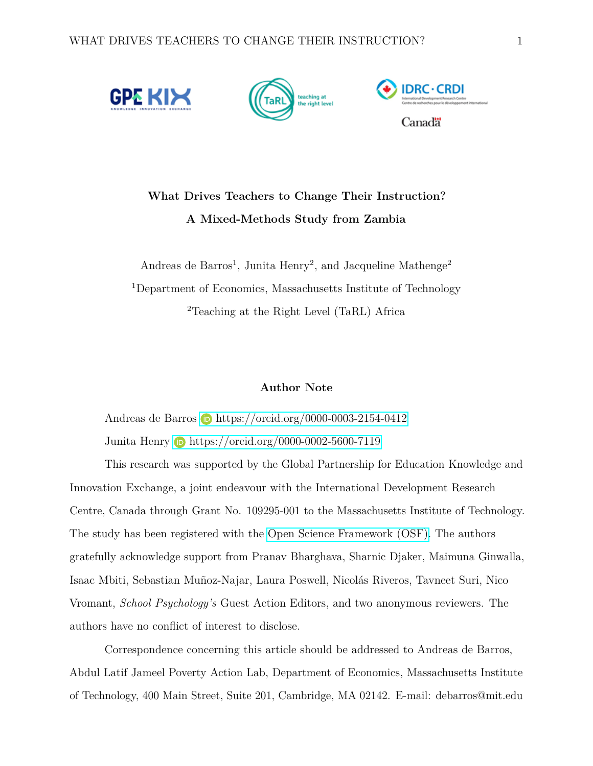# What Drives Teachers to Change Their Instruction?
## A Mixed-Methods Study from Zambia

Andreas de Barros[1], Junita Henry[2], and Jacqueline Mathenge[2]

[1]Department of Economics, Massachusetts Institute of Technology

[2]Teaching at the Right Level (TaRL) Africa

### Author Note

Andreas de Barros https://orcid.org/0000-0003-2154-0412

Junita Henry https://orcid.org/0000-0002-5600-7119

This research was supported by the Global Partnership for Education Knowledge and Innovation Exchange, a joint endeavour with the International Development Research Centre, Canada through Grant No. 109295-001 to the Massachusetts Institute of Technology. The study has been registered with the Open Science Framework (OSF). The authors gratefully acknowledge support from Pranav Bharghava, Sharnic Djaker, Maimuna Ginwalla, Isaac Mbiti, Sebastian Muñoz-Najar, Laura Poswell, Nicolás Riveros, Tavneet Suri, Nico Vromant, *School Psychology's* Guest Action Editors, and two anonymous reviewers. The authors have no conflict of interest to disclose.

Correspondence concerning this article should be addressed to Andreas de Barros, Abdul Latif Jameel Poverty Action Lab, Department of Economics, Massachusetts Institute of Technology, 400 Main Street, Suite 201, Cambridge, MA 02142. E-mail: debarros@mit.edu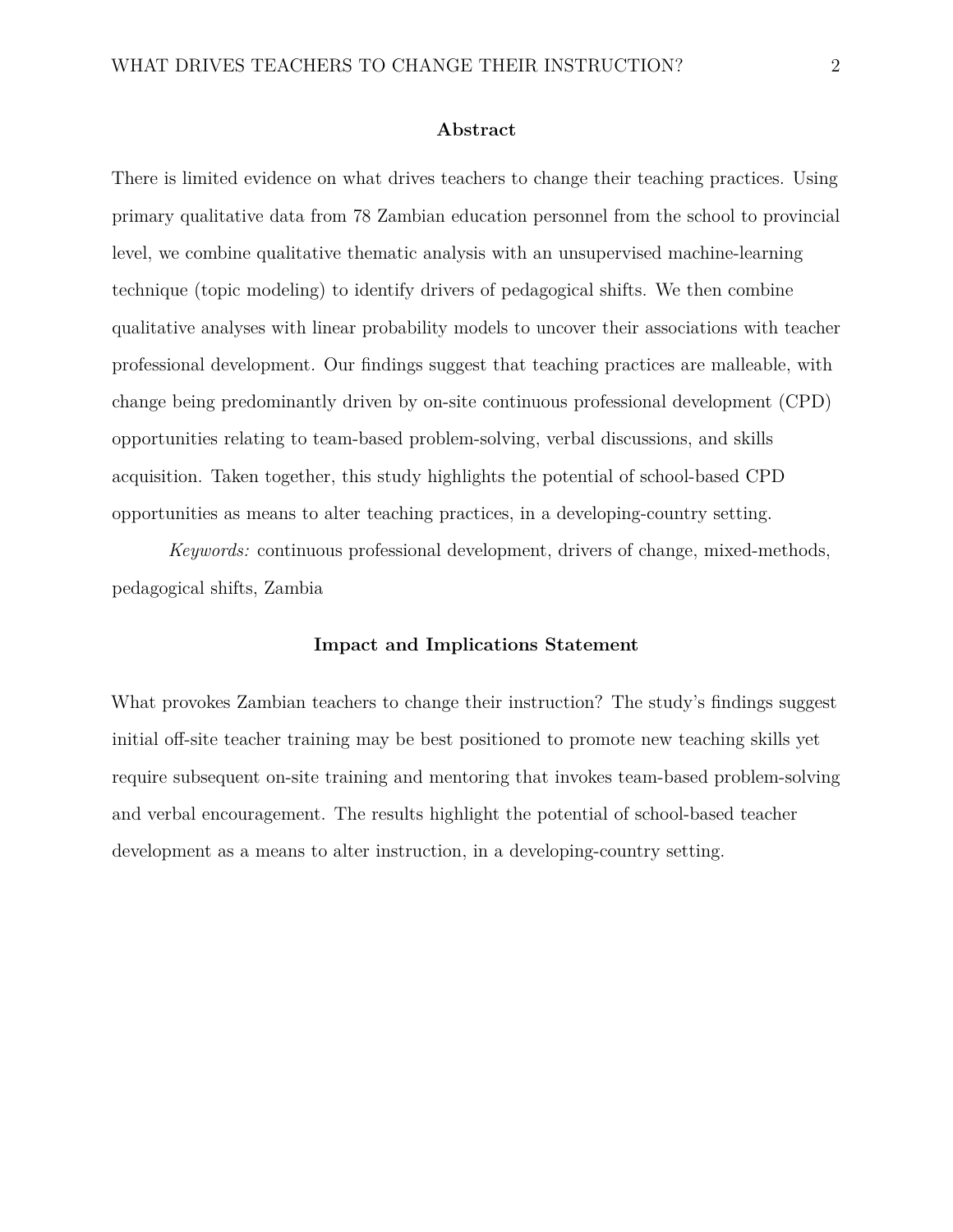## Abstract

There is limited evidence on what drives teachers to change their teaching practices. Using primary qualitative data from 78 Zambian education personnel from the school to provincial level, we combine qualitative thematic analysis with an unsupervised machine-learning technique (topic modeling) to identify drivers of pedagogical shifts. We then combine qualitative analyses with linear probability models to uncover their associations with teacher professional development. Our findings suggest that teaching practices are malleable, with change being predominantly driven by on-site continuous professional development (CPD) opportunities relating to team-based problem-solving, verbal discussions, and skills acquisition. Taken together, this study highlights the potential of school-based CPD opportunities as means to alter teaching practices, in a developing-country setting.

*Keywords:* continuous professional development, drivers of change, mixed-methods, pedagogical shifts, Zambia

## Impact and Implications Statement

What provokes Zambian teachers to change their instruction? The study's findings suggest initial off-site teacher training may be best positioned to promote new teaching skills yet require subsequent on-site training and mentoring that invokes team-based problem-solving and verbal encouragement. The results highlight the potential of school-based teacher development as a means to alter instruction, in a developing-country setting.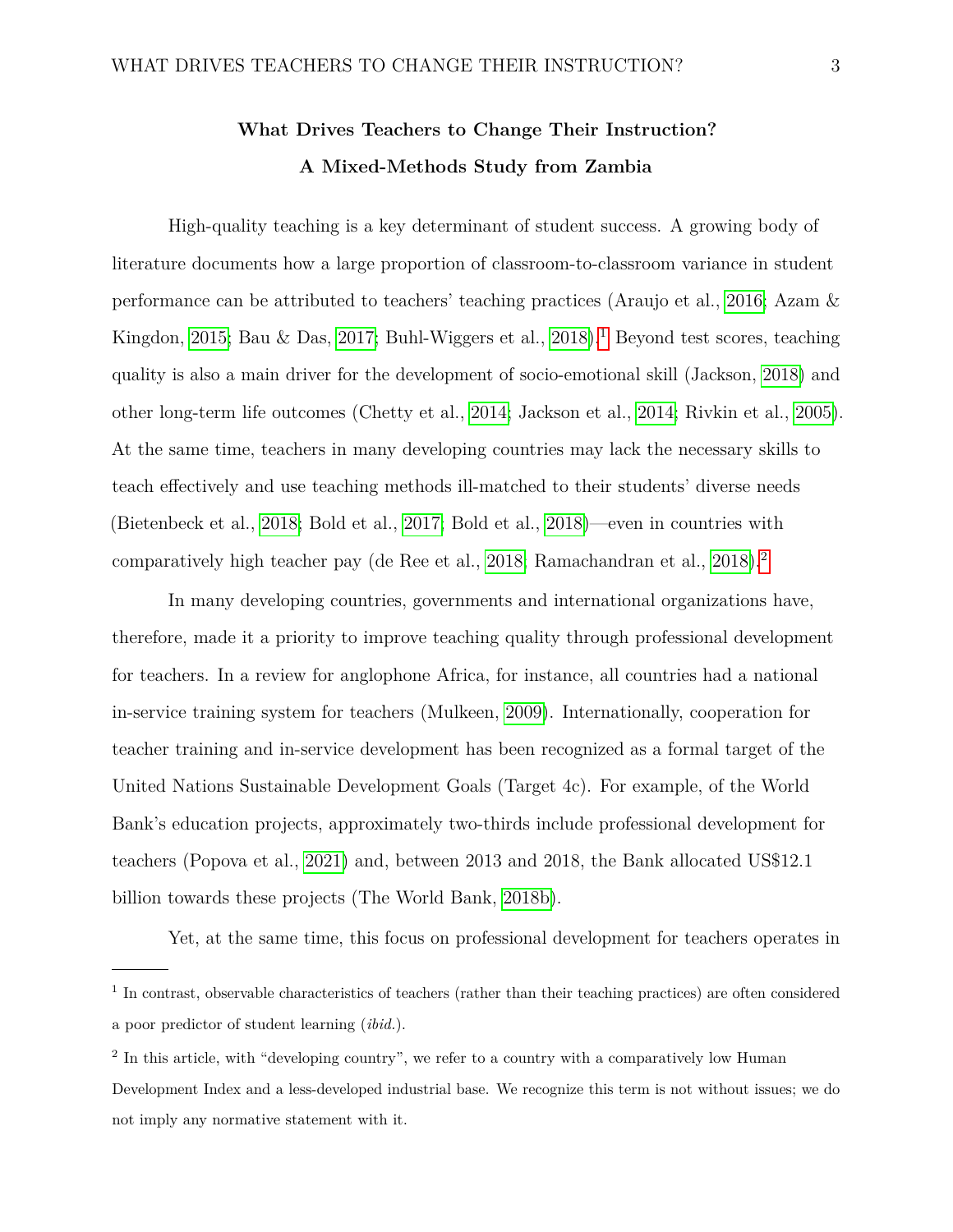# What Drives Teachers to Change Their Instruction?

## A Mixed-Methods Study from Zambia

High-quality teaching is a key determinant of student success. A growing body of literature documents how a large proportion of classroom-to-classroom variance in student performance can be attributed to teachers' teaching practices (Araujo et al., 2016; Azam & Kingdon, 2015; Bau & Das, 2017; Buhl-Wiggers et al., 2018).[1] Beyond test scores, teaching quality is also a main driver for the development of socio-emotional skill (Jackson, 2018) and other long-term life outcomes (Chetty et al., 2014; Jackson et al., 2014; Rivkin et al., 2005). At the same time, teachers in many developing countries may lack the necessary skills to teach effectively and use teaching methods ill-matched to their students' diverse needs (Bietenbeck et al., 2018; Bold et al., 2017; Bold et al., 2018)—even in countries with comparatively high teacher pay (de Ree et al., 2018; Ramachandran et al., 2018).[2]

In many developing countries, governments and international organizations have, therefore, made it a priority to improve teaching quality through professional development for teachers. In a review for anglophone Africa, for instance, all countries had a national in-service training system for teachers (Mulkeen, 2009). Internationally, cooperation for teacher training and in-service development has been recognized as a formal target of the United Nations Sustainable Development Goals (Target 4c). For example, of the World Bank's education projects, approximately two-thirds include professional development for teachers (Popova et al., 2021) and, between 2013 and 2018, the Bank allocated US$12.1 billion towards these projects (The World Bank, 2018b).

Yet, at the same time, this focus on professional development for teachers operates in

---

[1] In contrast, observable characteristics of teachers (rather than their teaching practices) are often considered a poor predictor of student learning (*ibid.*).

[2] In this article, with "developing country", we refer to a country with a comparatively low Human Development Index and a less-developed industrial base. We recognize this term is not without issues; we do not imply any normative statement with it.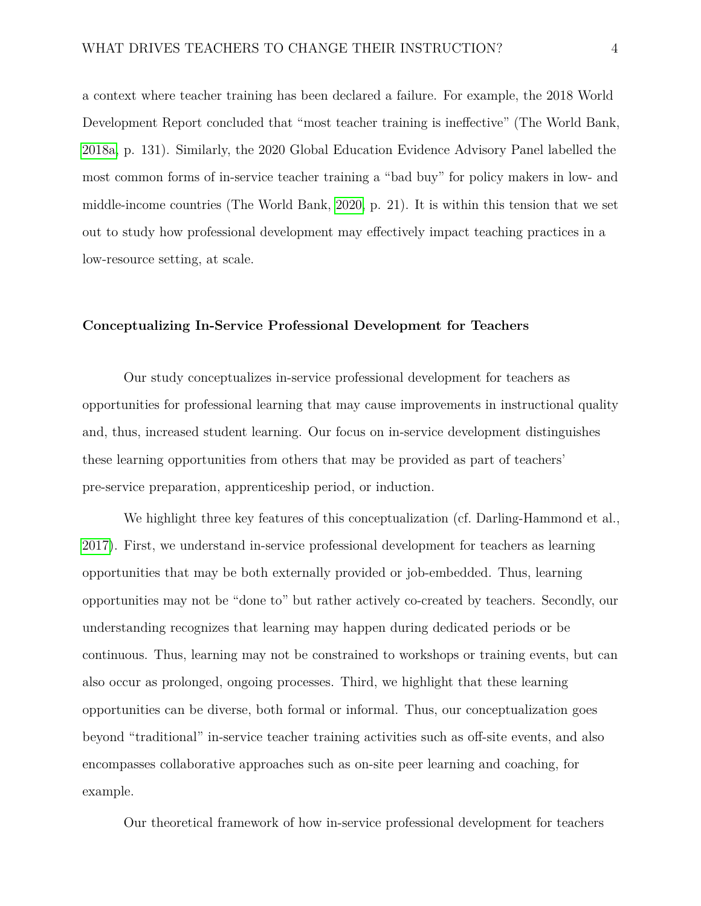a context where teacher training has been declared a failure. For example, the 2018 World Development Report concluded that "most teacher training is ineffective" (The World Bank, 2018a, p. 131). Similarly, the 2020 Global Education Evidence Advisory Panel labelled the most common forms of in-service teacher training a "bad buy" for policy makers in low- and middle-income countries (The World Bank, 2020, p. 21). It is within this tension that we set out to study how professional development may effectively impact teaching practices in a low-resource setting, at scale.

## Conceptualizing In-Service Professional Development for Teachers

Our study conceptualizes in-service professional development for teachers as opportunities for professional learning that may cause improvements in instructional quality and, thus, increased student learning. Our focus on in-service development distinguishes these learning opportunities from others that may be provided as part of teachers' pre-service preparation, apprenticeship period, or induction.

We highlight three key features of this conceptualization (cf. Darling-Hammond et al., 2017). First, we understand in-service professional development for teachers as learning opportunities that may be both externally provided or job-embedded. Thus, learning opportunities may not be "done to" but rather actively co-created by teachers. Secondly, our understanding recognizes that learning may happen during dedicated periods or be continuous. Thus, learning may not be constrained to workshops or training events, but can also occur as prolonged, ongoing processes. Third, we highlight that these learning opportunities can be diverse, both formal or informal. Thus, our conceptualization goes beyond "traditional" in-service teacher training activities such as off-site events, and also encompasses collaborative approaches such as on-site peer learning and coaching, for example.

Our theoretical framework of how in-service professional development for teachers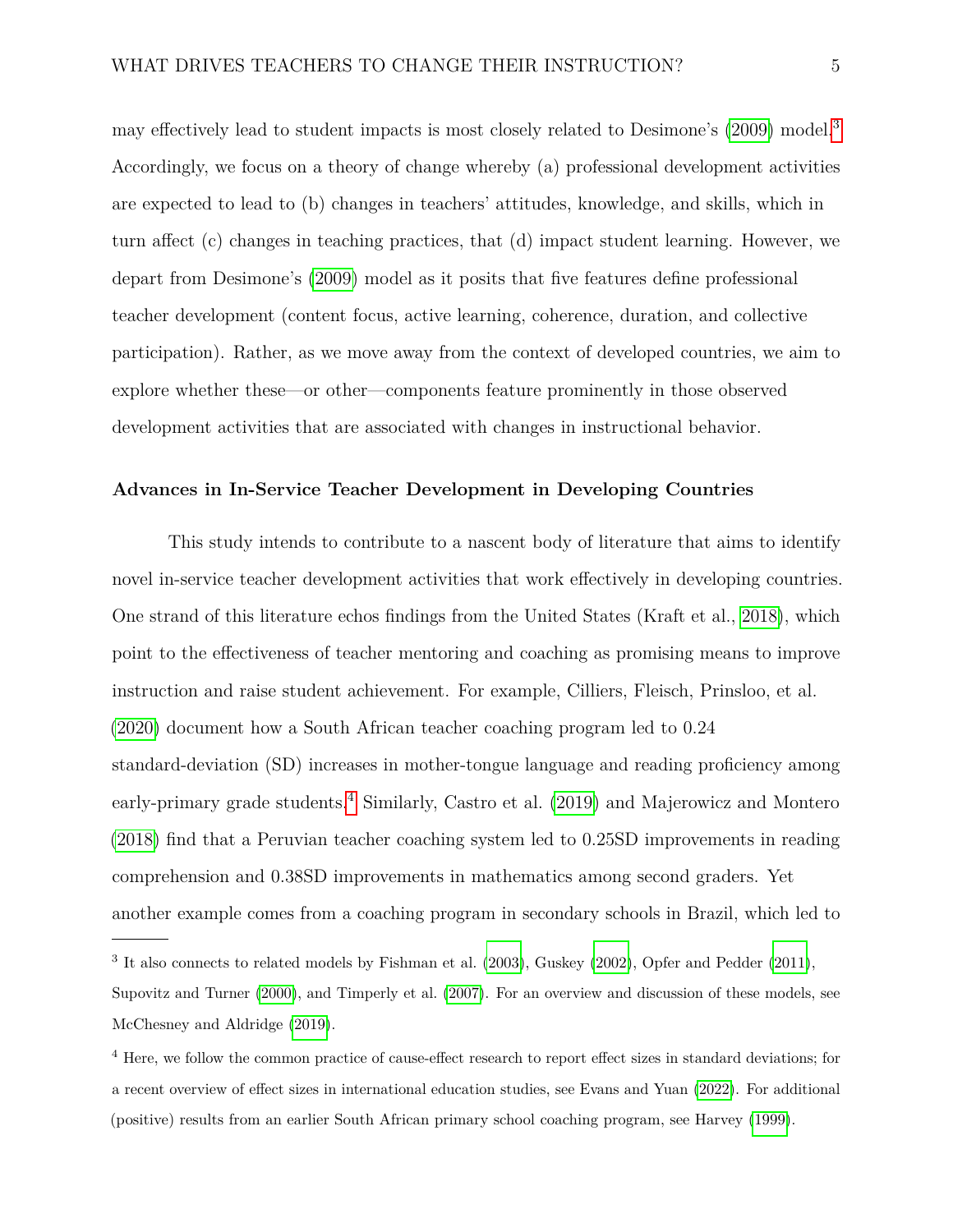may effectively lead to student impacts is most closely related to Desimone's (2009) model.[3] Accordingly, we focus on a theory of change whereby (a) professional development activities are expected to lead to (b) changes in teachers' attitudes, knowledge, and skills, which in turn affect (c) changes in teaching practices, that (d) impact student learning. However, we depart from Desimone's (2009) model as it posits that five features define professional teacher development (content focus, active learning, coherence, duration, and collective participation). Rather, as we move away from the context of developed countries, we aim to explore whether these—or other—components feature prominently in those observed development activities that are associated with changes in instructional behavior.

## Advances in In-Service Teacher Development in Developing Countries

This study intends to contribute to a nascent body of literature that aims to identify novel in-service teacher development activities that work effectively in developing countries. One strand of this literature echos findings from the United States (Kraft et al., 2018), which point to the effectiveness of teacher mentoring and coaching as promising means to improve instruction and raise student achievement. For example, Cilliers, Fleisch, Prinsloo, et al. (2020) document how a South African teacher coaching program led to 0.24 standard-deviation (SD) increases in mother-tongue language and reading proficiency among early-primary grade students.[4] Similarly, Castro et al. (2019) and Majerowicz and Montero (2018) find that a Peruvian teacher coaching system led to 0.25SD improvements in reading comprehension and 0.38SD improvements in mathematics among second graders. Yet another example comes from a coaching program in secondary schools in Brazil, which led to

---

[3] It also connects to related models by Fishman et al. (2003), Guskey (2002), Opfer and Pedder (2011), Supovitz and Turner (2000), and Timperly et al. (2007). For an overview and discussion of these models, see McChesney and Aldridge (2019).

[4] Here, we follow the common practice of cause-effect research to report effect sizes in standard deviations; for a recent overview of effect sizes in international education studies, see Evans and Yuan (2022). For additional (positive) results from an earlier South African primary school coaching program, see Harvey (1999).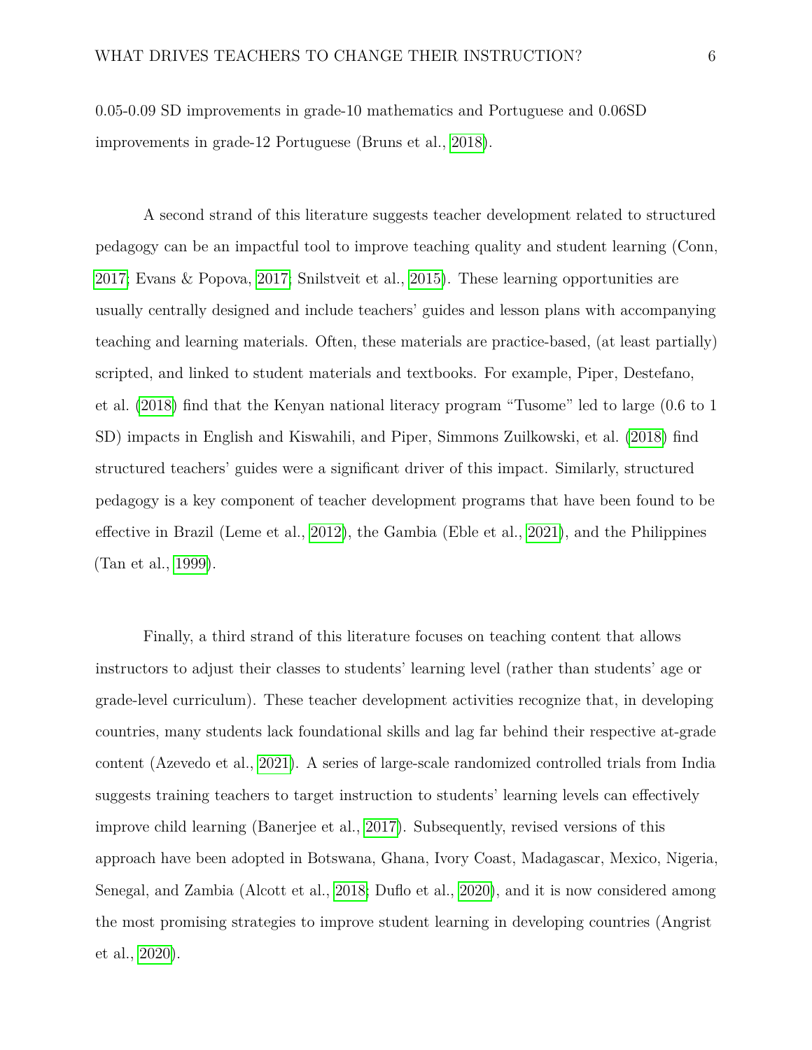0.05-0.09 SD improvements in grade-10 mathematics and Portuguese and 0.06SD improvements in grade-12 Portuguese (Bruns et al., 2018).

A second strand of this literature suggests teacher development related to structured pedagogy can be an impactful tool to improve teaching quality and student learning (Conn, 2017; Evans & Popova, 2017; Snilstveit et al., 2015). These learning opportunities are usually centrally designed and include teachers' guides and lesson plans with accompanying teaching and learning materials. Often, these materials are practice-based, (at least partially) scripted, and linked to student materials and textbooks. For example, Piper, Destefano, et al. (2018) find that the Kenyan national literacy program "Tusome" led to large (0.6 to 1 SD) impacts in English and Kiswahili, and Piper, Simmons Zuilkowski, et al. (2018) find structured teachers' guides were a significant driver of this impact. Similarly, structured pedagogy is a key component of teacher development programs that have been found to be effective in Brazil (Leme et al., 2012), the Gambia (Eble et al., 2021), and the Philippines (Tan et al., 1999).

Finally, a third strand of this literature focuses on teaching content that allows instructors to adjust their classes to students' learning level (rather than students' age or grade-level curriculum). These teacher development activities recognize that, in developing countries, many students lack foundational skills and lag far behind their respective at-grade content (Azevedo et al., 2021). A series of large-scale randomized controlled trials from India suggests training teachers to target instruction to students' learning levels can effectively improve child learning (Banerjee et al., 2017). Subsequently, revised versions of this approach have been adopted in Botswana, Ghana, Ivory Coast, Madagascar, Mexico, Nigeria, Senegal, and Zambia (Alcott et al., 2018; Duflo et al., 2020), and it is now considered among the most promising strategies to improve student learning in developing countries (Angrist et al., 2020).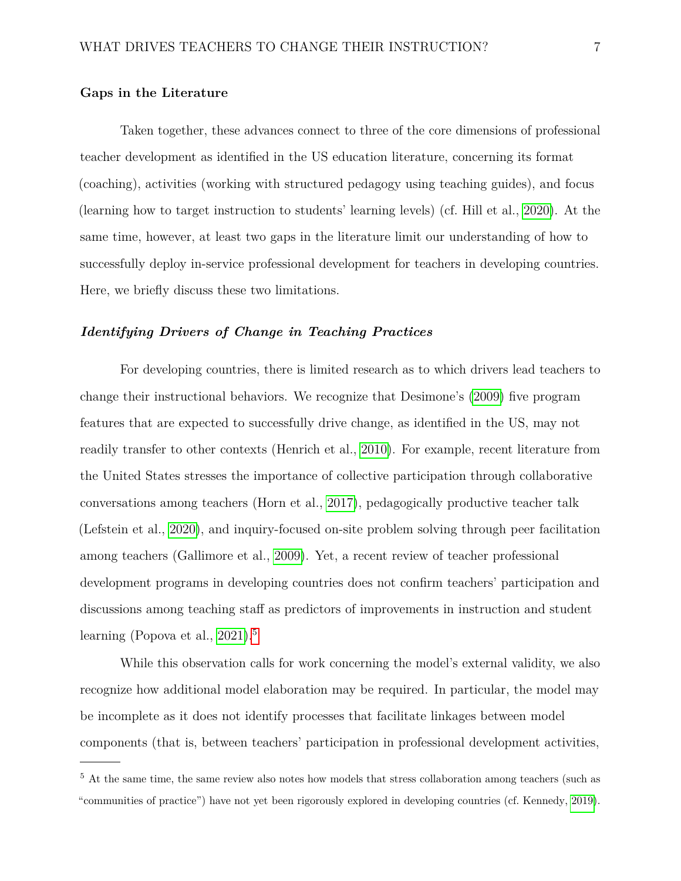### Gaps in the Literature

Taken together, these advances connect to three of the core dimensions of professional teacher development as identified in the US education literature, concerning its format (coaching), activities (working with structured pedagogy using teaching guides), and focus (learning how to target instruction to students' learning levels) (cf. Hill et al., 2020). At the same time, however, at least two gaps in the literature limit our understanding of how to successfully deploy in-service professional development for teachers in developing countries. Here, we briefly discuss these two limitations.

#### *Identifying Drivers of Change in Teaching Practices*

For developing countries, there is limited research as to which drivers lead teachers to change their instructional behaviors. We recognize that Desimone's (2009) five program features that are expected to successfully drive change, as identified in the US, may not readily transfer to other contexts (Henrich et al., 2010). For example, recent literature from the United States stresses the importance of collective participation through collaborative conversations among teachers (Horn et al., 2017), pedagogically productive teacher talk (Lefstein et al., 2020), and inquiry-focused on-site problem solving through peer facilitation among teachers (Gallimore et al., 2009). Yet, a recent review of teacher professional development programs in developing countries does not confirm teachers' participation and discussions among teaching staff as predictors of improvements in instruction and student learning (Popova et al., 2021).[5]

While this observation calls for work concerning the model's external validity, we also recognize how additional model elaboration may be required. In particular, the model may be incomplete as it does not identify processes that facilitate linkages between model components (that is, between teachers' participation in professional development activities,

[5] At the same time, the same review also notes how models that stress collaboration among teachers (such as "communities of practice") have not yet been rigorously explored in developing countries (cf. Kennedy, 2019).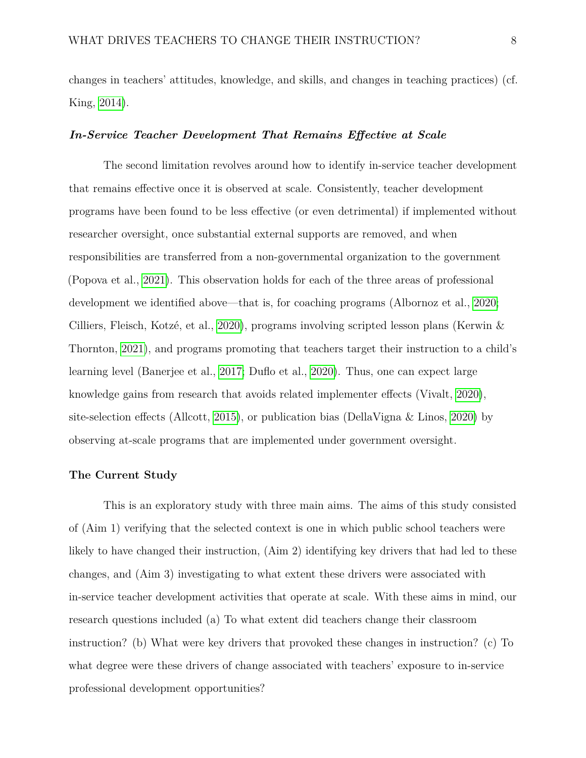changes in teachers' attitudes, knowledge, and skills, and changes in teaching practices) (cf. King, 2014).

### ***In-Service Teacher Development That Remains Effective at Scale***

The second limitation revolves around how to identify in-service teacher development that remains effective once it is observed at scale. Consistently, teacher development programs have been found to be less effective (or even detrimental) if implemented without researcher oversight, once substantial external supports are removed, and when responsibilities are transferred from a non-governmental organization to the government (Popova et al., 2021). This observation holds for each of the three areas of professional development we identified above—that is, for coaching programs (Albornoz et al., 2020; Cilliers, Fleisch, Kotzé, et al., 2020), programs involving scripted lesson plans (Kerwin & Thornton, 2021), and programs promoting that teachers target their instruction to a child's learning level (Banerjee et al., 2017; Duflo et al., 2020). Thus, one can expect large knowledge gains from research that avoids related implementer effects (Vivalt, 2020), site-selection effects (Allcott, 2015), or publication bias (DellaVigna & Linos, 2020) by observing at-scale programs that are implemented under government oversight.

## **The Current Study**

This is an exploratory study with three main aims. The aims of this study consisted of (Aim 1) verifying that the selected context is one in which public school teachers were likely to have changed their instruction, (Aim 2) identifying key drivers that had led to these changes, and (Aim 3) investigating to what extent these drivers were associated with in-service teacher development activities that operate at scale. With these aims in mind, our research questions included (a) To what extent did teachers change their classroom instruction? (b) What were key drivers that provoked these changes in instruction? (c) To what degree were these drivers of change associated with teachers' exposure to in-service professional development opportunities?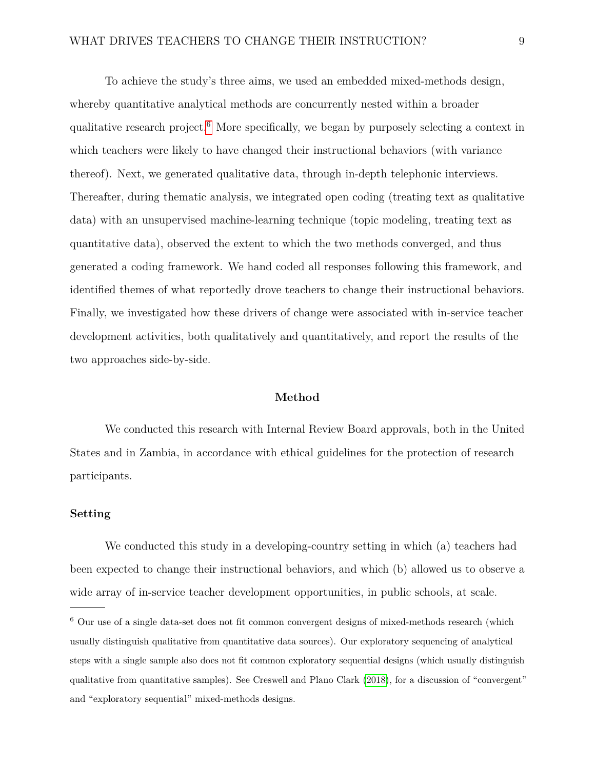To achieve the study's three aims, we used an embedded mixed-methods design, whereby quantitative analytical methods are concurrently nested within a broader qualitative research project.[6] More specifically, we began by purposely selecting a context in which teachers were likely to have changed their instructional behaviors (with variance thereof). Next, we generated qualitative data, through in-depth telephonic interviews. Thereafter, during thematic analysis, we integrated open coding (treating text as qualitative data) with an unsupervised machine-learning technique (topic modeling, treating text as quantitative data), observed the extent to which the two methods converged, and thus generated a coding framework. We hand coded all responses following this framework, and identified themes of what reportedly drove teachers to change their instructional behaviors. Finally, we investigated how these drivers of change were associated with in-service teacher development activities, both qualitatively and quantitatively, and report the results of the two approaches side-by-side.

## Method

We conducted this research with Internal Review Board approvals, both in the United States and in Zambia, in accordance with ethical guidelines for the protection of research participants.

### Setting

We conducted this study in a developing-country setting in which (a) teachers had been expected to change their instructional behaviors, and which (b) allowed us to observe a wide array of in-service teacher development opportunities, in public schools, at scale.

---

[6] Our use of a single data-set does not fit common convergent designs of mixed-methods research (which usually distinguish qualitative from quantitative data sources). Our exploratory sequencing of analytical steps with a single sample also does not fit common exploratory sequential designs (which usually distinguish qualitative from quantitative samples). See Creswell and Plano Clark (2018), for a discussion of "convergent" and "exploratory sequential" mixed-methods designs.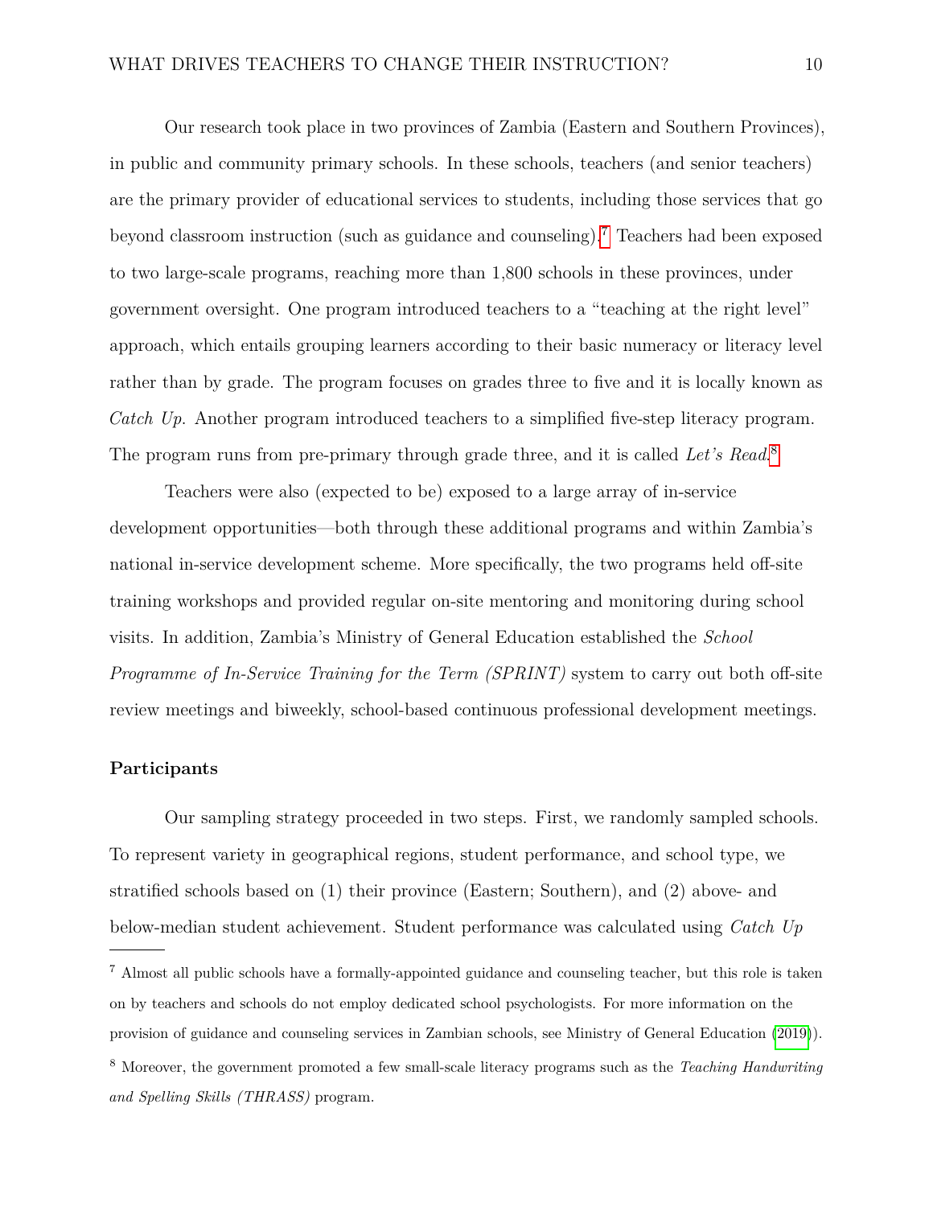Our research took place in two provinces of Zambia (Eastern and Southern Provinces), in public and community primary schools. In these schools, teachers (and senior teachers) are the primary provider of educational services to students, including those services that go beyond classroom instruction (such as guidance and counseling).[7] Teachers had been exposed to two large-scale programs, reaching more than 1,800 schools in these provinces, under government oversight. One program introduced teachers to a "teaching at the right level" approach, which entails grouping learners according to their basic numeracy or literacy level rather than by grade. The program focuses on grades three to five and it is locally known as *Catch Up*. Another program introduced teachers to a simplified five-step literacy program. The program runs from pre-primary through grade three, and it is called *Let's Read*.[8]

Teachers were also (expected to be) exposed to a large array of in-service development opportunities—both through these additional programs and within Zambia's national in-service development scheme. More specifically, the two programs held off-site training workshops and provided regular on-site mentoring and monitoring during school visits. In addition, Zambia's Ministry of General Education established the *School Programme of In-Service Training for the Term (SPRINT)* system to carry out both off-site review meetings and biweekly, school-based continuous professional development meetings.

### Participants

Our sampling strategy proceeded in two steps. First, we randomly sampled schools. To represent variety in geographical regions, student performance, and school type, we stratified schools based on (1) their province (Eastern; Southern), and (2) above- and below-median student achievement. Student performance was calculated using *Catch Up*

---

[7] Almost all public schools have a formally-appointed guidance and counseling teacher, but this role is taken on by teachers and schools do not employ dedicated school psychologists. For more information on the provision of guidance and counseling services in Zambian schools, see Ministry of General Education (2019)).

[8] Moreover, the government promoted a few small-scale literacy programs such as the *Teaching Handwriting and Spelling Skills (THRASS)* program.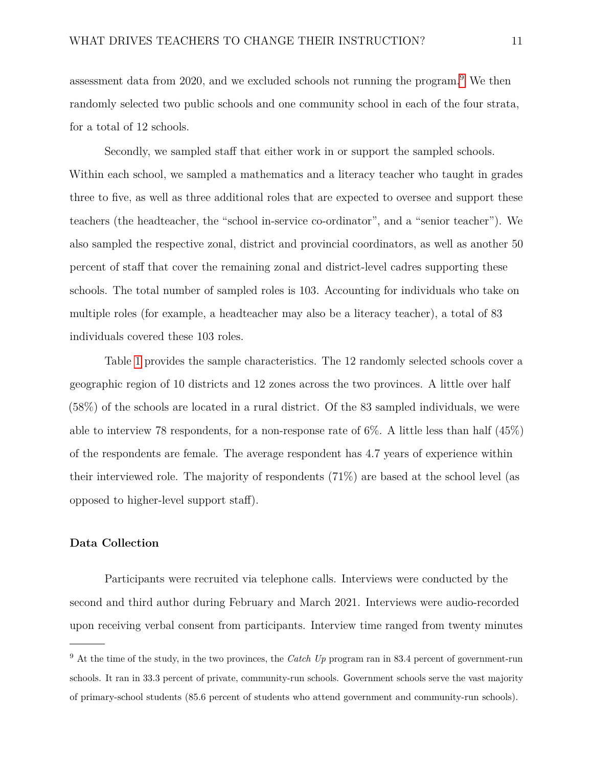assessment data from 2020, and we excluded schools not running the program.[9] We then randomly selected two public schools and one community school in each of the four strata, for a total of 12 schools.

Secondly, we sampled staff that either work in or support the sampled schools. Within each school, we sampled a mathematics and a literacy teacher who taught in grades three to five, as well as three additional roles that are expected to oversee and support these teachers (the headteacher, the "school in-service co-ordinator", and a "senior teacher"). We also sampled the respective zonal, district and provincial coordinators, as well as another 50 percent of staff that cover the remaining zonal and district-level cadres supporting these schools. The total number of sampled roles is 103. Accounting for individuals who take on multiple roles (for example, a headteacher may also be a literacy teacher), a total of 83 individuals covered these 103 roles.

Table 1 provides the sample characteristics. The 12 randomly selected schools cover a geographic region of 10 districts and 12 zones across the two provinces. A little over half (58%) of the schools are located in a rural district. Of the 83 sampled individuals, we were able to interview 78 respondents, for a non-response rate of 6%. A little less than half (45%) of the respondents are female. The average respondent has 4.7 years of experience within their interviewed role. The majority of respondents (71%) are based at the school level (as opposed to higher-level support staff).

### Data Collection

Participants were recruited via telephone calls. Interviews were conducted by the second and third author during February and March 2021. Interviews were audio-recorded upon receiving verbal consent from participants. Interview time ranged from twenty minutes

---

[9] At the time of the study, in the two provinces, the *Catch Up* program ran in 83.4 percent of government-run schools. It ran in 33.3 percent of private, community-run schools. Government schools serve the vast majority of primary-school students (85.6 percent of students who attend government and community-run schools).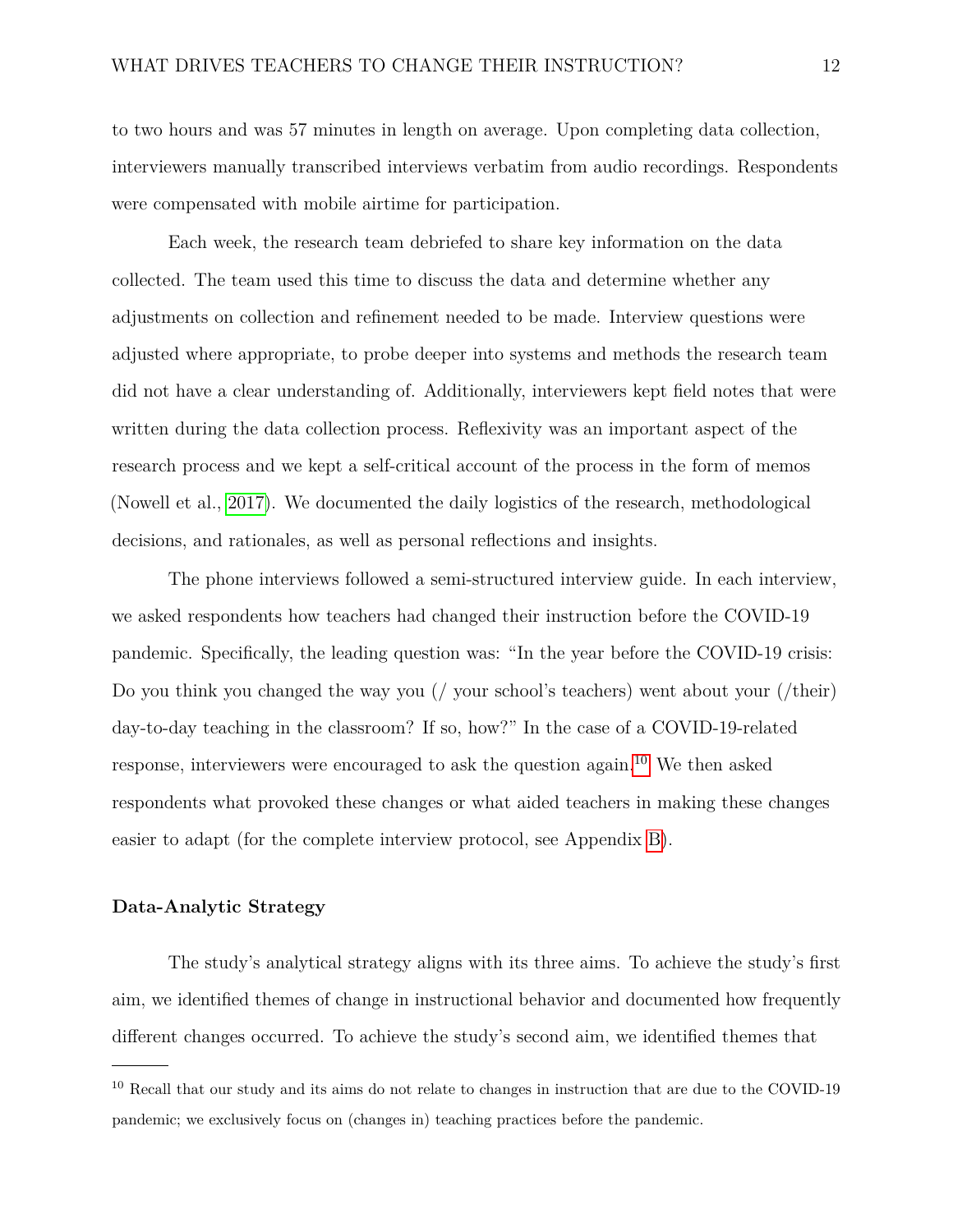to two hours and was 57 minutes in length on average. Upon completing data collection, interviewers manually transcribed interviews verbatim from audio recordings. Respondents were compensated with mobile airtime for participation.

Each week, the research team debriefed to share key information on the data collected. The team used this time to discuss the data and determine whether any adjustments on collection and refinement needed to be made. Interview questions were adjusted where appropriate, to probe deeper into systems and methods the research team did not have a clear understanding of. Additionally, interviewers kept field notes that were written during the data collection process. Reflexivity was an important aspect of the research process and we kept a self-critical account of the process in the form of memos (Nowell et al., 2017). We documented the daily logistics of the research, methodological decisions, and rationales, as well as personal reflections and insights.

The phone interviews followed a semi-structured interview guide. In each interview, we asked respondents how teachers had changed their instruction before the COVID-19 pandemic. Specifically, the leading question was: "In the year before the COVID-19 crisis: Do you think you changed the way you (/ your school's teachers) went about your (/their) day-to-day teaching in the classroom? If so, how?" In the case of a COVID-19-related response, interviewers were encouraged to ask the question again.[10] We then asked respondents what provoked these changes or what aided teachers in making these changes easier to adapt (for the complete interview protocol, see Appendix B).

**Data-Analytic Strategy**

The study's analytical strategy aligns with its three aims. To achieve the study's first aim, we identified themes of change in instructional behavior and documented how frequently different changes occurred. To achieve the study's second aim, we identified themes that

[10] Recall that our study and its aims do not relate to changes in instruction that are due to the COVID-19 pandemic; we exclusively focus on (changes in) teaching practices before the pandemic.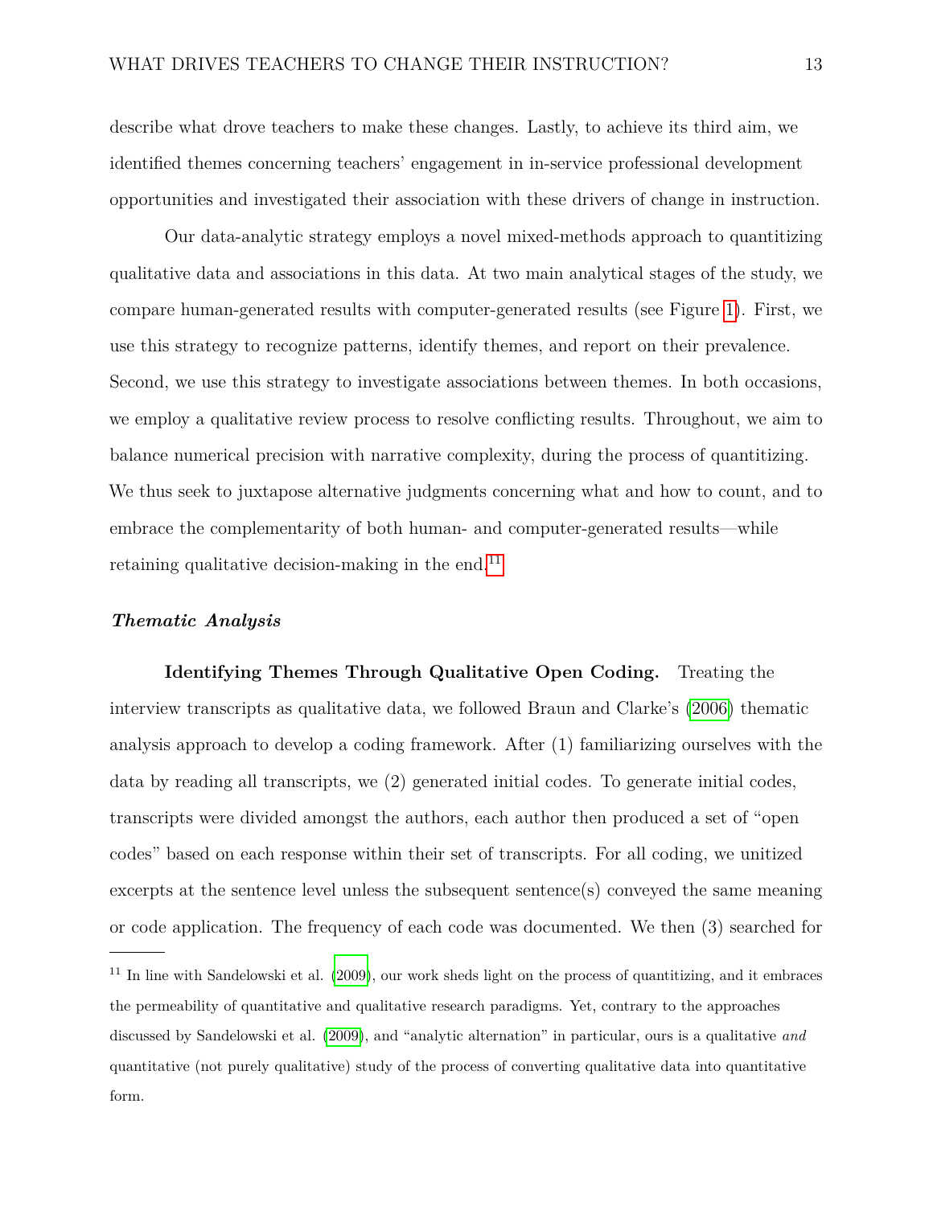describe what drove teachers to make these changes. Lastly, to achieve its third aim, we identified themes concerning teachers' engagement in in-service professional development opportunities and investigated their association with these drivers of change in instruction.

Our data-analytic strategy employs a novel mixed-methods approach to quantitizing qualitative data and associations in this data. At two main analytical stages of the study, we compare human-generated results with computer-generated results (see Figure 1). First, we use this strategy to recognize patterns, identify themes, and report on their prevalence. Second, we use this strategy to investigate associations between themes. In both occasions, we employ a qualitative review process to resolve conflicting results. Throughout, we aim to balance numerical precision with narrative complexity, during the process of quantitizing. We thus seek to juxtapose alternative judgments concerning what and how to count, and to embrace the complementarity of both human- and computer-generated results—while retaining qualitative decision-making in the end.[11]

### *Thematic Analysis*

**Identifying Themes Through Qualitative Open Coding.** Treating the interview transcripts as qualitative data, we followed Braun and Clarke's (2006) thematic analysis approach to develop a coding framework. After (1) familiarizing ourselves with the data by reading all transcripts, we (2) generated initial codes. To generate initial codes, transcripts were divided amongst the authors, each author then produced a set of "open codes" based on each response within their set of transcripts. For all coding, we unitized excerpts at the sentence level unless the subsequent sentence(s) conveyed the same meaning or code application. The frequency of each code was documented. We then (3) searched for

---

[11] In line with Sandelowski et al. (2009), our work sheds light on the process of quantitizing, and it embraces the permeability of quantitative and qualitative research paradigms. Yet, contrary to the approaches discussed by Sandelowski et al. (2009), and "analytic alternation" in particular, ours is a qualitative *and* quantitative (not purely qualitative) study of the process of converting qualitative data into quantitative form.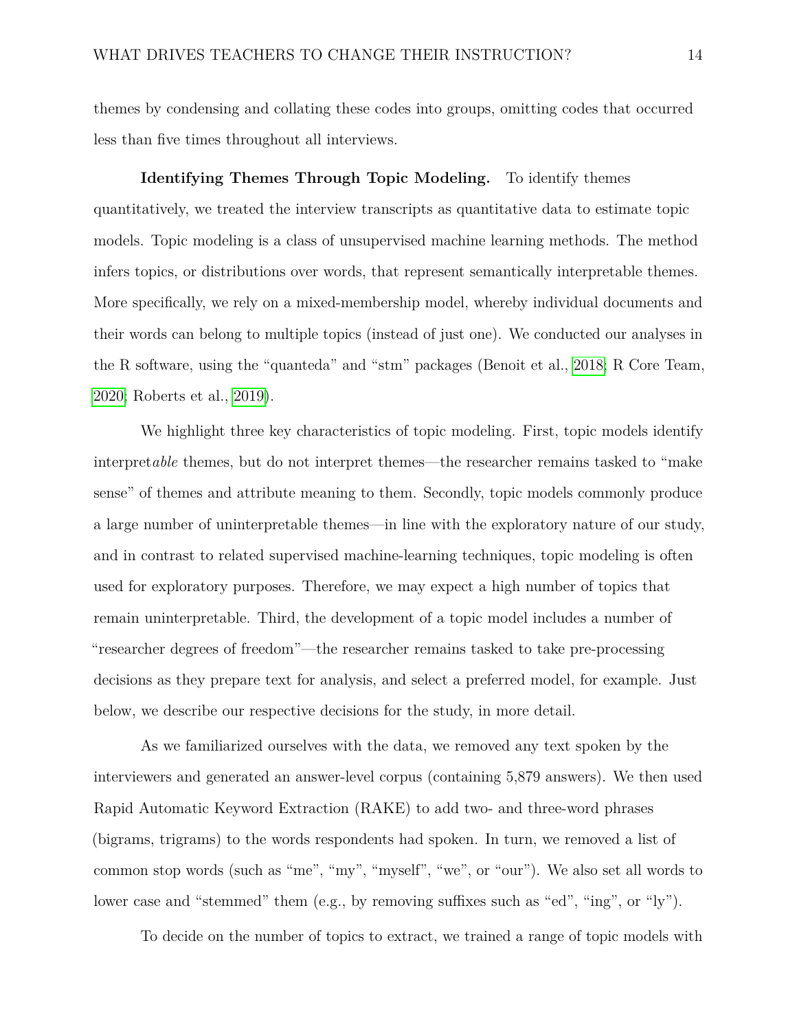themes by condensing and collating these codes into groups, omitting codes that occurred less than five times throughout all interviews.

**Identifying Themes Through Topic Modeling.** To identify themes quantitatively, we treated the interview transcripts as quantitative data to estimate topic models. Topic modeling is a class of unsupervised machine learning methods. The method infers topics, or distributions over words, that represent semantically interpretable themes. More specifically, we rely on a mixed-membership model, whereby individual documents and their words can belong to multiple topics (instead of just one). We conducted our analyses in the R software, using the "quanteda" and "stm" packages (Benoit et al., 2018; R Core Team, 2020; Roberts et al., 2019).

We highlight three key characteristics of topic modeling. First, topic models identify interpret*able* themes, but do not interpret themes—the researcher remains tasked to "make sense" of themes and attribute meaning to them. Secondly, topic models commonly produce a large number of uninterpretable themes—in line with the exploratory nature of our study, and in contrast to related supervised machine-learning techniques, topic modeling is often used for exploratory purposes. Therefore, we may expect a high number of topics that remain uninterpretable. Third, the development of a topic model includes a number of "researcher degrees of freedom"—the researcher remains tasked to take pre-processing decisions as they prepare text for analysis, and select a preferred model, for example. Just below, we describe our respective decisions for the study, in more detail.

As we familiarized ourselves with the data, we removed any text spoken by the interviewers and generated an answer-level corpus (containing 5,879 answers). We then used Rapid Automatic Keyword Extraction (RAKE) to add two- and three-word phrases (bigrams, trigrams) to the words respondents had spoken. In turn, we removed a list of common stop words (such as "me", "my", "myself", "we", or "our"). We also set all words to lower case and "stemmed" them (e.g., by removing suffixes such as "ed", "ing", or "ly").

To decide on the number of topics to extract, we trained a range of topic models with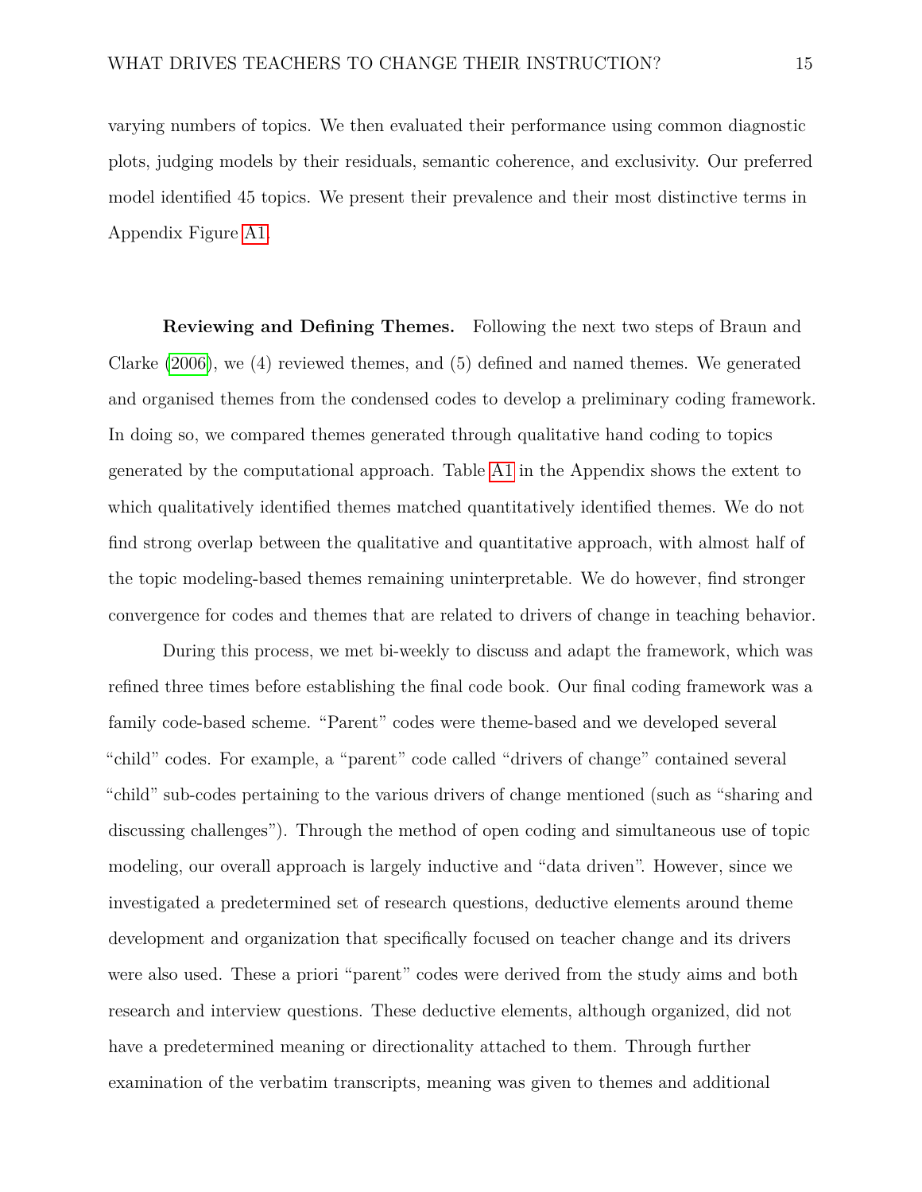varying numbers of topics. We then evaluated their performance using common diagnostic plots, judging models by their residuals, semantic coherence, and exclusivity. Our preferred model identified 45 topics. We present their prevalence and their most distinctive terms in Appendix Figure A1.

**Reviewing and Defining Themes.** Following the next two steps of Braun and Clarke (2006), we (4) reviewed themes, and (5) defined and named themes. We generated and organised themes from the condensed codes to develop a preliminary coding framework. In doing so, we compared themes generated through qualitative hand coding to topics generated by the computational approach. Table A1 in the Appendix shows the extent to which qualitatively identified themes matched quantitatively identified themes. We do not find strong overlap between the qualitative and quantitative approach, with almost half of the topic modeling-based themes remaining uninterpretable. We do however, find stronger convergence for codes and themes that are related to drivers of change in teaching behavior.

During this process, we met bi-weekly to discuss and adapt the framework, which was refined three times before establishing the final code book. Our final coding framework was a family code-based scheme. "Parent" codes were theme-based and we developed several "child" codes. For example, a "parent" code called "drivers of change" contained several "child" sub-codes pertaining to the various drivers of change mentioned (such as "sharing and discussing challenges"). Through the method of open coding and simultaneous use of topic modeling, our overall approach is largely inductive and "data driven". However, since we investigated a predetermined set of research questions, deductive elements around theme development and organization that specifically focused on teacher change and its drivers were also used. These a priori "parent" codes were derived from the study aims and both research and interview questions. These deductive elements, although organized, did not have a predetermined meaning or directionality attached to them. Through further examination of the verbatim transcripts, meaning was given to themes and additional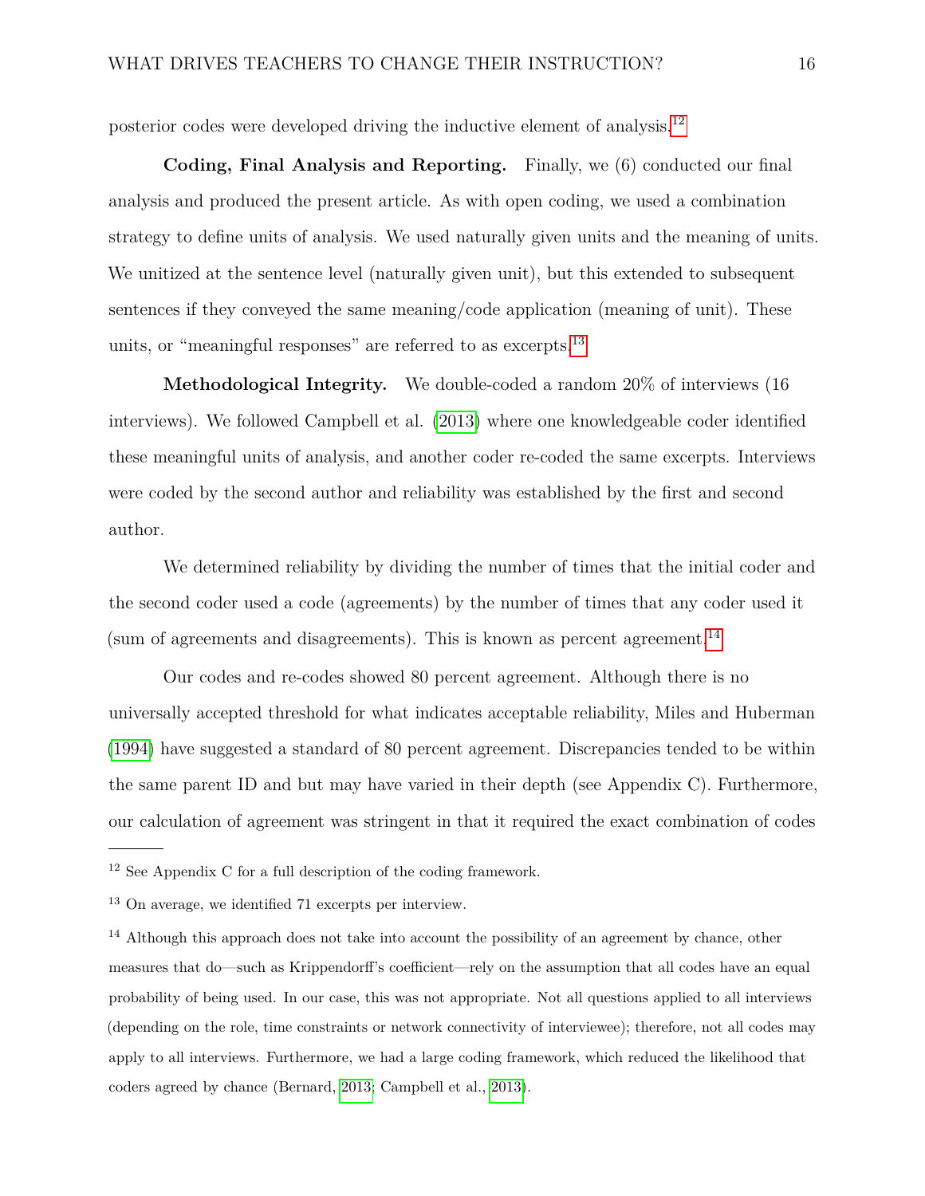posterior codes were developed driving the inductive element of analysis.[12]

**Coding, Final Analysis and Reporting.** Finally, we (6) conducted our final analysis and produced the present article. As with open coding, we used a combination strategy to define units of analysis. We used naturally given units and the meaning of units. We unitized at the sentence level (naturally given unit), but this extended to subsequent sentences if they conveyed the same meaning/code application (meaning of unit). These units, or "meaningful responses" are referred to as excerpts.[13]

**Methodological Integrity.** We double-coded a random 20% of interviews (16 interviews). We followed Campbell et al. (2013) where one knowledgeable coder identified these meaningful units of analysis, and another coder re-coded the same excerpts. Interviews were coded by the second author and reliability was established by the first and second author.

We determined reliability by dividing the number of times that the initial coder and the second coder used a code (agreements) by the number of times that any coder used it (sum of agreements and disagreements). This is known as percent agreement.[14]

Our codes and re-codes showed 80 percent agreement. Although there is no universally accepted threshold for what indicates acceptable reliability, Miles and Huberman (1994) have suggested a standard of 80 percent agreement. Discrepancies tended to be within the same parent ID and but may have varied in their depth (see Appendix C). Furthermore, our calculation of agreement was stringent in that it required the exact combination of codes

---

[12] See Appendix C for a full description of the coding framework.

[13] On average, we identified 71 excerpts per interview.

[14] Although this approach does not take into account the possibility of an agreement by chance, other measures that do—such as Krippendorff's coefficient—rely on the assumption that all codes have an equal probability of being used. In our case, this was not appropriate. Not all questions applied to all interviews (depending on the role, time constraints or network connectivity of interviewee); therefore, not all codes may apply to all interviews. Furthermore, we had a large coding framework, which reduced the likelihood that coders agreed by chance (Bernard, 2013; Campbell et al., 2013).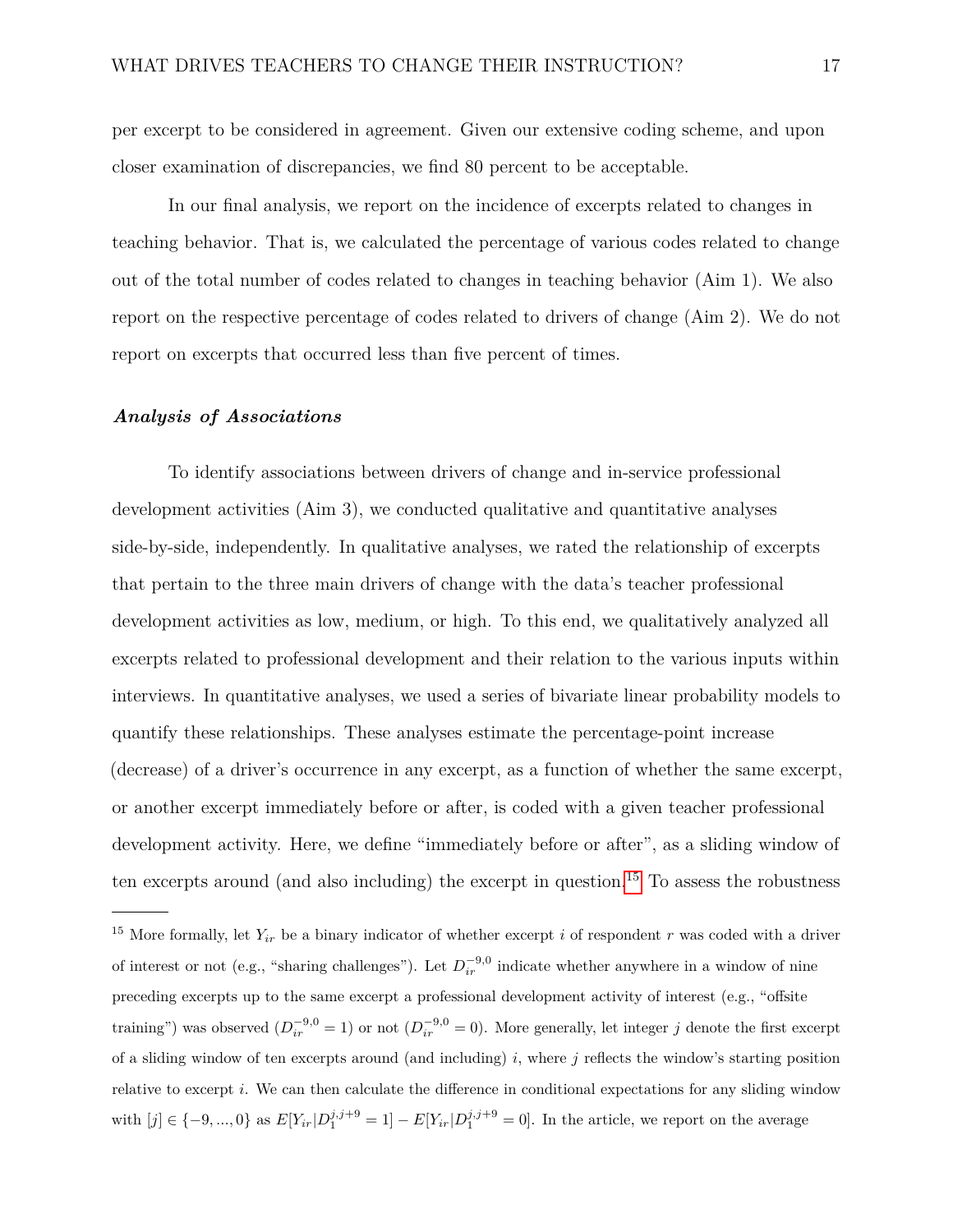per excerpt to be considered in agreement. Given our extensive coding scheme, and upon closer examination of discrepancies, we find 80 percent to be acceptable.

In our final analysis, we report on the incidence of excerpts related to changes in teaching behavior. That is, we calculated the percentage of various codes related to change out of the total number of codes related to changes in teaching behavior (Aim 1). We also report on the respective percentage of codes related to drivers of change (Aim 2). We do not report on excerpts that occurred less than five percent of times.

### *Analysis of Associations*

To identify associations between drivers of change and in-service professional development activities (Aim 3), we conducted qualitative and quantitative analyses side-by-side, independently. In qualitative analyses, we rated the relationship of excerpts that pertain to the three main drivers of change with the data's teacher professional development activities as low, medium, or high. To this end, we qualitatively analyzed all excerpts related to professional development and their relation to the various inputs within interviews. In quantitative analyses, we used a series of bivariate linear probability models to quantify these relationships. These analyses estimate the percentage-point increase (decrease) of a driver's occurrence in any excerpt, as a function of whether the same excerpt, or another excerpt immediately before or after, is coded with a given teacher professional development activity. Here, we define "immediately before or after", as a sliding window of ten excerpts around (and also including) the excerpt in question.[15] To assess the robustness

---

[15] More formally, let $Y_{ir}$ be a binary indicator of whether excerpt $i$ of respondent $r$ was coded with a driver of interest or not (e.g., "sharing challenges"). Let $D_{ir}^{-9,0}$ indicate whether anywhere in a window of nine preceding excerpts up to the same excerpt a professional development activity of interest (e.g., "offsite training") was observed ($D_{ir}^{-9,0} = 1$) or not ($D_{ir}^{-9,0} = 0$). More generally, let integer $j$ denote the first excerpt of a sliding window of ten excerpts around (and including) $i$, where $j$ reflects the window's starting position relative to excerpt $i$. We can then calculate the difference in conditional expectations for any sliding window with $[j] \in \{-9, ..., 0\}$ as $E[Y_{ir}|D_1^{j,j+9} = 1] - E[Y_{ir}|D_1^{j,j+9} = 0]$. In the article, we report on the average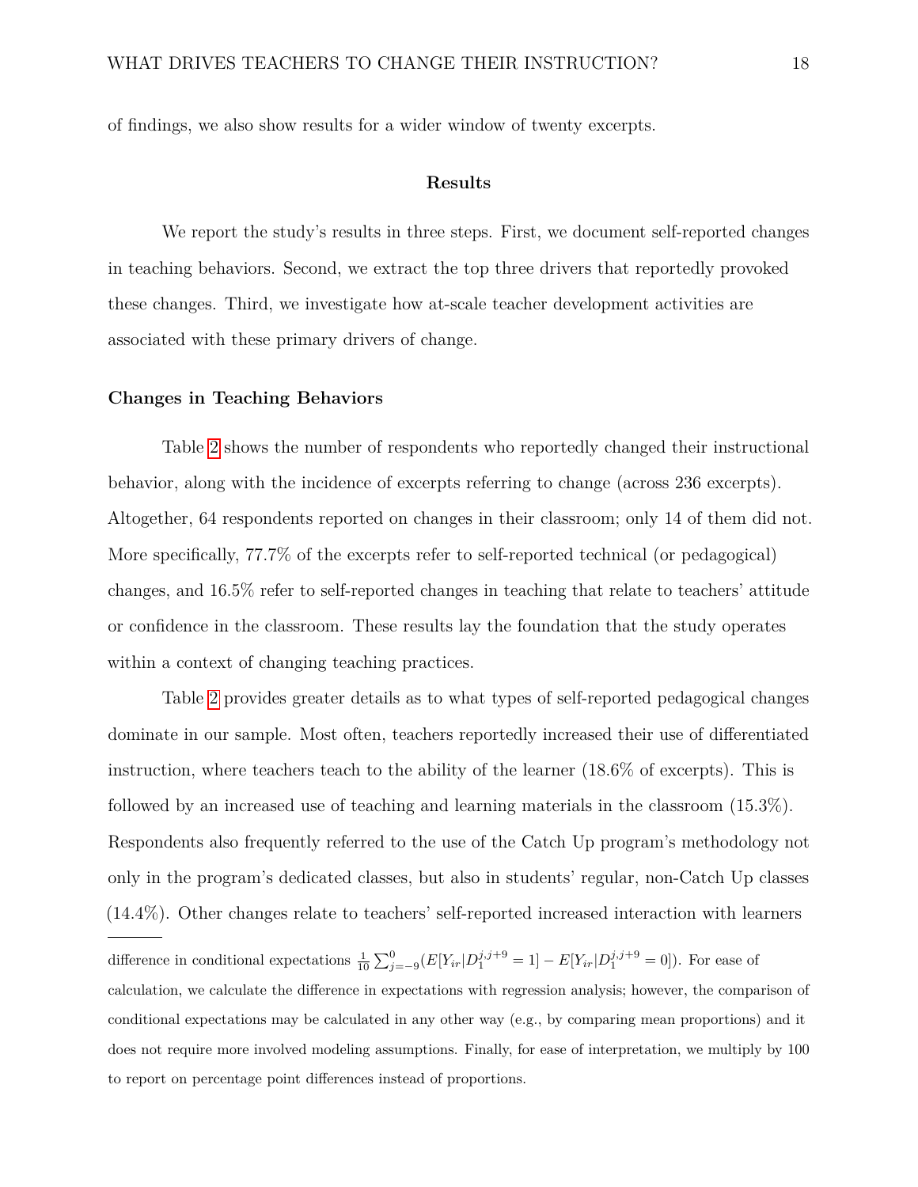of findings, we also show results for a wider window of twenty excerpts.

## Results

We report the study's results in three steps. First, we document self-reported changes in teaching behaviors. Second, we extract the top three drivers that reportedly provoked these changes. Third, we investigate how at-scale teacher development activities are associated with these primary drivers of change.

### Changes in Teaching Behaviors

Table 2 shows the number of respondents who reportedly changed their instructional behavior, along with the incidence of excerpts referring to change (across 236 excerpts). Altogether, 64 respondents reported on changes in their classroom; only 14 of them did not. More specifically, 77.7% of the excerpts refer to self-reported technical (or pedagogical) changes, and 16.5% refer to self-reported changes in teaching that relate to teachers' attitude or confidence in the classroom. These results lay the foundation that the study operates within a context of changing teaching practices.

Table 2 provides greater details as to what types of self-reported pedagogical changes dominate in our sample. Most often, teachers reportedly increased their use of differentiated instruction, where teachers teach to the ability of the learner (18.6% of excerpts). This is followed by an increased use of teaching and learning materials in the classroom (15.3%). Respondents also frequently referred to the use of the Catch Up program's methodology not only in the program's dedicated classes, but also in students' regular, non-Catch Up classes (14.4%). Other changes relate to teachers' self-reported increased interaction with learners

---

difference in conditional expectations $\frac{1}{10}\sum_{j=-9}^{0}(E[Y_{ir}|D_1^{j,j+9}=1]-E[Y_{ir}|D_1^{j,j+9}=0])$. For ease of calculation, we calculate the difference in expectations with regression analysis; however, the comparison of conditional expectations may be calculated in any other way (e.g., by comparing mean proportions) and it does not require more involved modeling assumptions. Finally, for ease of interpretation, we multiply by 100 to report on percentage point differences instead of proportions.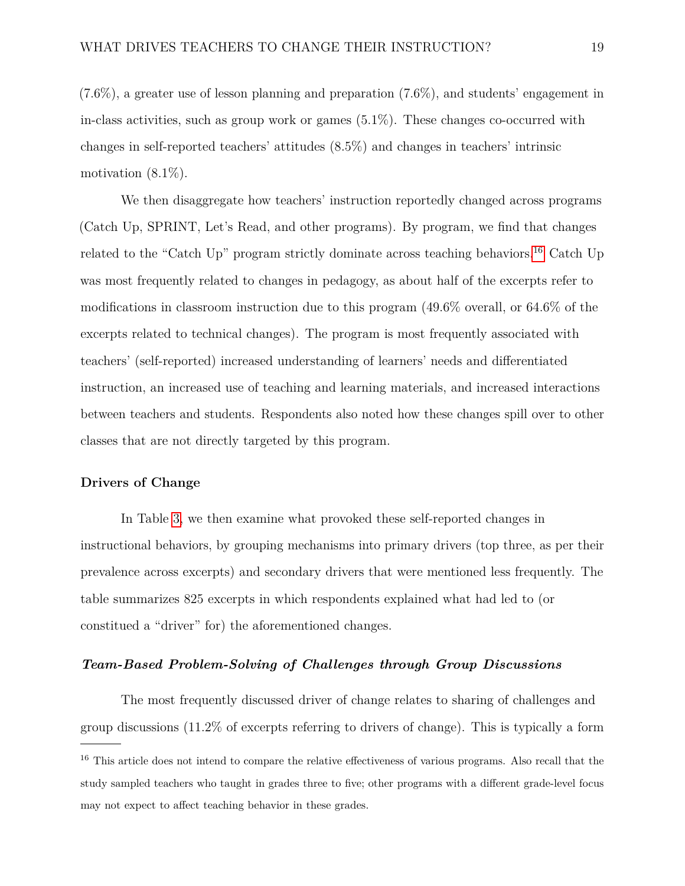(7.6%), a greater use of lesson planning and preparation (7.6%), and students' engagement in in-class activities, such as group work or games (5.1%). These changes co-occurred with changes in self-reported teachers' attitudes (8.5%) and changes in teachers' intrinsic motivation (8.1%).

We then disaggregate how teachers' instruction reportedly changed across programs (Catch Up, SPRINT, Let's Read, and other programs). By program, we find that changes related to the "Catch Up" program strictly dominate across teaching behaviors.[16] Catch Up was most frequently related to changes in pedagogy, as about half of the excerpts refer to modifications in classroom instruction due to this program (49.6% overall, or 64.6% of the excerpts related to technical changes). The program is most frequently associated with teachers' (self-reported) increased understanding of learners' needs and differentiated instruction, an increased use of teaching and learning materials, and increased interactions between teachers and students. Respondents also noted how these changes spill over to other classes that are not directly targeted by this program.

### Drivers of Change

In Table 3, we then examine what provoked these self-reported changes in instructional behaviors, by grouping mechanisms into primary drivers (top three, as per their prevalence across excerpts) and secondary drivers that were mentioned less frequently. The table summarizes 825 excerpts in which respondents explained what had led to (or constitued a "driver" for) the aforementioned changes.

#### *Team-Based Problem-Solving of Challenges through Group Discussions*

The most frequently discussed driver of change relates to sharing of challenges and group discussions (11.2% of excerpts referring to drivers of change). This is typically a form

---

[16] This article does not intend to compare the relative effectiveness of various programs. Also recall that the study sampled teachers who taught in grades three to five; other programs with a different grade-level focus may not expect to affect teaching behavior in these grades.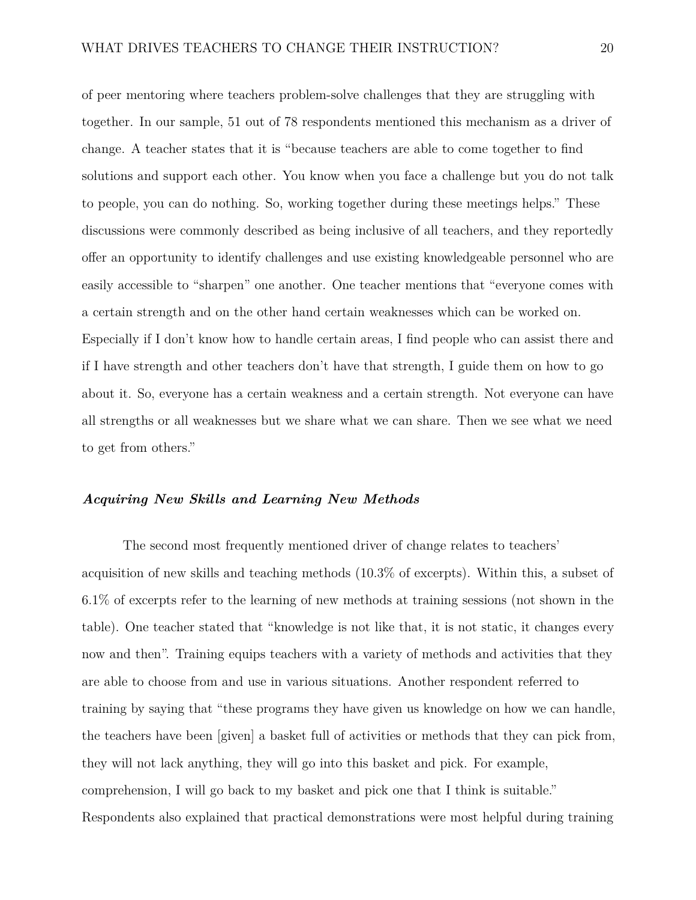of peer mentoring where teachers problem-solve challenges that they are struggling with together. In our sample, 51 out of 78 respondents mentioned this mechanism as a driver of change. A teacher states that it is "because teachers are able to come together to find solutions and support each other. You know when you face a challenge but you do not talk to people, you can do nothing. So, working together during these meetings helps." These discussions were commonly described as being inclusive of all teachers, and they reportedly offer an opportunity to identify challenges and use existing knowledgeable personnel who are easily accessible to "sharpen" one another. One teacher mentions that "everyone comes with a certain strength and on the other hand certain weaknesses which can be worked on. Especially if I don't know how to handle certain areas, I find people who can assist there and if I have strength and other teachers don't have that strength, I guide them on how to go about it. So, everyone has a certain weakness and a certain strength. Not everyone can have all strengths or all weaknesses but we share what we can share. Then we see what we need to get from others."

### *Acquiring New Skills and Learning New Methods*

The second most frequently mentioned driver of change relates to teachers' acquisition of new skills and teaching methods (10.3% of excerpts). Within this, a subset of 6.1% of excerpts refer to the learning of new methods at training sessions (not shown in the table). One teacher stated that "knowledge is not like that, it is not static, it changes every now and then". Training equips teachers with a variety of methods and activities that they are able to choose from and use in various situations. Another respondent referred to training by saying that "these programs they have given us knowledge on how we can handle, the teachers have been [given] a basket full of activities or methods that they can pick from, they will not lack anything, they will go into this basket and pick. For example, comprehension, I will go back to my basket and pick one that I think is suitable." Respondents also explained that practical demonstrations were most helpful during training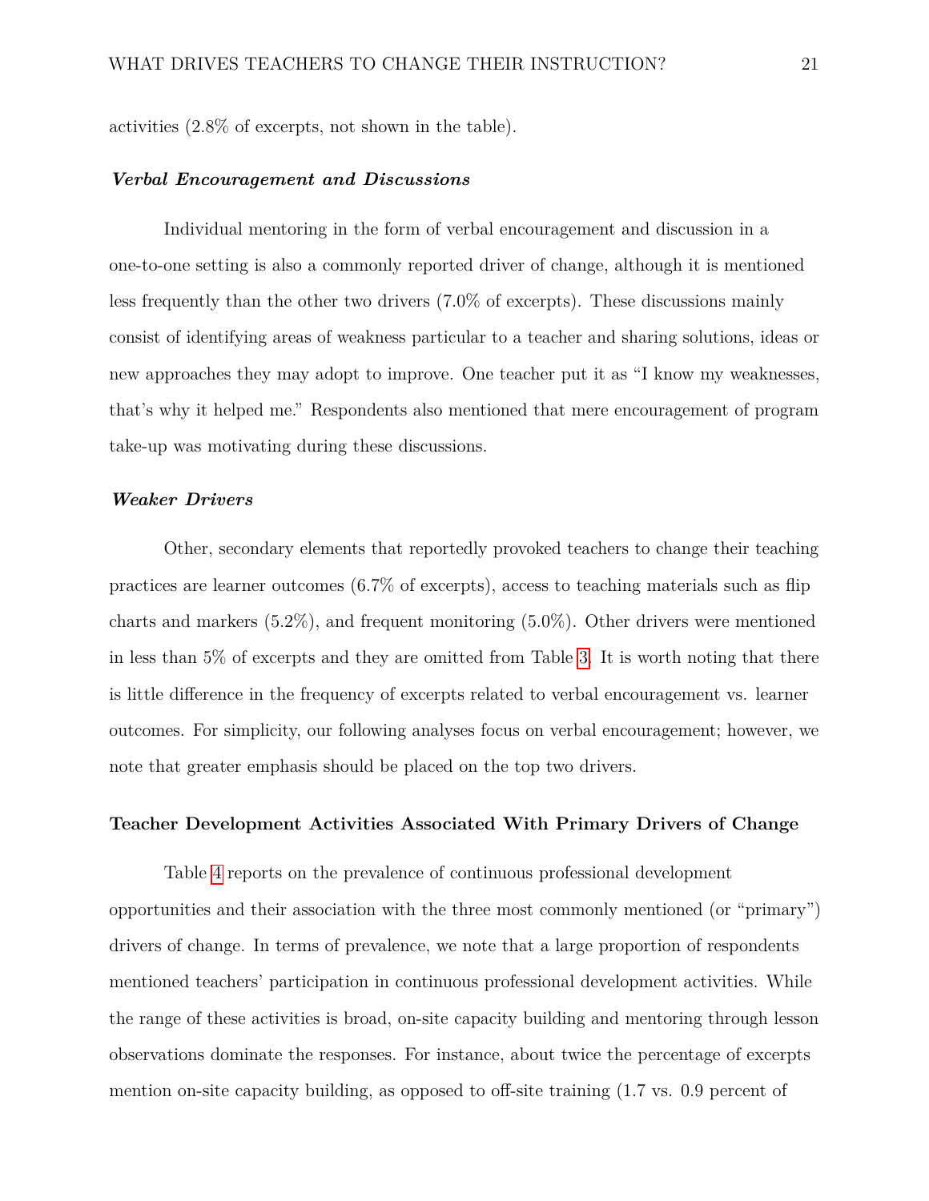activities (2.8% of excerpts, not shown in the table).

### ***Verbal Encouragement and Discussions***

Individual mentoring in the form of verbal encouragement and discussion in a one-to-one setting is also a commonly reported driver of change, although it is mentioned less frequently than the other two drivers (7.0% of excerpts). These discussions mainly consist of identifying areas of weakness particular to a teacher and sharing solutions, ideas or new approaches they may adopt to improve. One teacher put it as "I know my weaknesses, that's why it helped me." Respondents also mentioned that mere encouragement of program take-up was motivating during these discussions.

### ***Weaker Drivers***

Other, secondary elements that reportedly provoked teachers to change their teaching practices are learner outcomes (6.7% of excerpts), access to teaching materials such as flip charts and markers (5.2%), and frequent monitoring (5.0%). Other drivers were mentioned in less than 5% of excerpts and they are omitted from Table 3. It is worth noting that there is little difference in the frequency of excerpts related to verbal encouragement vs. learner outcomes. For simplicity, our following analyses focus on verbal encouragement; however, we note that greater emphasis should be placed on the top two drivers.

## **Teacher Development Activities Associated With Primary Drivers of Change**

Table 4 reports on the prevalence of continuous professional development opportunities and their association with the three most commonly mentioned (or "primary") drivers of change. In terms of prevalence, we note that a large proportion of respondents mentioned teachers' participation in continuous professional development activities. While the range of these activities is broad, on-site capacity building and mentoring through lesson observations dominate the responses. For instance, about twice the percentage of excerpts mention on-site capacity building, as opposed to off-site training (1.7 vs. 0.9 percent of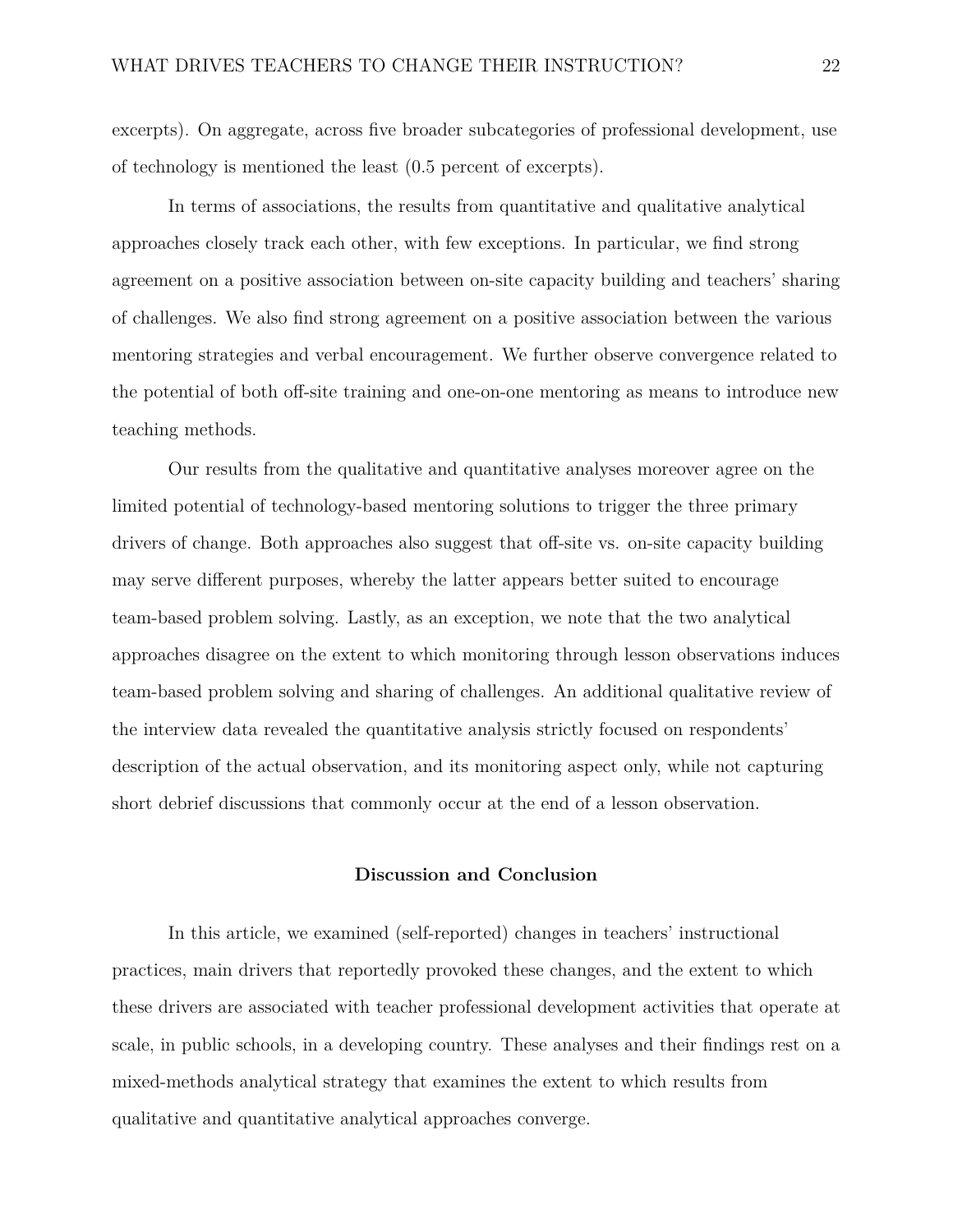excerpts). On aggregate, across five broader subcategories of professional development, use of technology is mentioned the least (0.5 percent of excerpts).

In terms of associations, the results from quantitative and qualitative analytical approaches closely track each other, with few exceptions. In particular, we find strong agreement on a positive association between on-site capacity building and teachers' sharing of challenges. We also find strong agreement on a positive association between the various mentoring strategies and verbal encouragement. We further observe convergence related to the potential of both off-site training and one-on-one mentoring as means to introduce new teaching methods.

Our results from the qualitative and quantitative analyses moreover agree on the limited potential of technology-based mentoring solutions to trigger the three primary drivers of change. Both approaches also suggest that off-site vs. on-site capacity building may serve different purposes, whereby the latter appears better suited to encourage team-based problem solving. Lastly, as an exception, we note that the two analytical approaches disagree on the extent to which monitoring through lesson observations induces team-based problem solving and sharing of challenges. An additional qualitative review of the interview data revealed the quantitative analysis strictly focused on respondents' description of the actual observation, and its monitoring aspect only, while not capturing short debrief discussions that commonly occur at the end of a lesson observation.

## Discussion and Conclusion

In this article, we examined (self-reported) changes in teachers' instructional practices, main drivers that reportedly provoked these changes, and the extent to which these drivers are associated with teacher professional development activities that operate at scale, in public schools, in a developing country. These analyses and their findings rest on a mixed-methods analytical strategy that examines the extent to which results from qualitative and quantitative analytical approaches converge.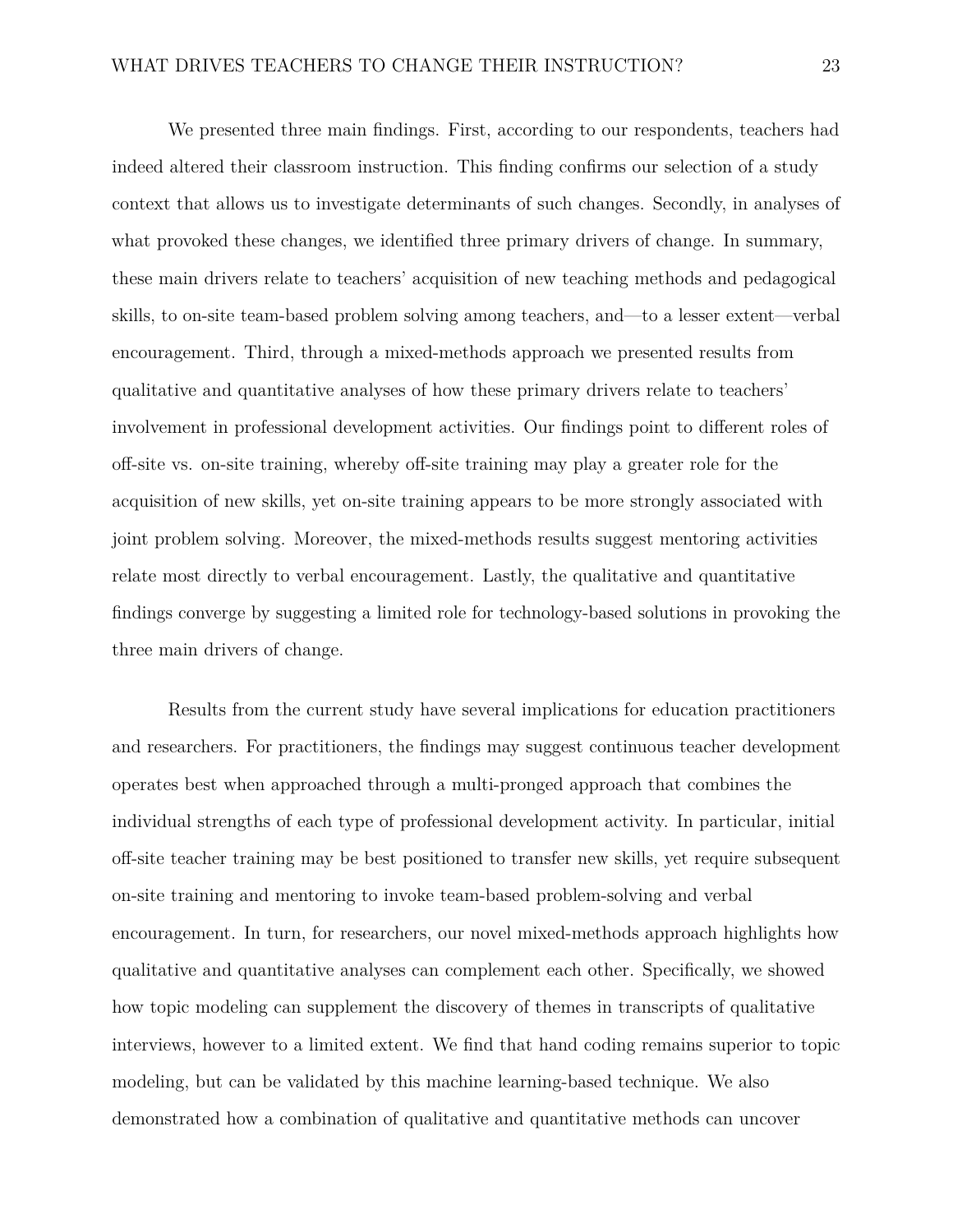We presented three main findings. First, according to our respondents, teachers had indeed altered their classroom instruction. This finding confirms our selection of a study context that allows us to investigate determinants of such changes. Secondly, in analyses of what provoked these changes, we identified three primary drivers of change. In summary, these main drivers relate to teachers' acquisition of new teaching methods and pedagogical skills, to on-site team-based problem solving among teachers, and—to a lesser extent—verbal encouragement. Third, through a mixed-methods approach we presented results from qualitative and quantitative analyses of how these primary drivers relate to teachers' involvement in professional development activities. Our findings point to different roles of off-site vs. on-site training, whereby off-site training may play a greater role for the acquisition of new skills, yet on-site training appears to be more strongly associated with joint problem solving. Moreover, the mixed-methods results suggest mentoring activities relate most directly to verbal encouragement. Lastly, the qualitative and quantitative findings converge by suggesting a limited role for technology-based solutions in provoking the three main drivers of change.

Results from the current study have several implications for education practitioners and researchers. For practitioners, the findings may suggest continuous teacher development operates best when approached through a multi-pronged approach that combines the individual strengths of each type of professional development activity. In particular, initial off-site teacher training may be best positioned to transfer new skills, yet require subsequent on-site training and mentoring to invoke team-based problem-solving and verbal encouragement. In turn, for researchers, our novel mixed-methods approach highlights how qualitative and quantitative analyses can complement each other. Specifically, we showed how topic modeling can supplement the discovery of themes in transcripts of qualitative interviews, however to a limited extent. We find that hand coding remains superior to topic modeling, but can be validated by this machine learning-based technique. We also demonstrated how a combination of qualitative and quantitative methods can uncover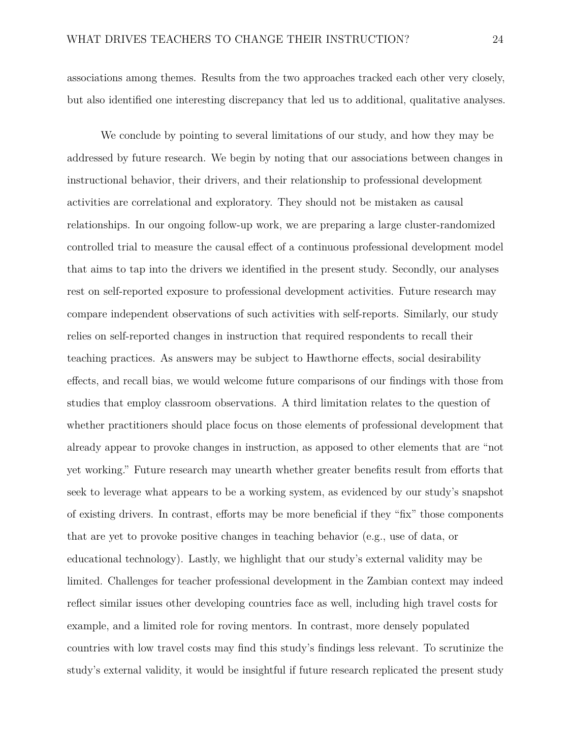associations among themes. Results from the two approaches tracked each other very closely, but also identified one interesting discrepancy that led us to additional, qualitative analyses.

We conclude by pointing to several limitations of our study, and how they may be addressed by future research. We begin by noting that our associations between changes in instructional behavior, their drivers, and their relationship to professional development activities are correlational and exploratory. They should not be mistaken as causal relationships. In our ongoing follow-up work, we are preparing a large cluster-randomized controlled trial to measure the causal effect of a continuous professional development model that aims to tap into the drivers we identified in the present study. Secondly, our analyses rest on self-reported exposure to professional development activities. Future research may compare independent observations of such activities with self-reports. Similarly, our study relies on self-reported changes in instruction that required respondents to recall their teaching practices. As answers may be subject to Hawthorne effects, social desirability effects, and recall bias, we would welcome future comparisons of our findings with those from studies that employ classroom observations. A third limitation relates to the question of whether practitioners should place focus on those elements of professional development that already appear to provoke changes in instruction, as apposed to other elements that are "not yet working." Future research may unearth whether greater benefits result from efforts that seek to leverage what appears to be a working system, as evidenced by our study's snapshot of existing drivers. In contrast, efforts may be more beneficial if they "fix" those components that are yet to provoke positive changes in teaching behavior (e.g., use of data, or educational technology). Lastly, we highlight that our study's external validity may be limited. Challenges for teacher professional development in the Zambian context may indeed reflect similar issues other developing countries face as well, including high travel costs for example, and a limited role for roving mentors. In contrast, more densely populated countries with low travel costs may find this study's findings less relevant. To scrutinize the study's external validity, it would be insightful if future research replicated the present study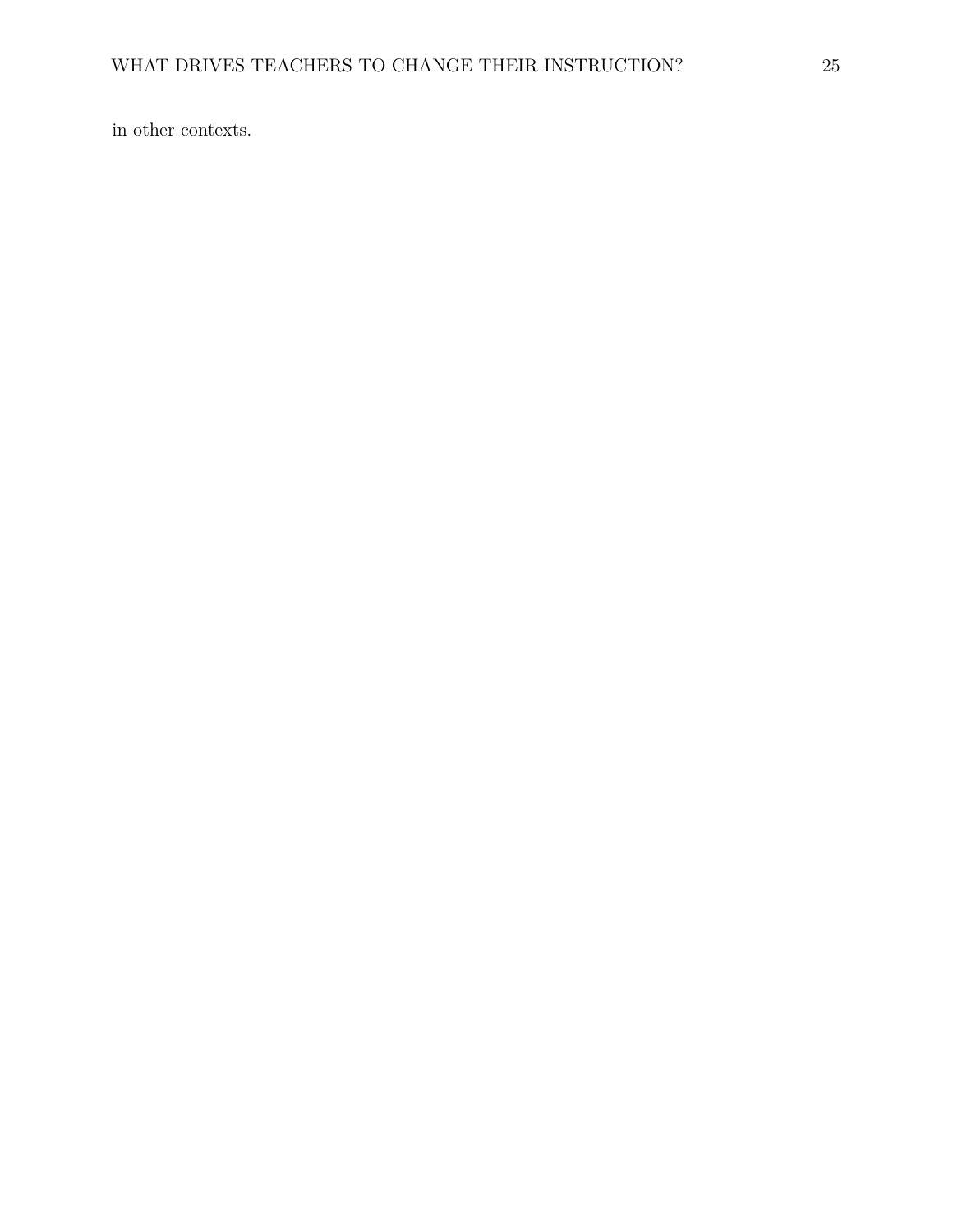in other contexts.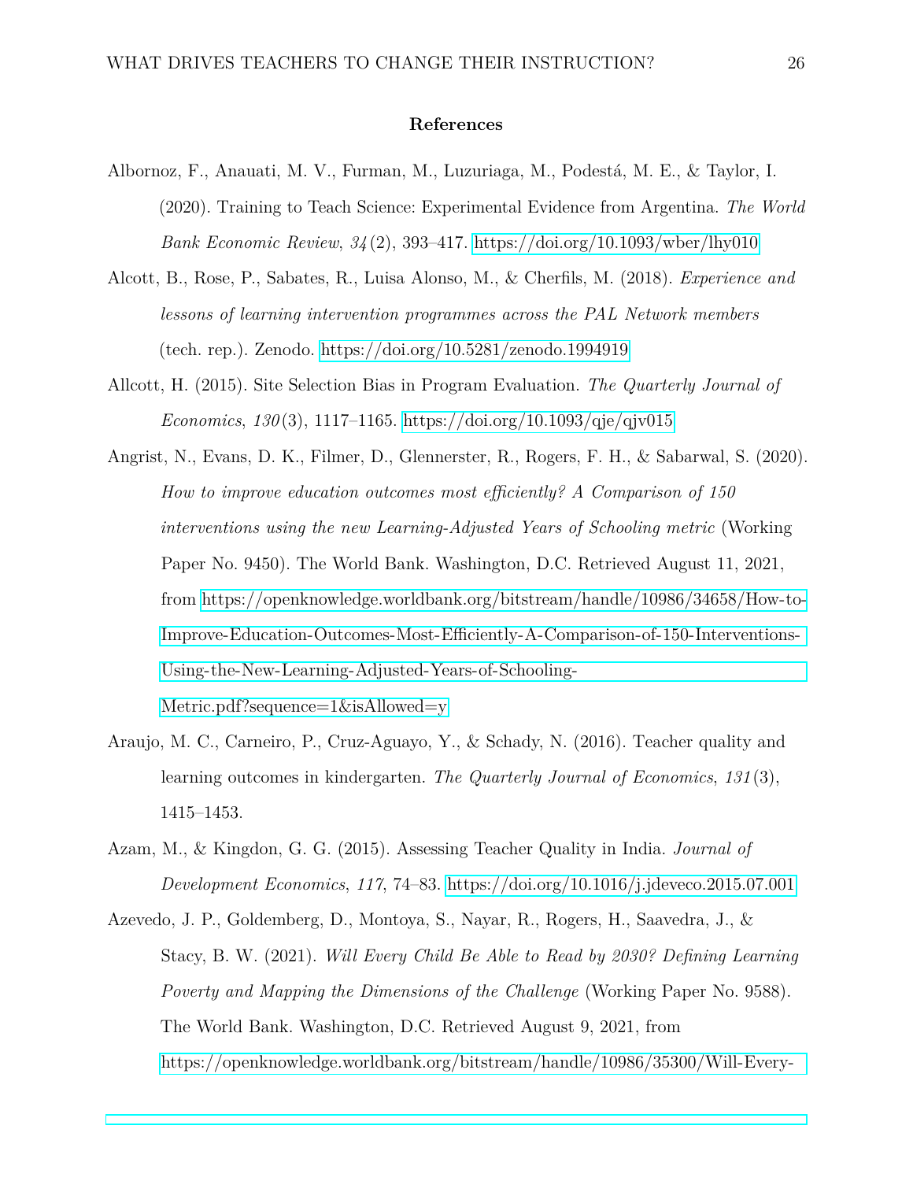## References

Albornoz, F., Anauati, M. V., Furman, M., Luzuriaga, M., Podestá, M. E., & Taylor, I. (2020). Training to Teach Science: Experimental Evidence from Argentina. *The World Bank Economic Review*, *34*(2), 393–417. https://doi.org/10.1093/wber/lhy010

Alcott, B., Rose, P., Sabates, R., Luisa Alonso, M., & Cherfils, M. (2018). *Experience and lessons of learning intervention programmes across the PAL Network members* (tech. rep.). Zenodo. https://doi.org/10.5281/zenodo.1994919

Allcott, H. (2015). Site Selection Bias in Program Evaluation. *The Quarterly Journal of Economics*, *130*(3), 1117–1165. https://doi.org/10.1093/qje/qjv015

Angrist, N., Evans, D. K., Filmer, D., Glennerster, R., Rogers, F. H., & Sabarwal, S. (2020). *How to improve education outcomes most efficiently? A Comparison of 150 interventions using the new Learning-Adjusted Years of Schooling metric* (Working Paper No. 9450). The World Bank. Washington, D.C. Retrieved August 11, 2021, from https://openknowledge.worldbank.org/bitstream/handle/10986/34658/How-to-Improve-Education-Outcomes-Most-Efficiently-A-Comparison-of-150-Interventions-Using-the-New-Learning-Adjusted-Years-of-Schooling-Metric.pdf?sequence=1&isAllowed=y

Araujo, M. C., Carneiro, P., Cruz-Aguayo, Y., & Schady, N. (2016). Teacher quality and learning outcomes in kindergarten. *The Quarterly Journal of Economics*, *131*(3), 1415–1453.

Azam, M., & Kingdon, G. G. (2015). Assessing Teacher Quality in India. *Journal of Development Economics*, *117*, 74–83. https://doi.org/10.1016/j.jdeveco.2015.07.001

Azevedo, J. P., Goldemberg, D., Montoya, S., Nayar, R., Rogers, H., Saavedra, J., & Stacy, B. W. (2021). *Will Every Child Be Able to Read by 2030? Defining Learning Poverty and Mapping the Dimensions of the Challenge* (Working Paper No. 9588). The World Bank. Washington, D.C. Retrieved August 9, 2021, from https://openknowledge.worldbank.org/bitstream/handle/10986/35300/Will-Every-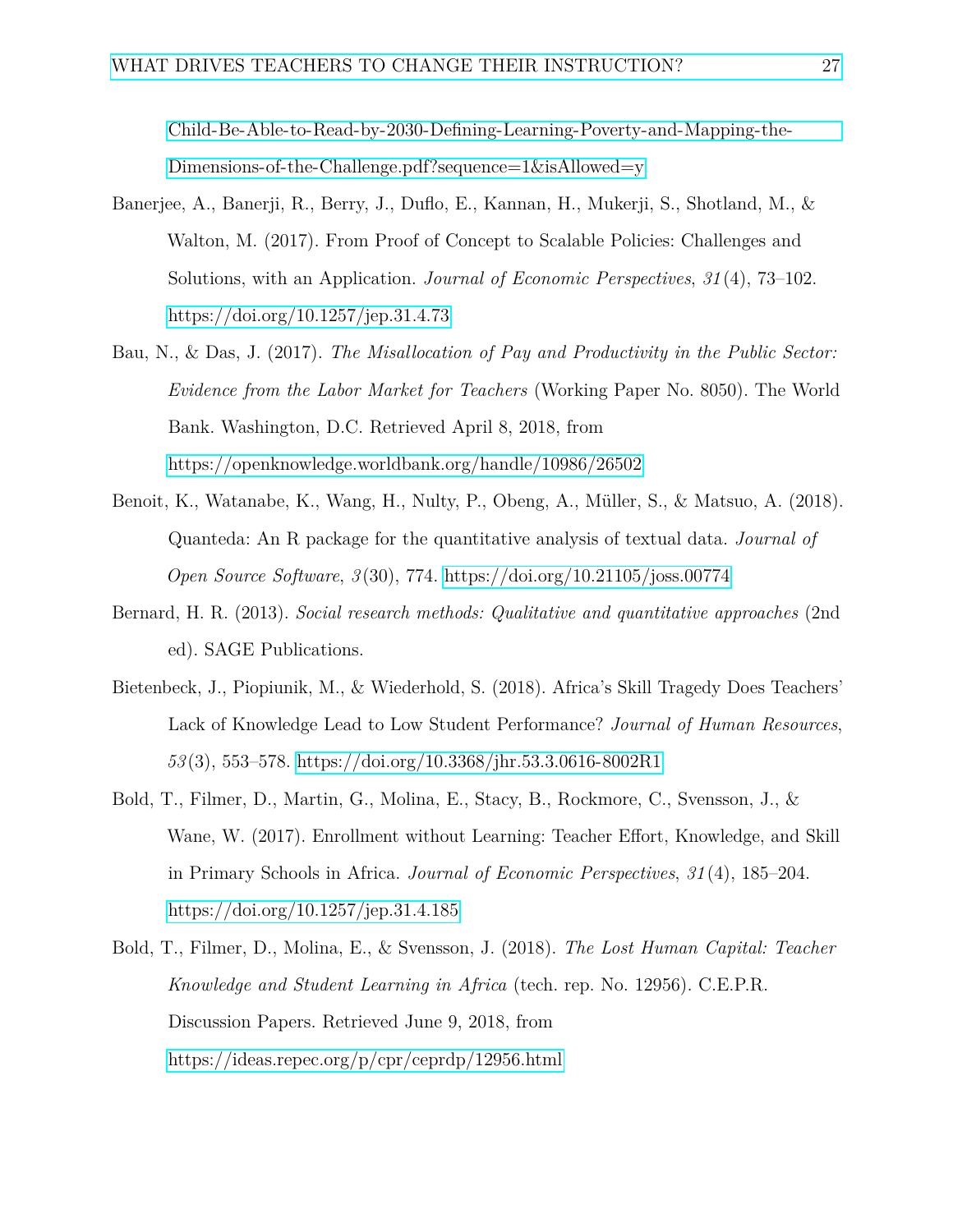Child-Be-Able-to-Read-by-2030-Defining-Learning-Poverty-and-Mapping-the-Dimensions-of-the-Challenge.pdf?sequence=1&isAllowed=y

Banerjee, A., Banerji, R., Berry, J., Duflo, E., Kannan, H., Mukerji, S., Shotland, M., & Walton, M. (2017). From Proof of Concept to Scalable Policies: Challenges and Solutions, with an Application. *Journal of Economic Perspectives*, *31*(4), 73–102. https://doi.org/10.1257/jep.31.4.73

Bau, N., & Das, J. (2017). *The Misallocation of Pay and Productivity in the Public Sector: Evidence from the Labor Market for Teachers* (Working Paper No. 8050). The World Bank. Washington, D.C. Retrieved April 8, 2018, from https://openknowledge.worldbank.org/handle/10986/26502

Benoit, K., Watanabe, K., Wang, H., Nulty, P., Obeng, A., Müller, S., & Matsuo, A. (2018). Quanteda: An R package for the quantitative analysis of textual data. *Journal of Open Source Software*, *3*(30), 774. https://doi.org/10.21105/joss.00774

Bernard, H. R. (2013). *Social research methods: Qualitative and quantitative approaches* (2nd ed). SAGE Publications.

Bietenbeck, J., Piopiunik, M., & Wiederhold, S. (2018). Africa's Skill Tragedy Does Teachers' Lack of Knowledge Lead to Low Student Performance? *Journal of Human Resources*, *53*(3), 553–578. https://doi.org/10.3368/jhr.53.3.0616-8002R1

Bold, T., Filmer, D., Martin, G., Molina, E., Stacy, B., Rockmore, C., Svensson, J., & Wane, W. (2017). Enrollment without Learning: Teacher Effort, Knowledge, and Skill in Primary Schools in Africa. *Journal of Economic Perspectives*, *31*(4), 185–204. https://doi.org/10.1257/jep.31.4.185

Bold, T., Filmer, D., Molina, E., & Svensson, J. (2018). *The Lost Human Capital: Teacher Knowledge and Student Learning in Africa* (tech. rep. No. 12956). C.E.P.R. Discussion Papers. Retrieved June 9, 2018, from https://ideas.repec.org/p/cpr/ceprdp/12956.html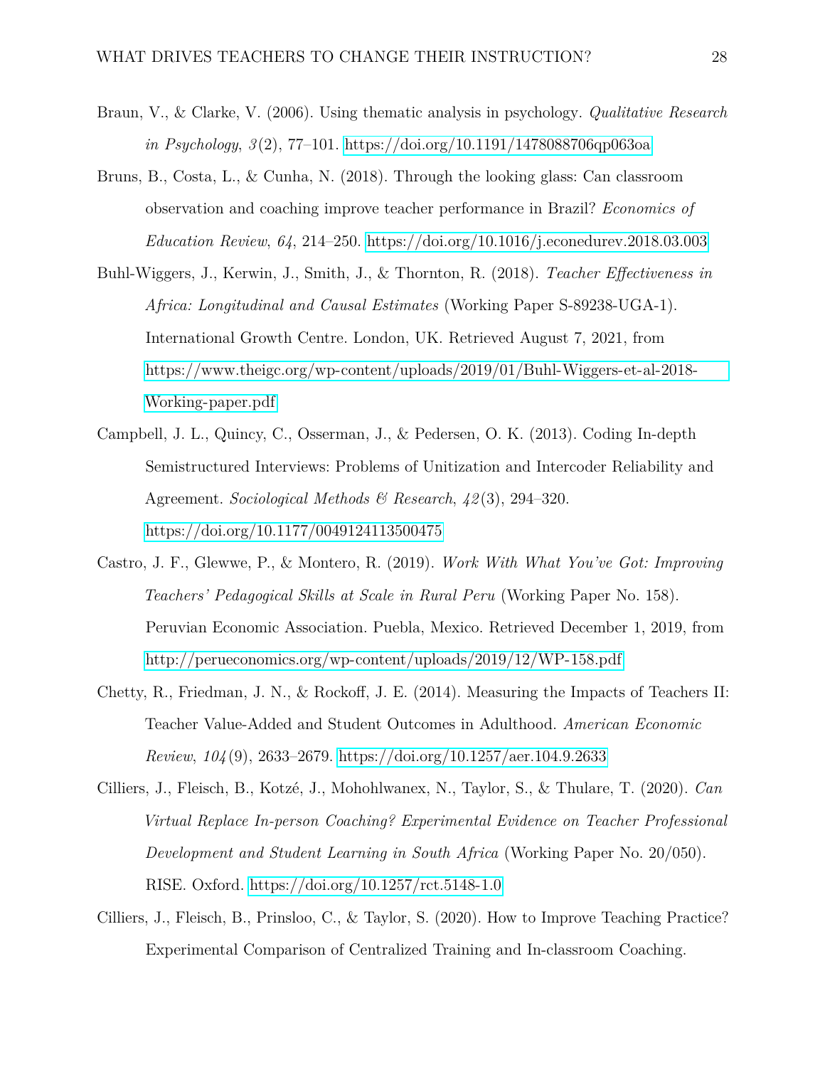Braun, V., & Clarke, V. (2006). Using thematic analysis in psychology. *Qualitative Research in Psychology*, *3*(2), 77–101. https://doi.org/10.1191/1478088706qp063oa

Bruns, B., Costa, L., & Cunha, N. (2018). Through the looking glass: Can classroom observation and coaching improve teacher performance in Brazil? *Economics of Education Review*, *64*, 214–250. https://doi.org/10.1016/j.econedurev.2018.03.003

Buhl-Wiggers, J., Kerwin, J., Smith, J., & Thornton, R. (2018). *Teacher Effectiveness in Africa: Longitudinal and Causal Estimates* (Working Paper S-89238-UGA-1). International Growth Centre. London, UK. Retrieved August 7, 2021, from https://www.theigc.org/wp-content/uploads/2019/01/Buhl-Wiggers-et-al-2018-Working-paper.pdf

Campbell, J. L., Quincy, C., Osserman, J., & Pedersen, O. K. (2013). Coding In-depth Semistructured Interviews: Problems of Unitization and Intercoder Reliability and Agreement. *Sociological Methods & Research*, *42*(3), 294–320. https://doi.org/10.1177/0049124113500475

Castro, J. F., Glewwe, P., & Montero, R. (2019). *Work With What You've Got: Improving Teachers' Pedagogical Skills at Scale in Rural Peru* (Working Paper No. 158). Peruvian Economic Association. Puebla, Mexico. Retrieved December 1, 2019, from http://perueconomics.org/wp-content/uploads/2019/12/WP-158.pdf

Chetty, R., Friedman, J. N., & Rockoff, J. E. (2014). Measuring the Impacts of Teachers II: Teacher Value-Added and Student Outcomes in Adulthood. *American Economic Review*, *104*(9), 2633–2679. https://doi.org/10.1257/aer.104.9.2633

Cilliers, J., Fleisch, B., Kotzé, J., Mohohlwanex, N., Taylor, S., & Thulare, T. (2020). *Can Virtual Replace In-person Coaching? Experimental Evidence on Teacher Professional Development and Student Learning in South Africa* (Working Paper No. 20/050). RISE. Oxford. https://doi.org/10.1257/rct.5148-1.0

Cilliers, J., Fleisch, B., Prinsloo, C., & Taylor, S. (2020). How to Improve Teaching Practice? Experimental Comparison of Centralized Training and In-classroom Coaching.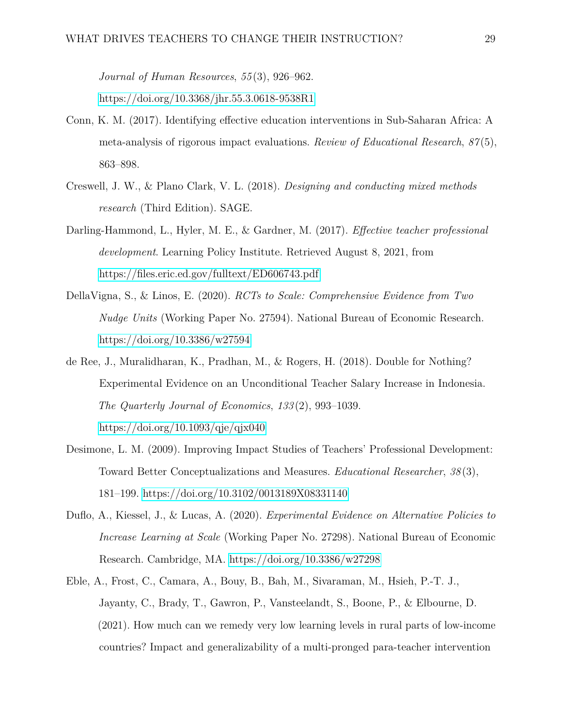*Journal of Human Resources*, *55*(3), 926–962. https://doi.org/10.3368/jhr.55.3.0618-9538R1

Conn, K. M. (2017). Identifying effective education interventions in Sub-Saharan Africa: A meta-analysis of rigorous impact evaluations. *Review of Educational Research*, *87*(5), 863–898.

Creswell, J. W., & Plano Clark, V. L. (2018). *Designing and conducting mixed methods research* (Third Edition). SAGE.

Darling-Hammond, L., Hyler, M. E., & Gardner, M. (2017). *Effective teacher professional development*. Learning Policy Institute. Retrieved August 8, 2021, from https://files.eric.ed.gov/fulltext/ED606743.pdf

DellaVigna, S., & Linos, E. (2020). *RCTs to Scale: Comprehensive Evidence from Two Nudge Units* (Working Paper No. 27594). National Bureau of Economic Research. https://doi.org/10.3386/w27594

de Ree, J., Muralidharan, K., Pradhan, M., & Rogers, H. (2018). Double for Nothing? Experimental Evidence on an Unconditional Teacher Salary Increase in Indonesia. *The Quarterly Journal of Economics*, *133*(2), 993–1039. https://doi.org/10.1093/qje/qjx040

Desimone, L. M. (2009). Improving Impact Studies of Teachers' Professional Development: Toward Better Conceptualizations and Measures. *Educational Researcher*, *38*(3), 181–199. https://doi.org/10.3102/0013189X08331140

Duflo, A., Kiessel, J., & Lucas, A. (2020). *Experimental Evidence on Alternative Policies to Increase Learning at Scale* (Working Paper No. 27298). National Bureau of Economic Research. Cambridge, MA. https://doi.org/10.3386/w27298

Eble, A., Frost, C., Camara, A., Bouy, B., Bah, M., Sivaraman, M., Hsieh, P.-T. J., Jayanty, C., Brady, T., Gawron, P., Vansteelandt, S., Boone, P., & Elbourne, D. (2021). How much can we remedy very low learning levels in rural parts of low-income countries? Impact and generalizability of a multi-pronged para-teacher intervention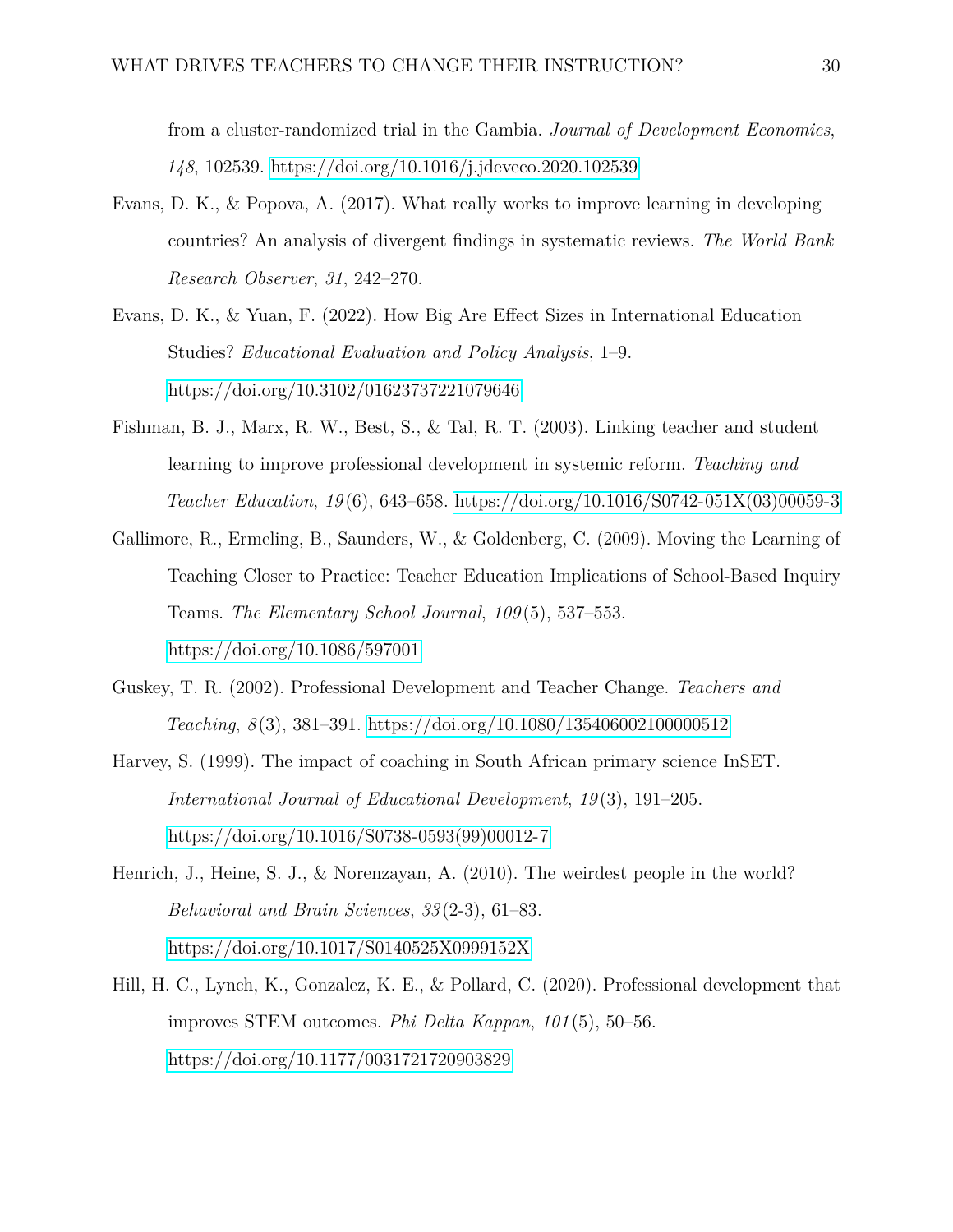from a cluster-randomized trial in the Gambia. *Journal of Development Economics*, *148*, 102539. https://doi.org/10.1016/j.jdeveco.2020.102539

Evans, D. K., & Popova, A. (2017). What really works to improve learning in developing countries? An analysis of divergent findings in systematic reviews. *The World Bank Research Observer*, *31*, 242–270.

Evans, D. K., & Yuan, F. (2022). How Big Are Effect Sizes in International Education Studies? *Educational Evaluation and Policy Analysis*, 1–9. https://doi.org/10.3102/01623737221079646

Fishman, B. J., Marx, R. W., Best, S., & Tal, R. T. (2003). Linking teacher and student learning to improve professional development in systemic reform. *Teaching and Teacher Education*, *19*(6), 643–658. https://doi.org/10.1016/S0742-051X(03)00059-3

Gallimore, R., Ermeling, B., Saunders, W., & Goldenberg, C. (2009). Moving the Learning of Teaching Closer to Practice: Teacher Education Implications of School-Based Inquiry Teams. *The Elementary School Journal*, *109*(5), 537–553. https://doi.org/10.1086/597001

Guskey, T. R. (2002). Professional Development and Teacher Change. *Teachers and Teaching*, *8*(3), 381–391. https://doi.org/10.1080/135406002100000512

Harvey, S. (1999). The impact of coaching in South African primary science InSET. *International Journal of Educational Development*, *19*(3), 191–205. https://doi.org/10.1016/S0738-0593(99)00012-7

Henrich, J., Heine, S. J., & Norenzayan, A. (2010). The weirdest people in the world? *Behavioral and Brain Sciences*, *33*(2-3), 61–83. https://doi.org/10.1017/S0140525X0999152X

Hill, H. C., Lynch, K., Gonzalez, K. E., & Pollard, C. (2020). Professional development that improves STEM outcomes. *Phi Delta Kappan*, *101*(5), 50–56. https://doi.org/10.1177/0031721720903829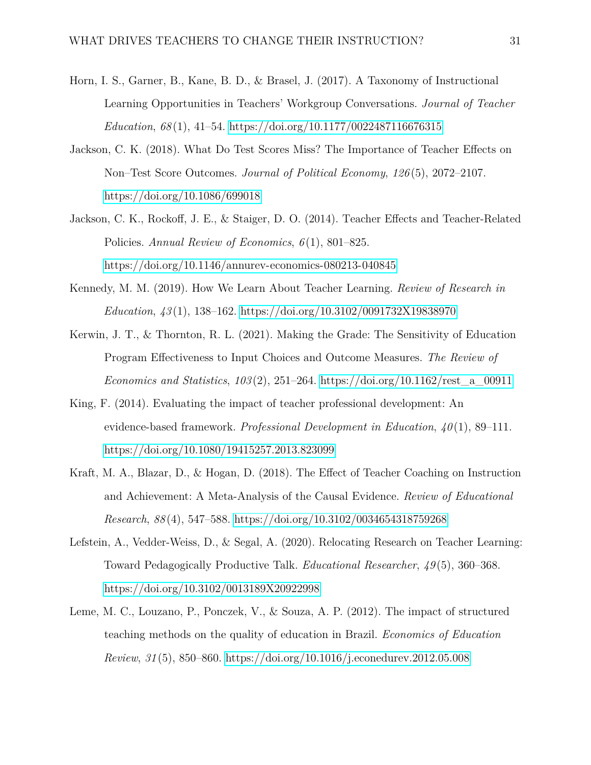Horn, I. S., Garner, B., Kane, B. D., & Brasel, J. (2017). A Taxonomy of Instructional Learning Opportunities in Teachers' Workgroup Conversations. *Journal of Teacher Education*, *68*(1), 41–54. https://doi.org/10.1177/0022487116676315

Jackson, C. K. (2018). What Do Test Scores Miss? The Importance of Teacher Effects on Non–Test Score Outcomes. *Journal of Political Economy*, *126*(5), 2072–2107. https://doi.org/10.1086/699018

Jackson, C. K., Rockoff, J. E., & Staiger, D. O. (2014). Teacher Effects and Teacher-Related Policies. *Annual Review of Economics*, *6*(1), 801–825. https://doi.org/10.1146/annurev-economics-080213-040845

Kennedy, M. M. (2019). How We Learn About Teacher Learning. *Review of Research in Education*, *43*(1), 138–162. https://doi.org/10.3102/0091732X19838970

Kerwin, J. T., & Thornton, R. L. (2021). Making the Grade: The Sensitivity of Education Program Effectiveness to Input Choices and Outcome Measures. *The Review of Economics and Statistics*, *103*(2), 251–264. https://doi.org/10.1162/rest_a_00911

King, F. (2014). Evaluating the impact of teacher professional development: An evidence-based framework. *Professional Development in Education*, *40*(1), 89–111. https://doi.org/10.1080/19415257.2013.823099

Kraft, M. A., Blazar, D., & Hogan, D. (2018). The Effect of Teacher Coaching on Instruction and Achievement: A Meta-Analysis of the Causal Evidence. *Review of Educational Research*, *88*(4), 547–588. https://doi.org/10.3102/0034654318759268

Lefstein, A., Vedder-Weiss, D., & Segal, A. (2020). Relocating Research on Teacher Learning: Toward Pedagogically Productive Talk. *Educational Researcher*, *49*(5), 360–368. https://doi.org/10.3102/0013189X20922998

Leme, M. C., Louzano, P., Ponczek, V., & Souza, A. P. (2012). The impact of structured teaching methods on the quality of education in Brazil. *Economics of Education Review*, *31*(5), 850–860. https://doi.org/10.1016/j.econedurev.2012.05.008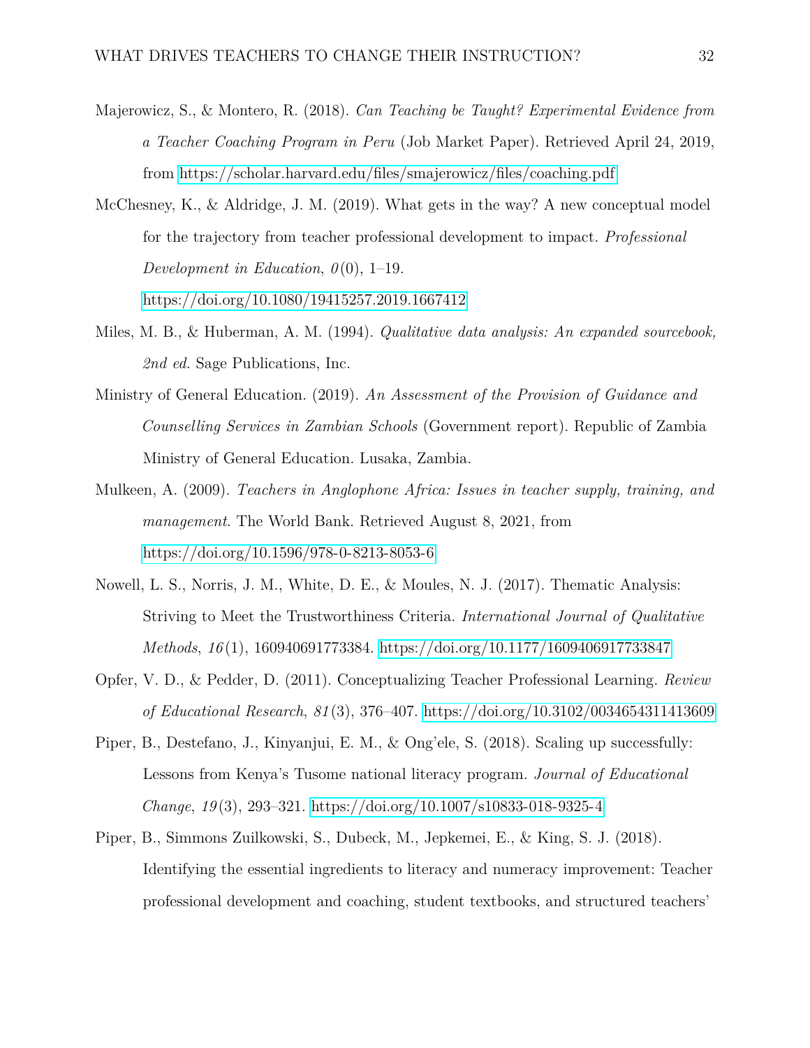Majerowicz, S., & Montero, R. (2018). *Can Teaching be Taught? Experimental Evidence from a Teacher Coaching Program in Peru* (Job Market Paper). Retrieved April 24, 2019, from https://scholar.harvard.edu/files/smajerowicz/files/coaching.pdf

McChesney, K., & Aldridge, J. M. (2019). What gets in the way? A new conceptual model for the trajectory from teacher professional development to impact. *Professional Development in Education*, *0*(0), 1–19. https://doi.org/10.1080/19415257.2019.1667412

Miles, M. B., & Huberman, A. M. (1994). *Qualitative data analysis: An expanded sourcebook, 2nd ed.* Sage Publications, Inc.

Ministry of General Education. (2019). *An Assessment of the Provision of Guidance and Counselling Services in Zambian Schools* (Government report). Republic of Zambia Ministry of General Education. Lusaka, Zambia.

Mulkeen, A. (2009). *Teachers in Anglophone Africa: Issues in teacher supply, training, and management*. The World Bank. Retrieved August 8, 2021, from https://doi.org/10.1596/978-0-8213-8053-6

Nowell, L. S., Norris, J. M., White, D. E., & Moules, N. J. (2017). Thematic Analysis: Striving to Meet the Trustworthiness Criteria. *International Journal of Qualitative Methods*, *16*(1), 160940691773384. https://doi.org/10.1177/1609406917733847

Opfer, V. D., & Pedder, D. (2011). Conceptualizing Teacher Professional Learning. *Review of Educational Research*, *81*(3), 376–407. https://doi.org/10.3102/0034654311413609

Piper, B., Destefano, J., Kinyanjui, E. M., & Ong'ele, S. (2018). Scaling up successfully: Lessons from Kenya's Tusome national literacy program. *Journal of Educational Change*, *19*(3), 293–321. https://doi.org/10.1007/s10833-018-9325-4

Piper, B., Simmons Zuilkowski, S., Dubeck, M., Jepkemei, E., & King, S. J. (2018). Identifying the essential ingredients to literacy and numeracy improvement: Teacher professional development and coaching, student textbooks, and structured teachers'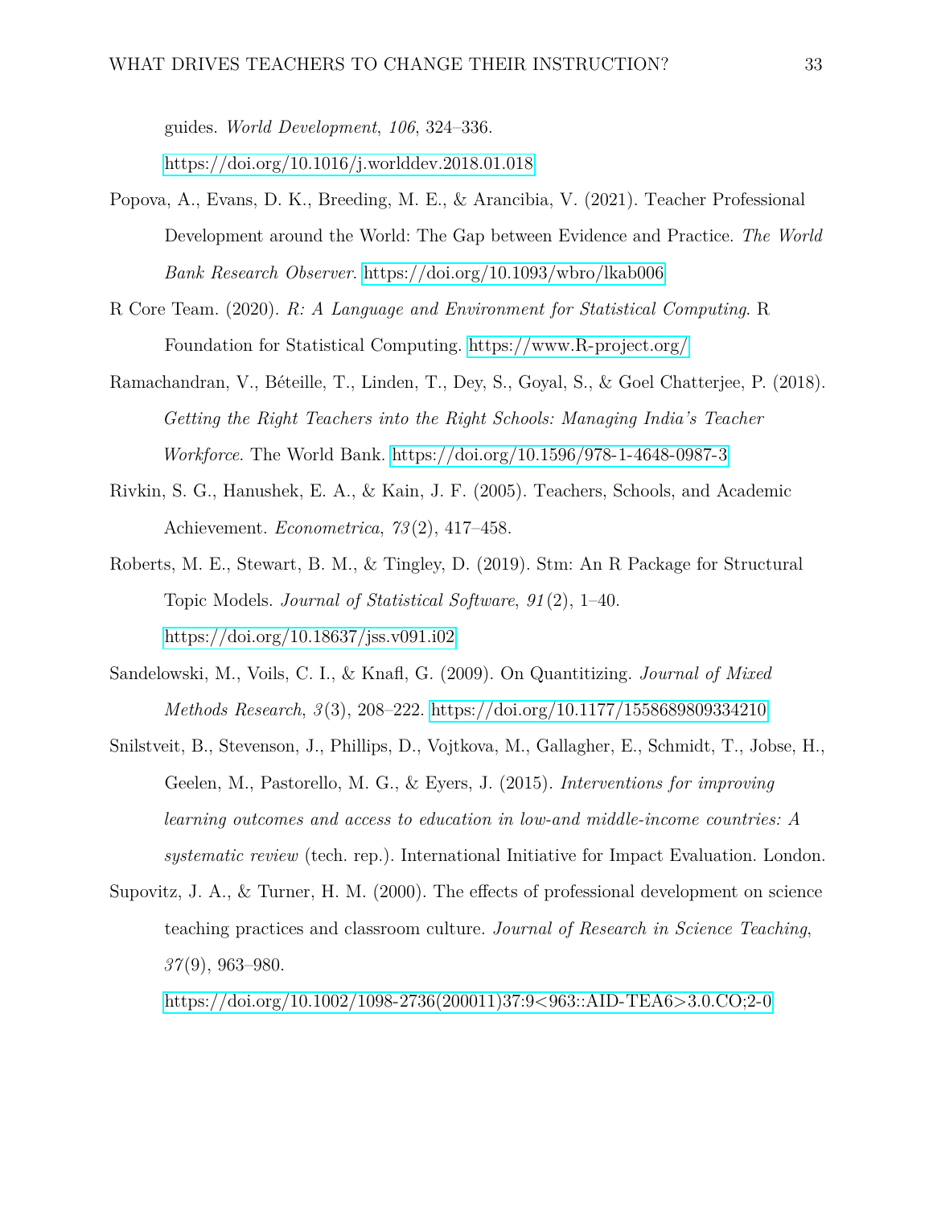guides. *World Development*, *106*, 324–336. https://doi.org/10.1016/j.worlddev.2018.01.018

Popova, A., Evans, D. K., Breeding, M. E., & Arancibia, V. (2021). Teacher Professional Development around the World: The Gap between Evidence and Practice. *The World Bank Research Observer*. https://doi.org/10.1093/wbro/lkab006

R Core Team. (2020). *R: A Language and Environment for Statistical Computing*. R Foundation for Statistical Computing. https://www.R-project.org/

Ramachandran, V., Béteille, T., Linden, T., Dey, S., Goyal, S., & Goel Chatterjee, P. (2018). *Getting the Right Teachers into the Right Schools: Managing India's Teacher Workforce*. The World Bank. https://doi.org/10.1596/978-1-4648-0987-3

Rivkin, S. G., Hanushek, E. A., & Kain, J. F. (2005). Teachers, Schools, and Academic Achievement. *Econometrica*, *73*(2), 417–458.

Roberts, M. E., Stewart, B. M., & Tingley, D. (2019). Stm: An R Package for Structural Topic Models. *Journal of Statistical Software*, *91*(2), 1–40. https://doi.org/10.18637/jss.v091.i02

Sandelowski, M., Voils, C. I., & Knafl, G. (2009). On Quantitizing. *Journal of Mixed Methods Research*, *3*(3), 208–222. https://doi.org/10.1177/1558689809334210

Snilstveit, B., Stevenson, J., Phillips, D., Vojtkova, M., Gallagher, E., Schmidt, T., Jobse, H., Geelen, M., Pastorello, M. G., & Eyers, J. (2015). *Interventions for improving learning outcomes and access to education in low-and middle-income countries: A systematic review* (tech. rep.). International Initiative for Impact Evaluation. London.

Supovitz, J. A., & Turner, H. M. (2000). The effects of professional development on science teaching practices and classroom culture. *Journal of Research in Science Teaching*, *37*(9), 963–980. https://doi.org/10.1002/1098-2736(200011)37:9<963::AID-TEA6>3.0.CO;2-0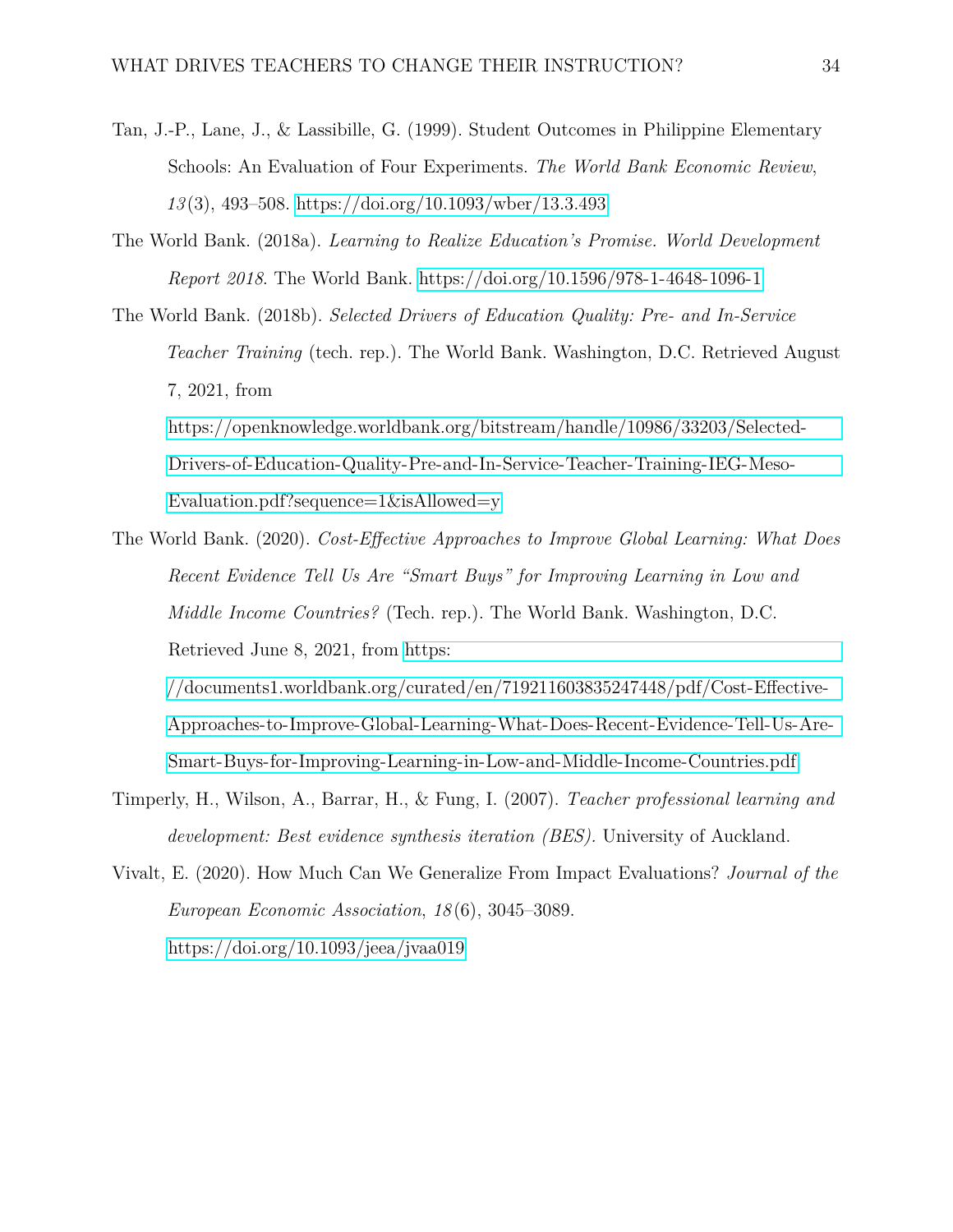Tan, J.-P., Lane, J., & Lassibille, G. (1999). Student Outcomes in Philippine Elementary Schools: An Evaluation of Four Experiments. *The World Bank Economic Review*, *13*(3), 493–508. https://doi.org/10.1093/wber/13.3.493

The World Bank. (2018a). *Learning to Realize Education's Promise. World Development Report 2018*. The World Bank. https://doi.org/10.1596/978-1-4648-1096-1

The World Bank. (2018b). *Selected Drivers of Education Quality: Pre- and In-Service Teacher Training* (tech. rep.). The World Bank. Washington, D.C. Retrieved August 7, 2021, from https://openknowledge.worldbank.org/bitstream/handle/10986/33203/Selected-Drivers-of-Education-Quality-Pre-and-In-Service-Teacher-Training-IEG-Meso-Evaluation.pdf?sequence=1&isAllowed=y

The World Bank. (2020). *Cost-Effective Approaches to Improve Global Learning: What Does Recent Evidence Tell Us Are "Smart Buys" for Improving Learning in Low and Middle Income Countries?* (Tech. rep.). The World Bank. Washington, D.C. Retrieved June 8, 2021, from https://documents1.worldbank.org/curated/en/719211603835247448/pdf/Cost-Effective-Approaches-to-Improve-Global-Learning-What-Does-Recent-Evidence-Tell-Us-Are-Smart-Buys-for-Improving-Learning-in-Low-and-Middle-Income-Countries.pdf

Timperly, H., Wilson, A., Barrar, H., & Fung, I. (2007). *Teacher professional learning and development: Best evidence synthesis iteration (BES).* University of Auckland.

Vivalt, E. (2020). How Much Can We Generalize From Impact Evaluations? *Journal of the European Economic Association*, *18*(6), 3045–3089. https://doi.org/10.1093/jeea/jvaa019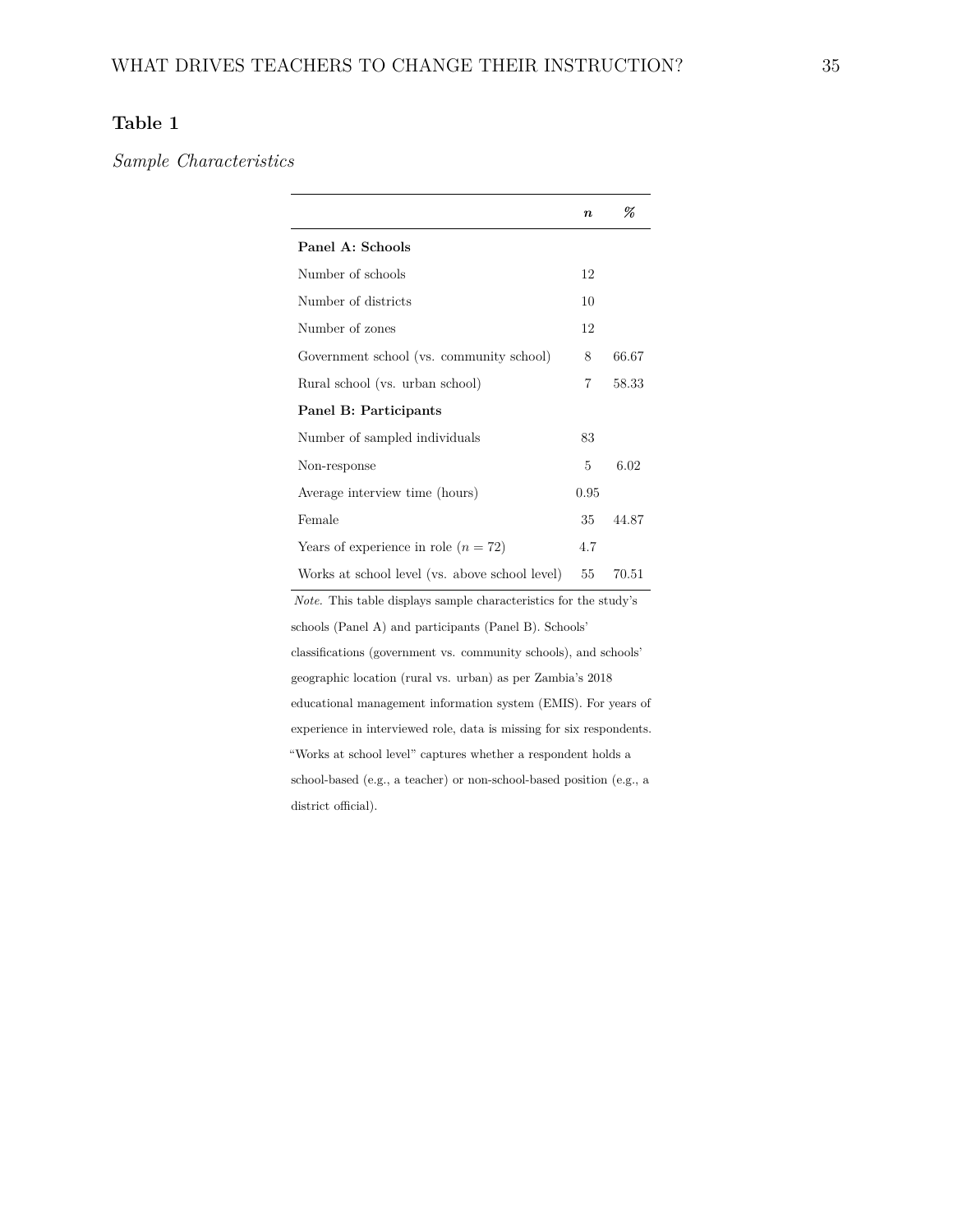**Table 1**

*Sample Characteristics*

| | ***n*** | ***%*** |
|---|---|---|
| **Panel A: Schools** | | |
| Number of schools | 12 | |
| Number of districts | 10 | |
| Number of zones | 12 | |
| Government school (vs. community school) | 8 | 66.67 |
| Rural school (vs. urban school) | 7 | 58.33 |
| **Panel B: Participants** | | |
| Number of sampled individuals | 83 | |
| Non-response | 5 | 6.02 |
| Average interview time (hours) | 0.95 | |
| Female | 35 | 44.87 |
| Years of experience in role ($n = 72$) | 4.7 | |
| Works at school level (vs. above school level) | 55 | 70.51 |

*Note.* This table displays sample characteristics for the study's schools (Panel A) and participants (Panel B). Schools' classifications (government vs. community schools), and schools' geographic location (rural vs. urban) as per Zambia's 2018 educational management information system (EMIS). For years of experience in interviewed role, data is missing for six respondents. "Works at school level" captures whether a respondent holds a school-based (e.g., a teacher) or non-school-based position (e.g., a district official).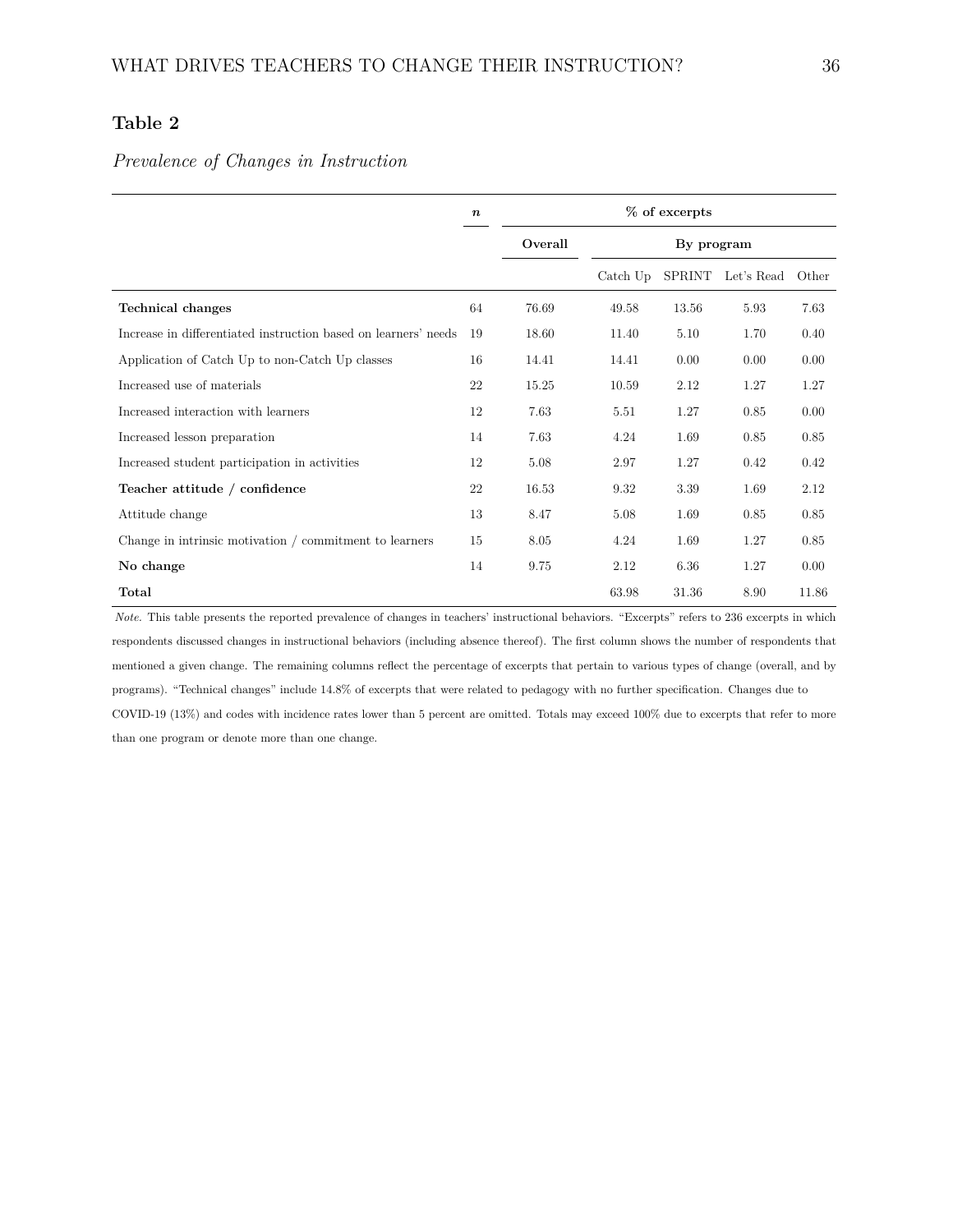**Table 2**

*Prevalence of Changes in Instruction*

| | *n* | % of excerpts | | | | |
|---|---|---|---|---|---|---|
| | | **Overall** | **By program** | | | |
| | | | Catch Up | SPRINT | Let's Read | Other |
| **Technical changes** | 64 | 76.69 | 49.58 | 13.56 | 5.93 | 7.63 |
| Increase in differentiated instruction based on learners' needs | 19 | 18.60 | 11.40 | 5.10 | 1.70 | 0.40 |
| Application of Catch Up to non-Catch Up classes | 16 | 14.41 | 14.41 | 0.00 | 0.00 | 0.00 |
| Increased use of materials | 22 | 15.25 | 10.59 | 2.12 | 1.27 | 1.27 |
| Increased interaction with learners | 12 | 7.63 | 5.51 | 1.27 | 0.85 | 0.00 |
| Increased lesson preparation | 14 | 7.63 | 4.24 | 1.69 | 0.85 | 0.85 |
| Increased student participation in activities | 12 | 5.08 | 2.97 | 1.27 | 0.42 | 0.42 |
| **Teacher attitude / confidence** | 22 | 16.53 | 9.32 | 3.39 | 1.69 | 2.12 |
| Attitude change | 13 | 8.47 | 5.08 | 1.69 | 0.85 | 0.85 |
| Change in intrinsic motivation / commitment to learners | 15 | 8.05 | 4.24 | 1.69 | 1.27 | 0.85 |
| **No change** | 14 | 9.75 | 2.12 | 6.36 | 1.27 | 0.00 |
| **Total** | | | 63.98 | 31.36 | 8.90 | 11.86 |

*Note.* This table presents the reported prevalence of changes in teachers' instructional behaviors. "Excerpts" refers to 236 excerpts in which respondents discussed changes in instructional behaviors (including absence thereof). The first column shows the number of respondents that mentioned a given change. The remaining columns reflect the percentage of excerpts that pertain to various types of change (overall, and by programs). "Technical changes" include 14.8% of excerpts that were related to pedagogy with no further specification. Changes due to COVID-19 (13%) and codes with incidence rates lower than 5 percent are omitted. Totals may exceed 100% due to excerpts that refer to more than one program or denote more than one change.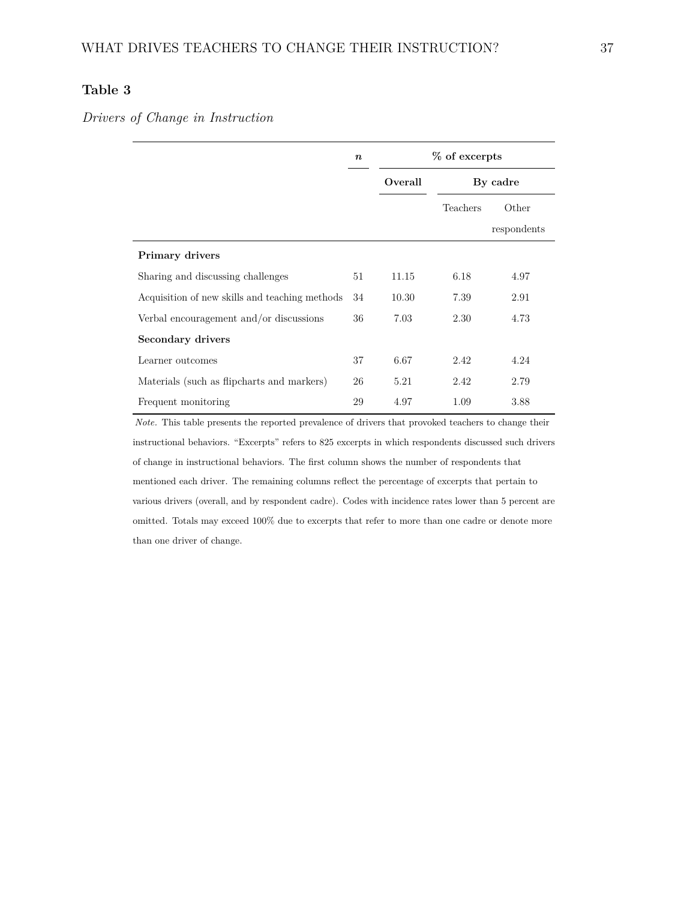**Table 3**

*Drivers of Change in Instruction*

| | *n* | % of excerpts | | |
|---|---|---|---|---|
| | | Overall | By cadre | |
| | | | Teachers | Other respondents |
| **Primary drivers** | | | | |
| Sharing and discussing challenges | 51 | 11.15 | 6.18 | 4.97 |
| Acquisition of new skills and teaching methods | 34 | 10.30 | 7.39 | 2.91 |
| Verbal encouragement and/or discussions | 36 | 7.03 | 2.30 | 4.73 |
| **Secondary drivers** | | | | |
| Learner outcomes | 37 | 6.67 | 2.42 | 4.24 |
| Materials (such as flipcharts and markers) | 26 | 5.21 | 2.42 | 2.79 |
| Frequent monitoring | 29 | 4.97 | 1.09 | 3.88 |

*Note.* This table presents the reported prevalence of drivers that provoked teachers to change their instructional behaviors. "Excerpts" refers to 825 excerpts in which respondents discussed such drivers of change in instructional behaviors. The first column shows the number of respondents that mentioned each driver. The remaining columns reflect the percentage of excerpts that pertain to various drivers (overall, and by respondent cadre). Codes with incidence rates lower than 5 percent are omitted. Totals may exceed 100% due to excerpts that refer to more than one cadre or denote more than one driver of change.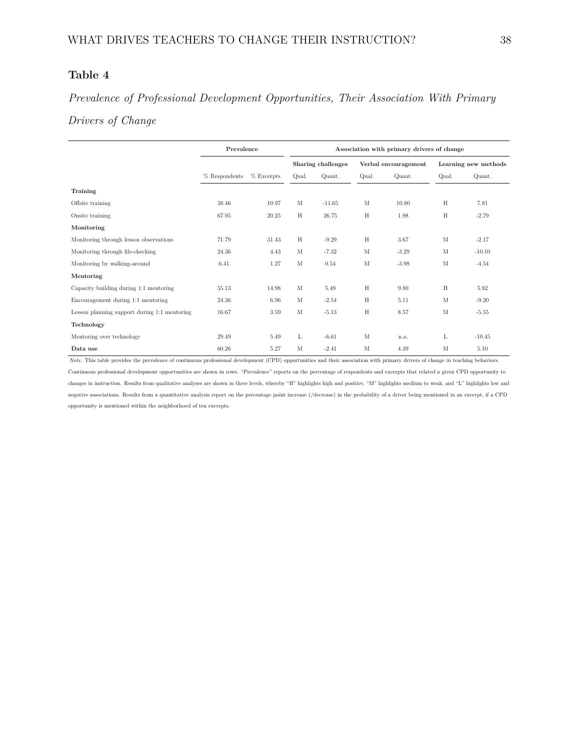**Table 4**

*Prevalence of Professional Development Opportunities, Their Association With Primary Drivers of Change*

| | Prevalence | | Association with primary drivers of change | | | | | |
|---|---|---|---|---|---|---|---|---|
| | | | Sharing challenges | | Verbal encouragement | | Learning new methods | |
| | % Respondents | % Excerpts | Qual. | Quant. | Qual. | Quant. | Qual. | Quant. |
| **Training** | | | | | | | | |
| Offsite training | 38.46 | 10.97 | M | -11.65 | M | 10.80 | H | 7.81 |
| Onsite training | 67.95 | 20.25 | H | 26.75 | H | 1.98 | H | -2.79 |
| **Monitoring** | | | | | | | | |
| Monitoring through lesson observations | 71.79 | 31.43 | H | -9.29 | H | 3.67 | M | -2.17 |
| Monitoring through file-checking | 24.36 | 4.43 | M | -7.32 | M | -3.29 | M | -10.10 |
| Monitoring by walking-around | 6.41 | 1.27 | M | 0.54 | M | -3.98 | M | -4.54 |
| **Mentoring** | | | | | | | | |
| Capacity building during 1:1 mentoring | 55.13 | 14.98 | M | 5.49 | H | 9.80 | H | 5.82 |
| Encouragement during 1:1 mentoring | 24.36 | 6.96 | M | -2.54 | H | 5.11 | M | -9.20 |
| Lesson planning support during 1:1 mentoring | 16.67 | 3.59 | M | -5.13 | H | 8.57 | M | -5.55 |
| **Technology** | | | | | | | | |
| Mentoring over technology | 29.49 | 5.49 | L | -6.61 | M | n.a. | L | -10.45 |
| **Data use** | 60.26 | 5.27 | M | -2.41 | M | 4.39 | M | 5.10 |

*Note.* This table provides the prevalence of continuous professional development (CPD) opportunities and their association with primary drivers of change in teaching behaviors. Continuous professional development opportunities are shown in rows. "Prevalence" reports on the percentage of respondents and excerpts that related a given CPD opportunity to changes in instruction. Results from qualitative analyses are shown in three levels, whereby "H" highlights high and positive, "M" highlights medium to weak, and "L" highlights low and negative associations. Results from a quantitative analysis report on the percentage point increase (/decrease) in the probability of a driver being mentioned in an excerpt, if a CPD opportunity is mentioned within the neighborhood of ten excerpts.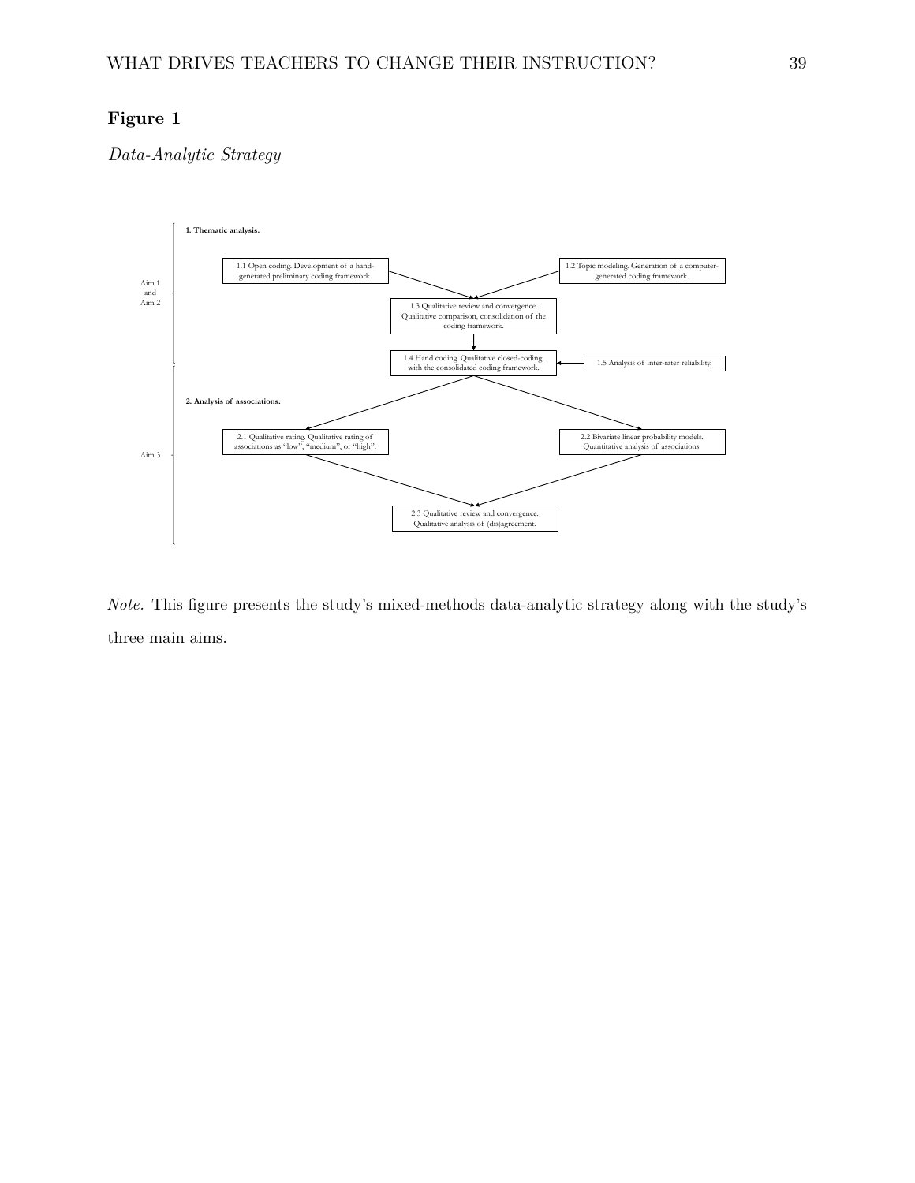**Figure 1**

*Data-Analytic Strategy*

Aim 1 and Aim 2

**1. Thematic analysis.**

1.1 Open coding. Development of a hand-generated preliminary coding framework.

1.2 Topic modeling. Generation of a computer-generated coding framework.

1.3 Qualitative review and convergence. Qualitative comparison, consolidation of the coding framework.

1.4 Hand coding. Qualitative closed-coding, with the consolidated coding framework.

1.5 Analysis of inter-rater reliability.

Aim 3

**2. Analysis of associations.**

2.1 Qualitative rating. Qualitative rating of associations as "low", "medium", or "high".

2.2 Bivariate linear probability models. Quantitative analysis of associations.

2.3 Qualitative review and convergence. Qualitative analysis of (dis)agreement.

*Note.* This figure presents the study's mixed-methods data-analytic strategy along with the study's three main aims.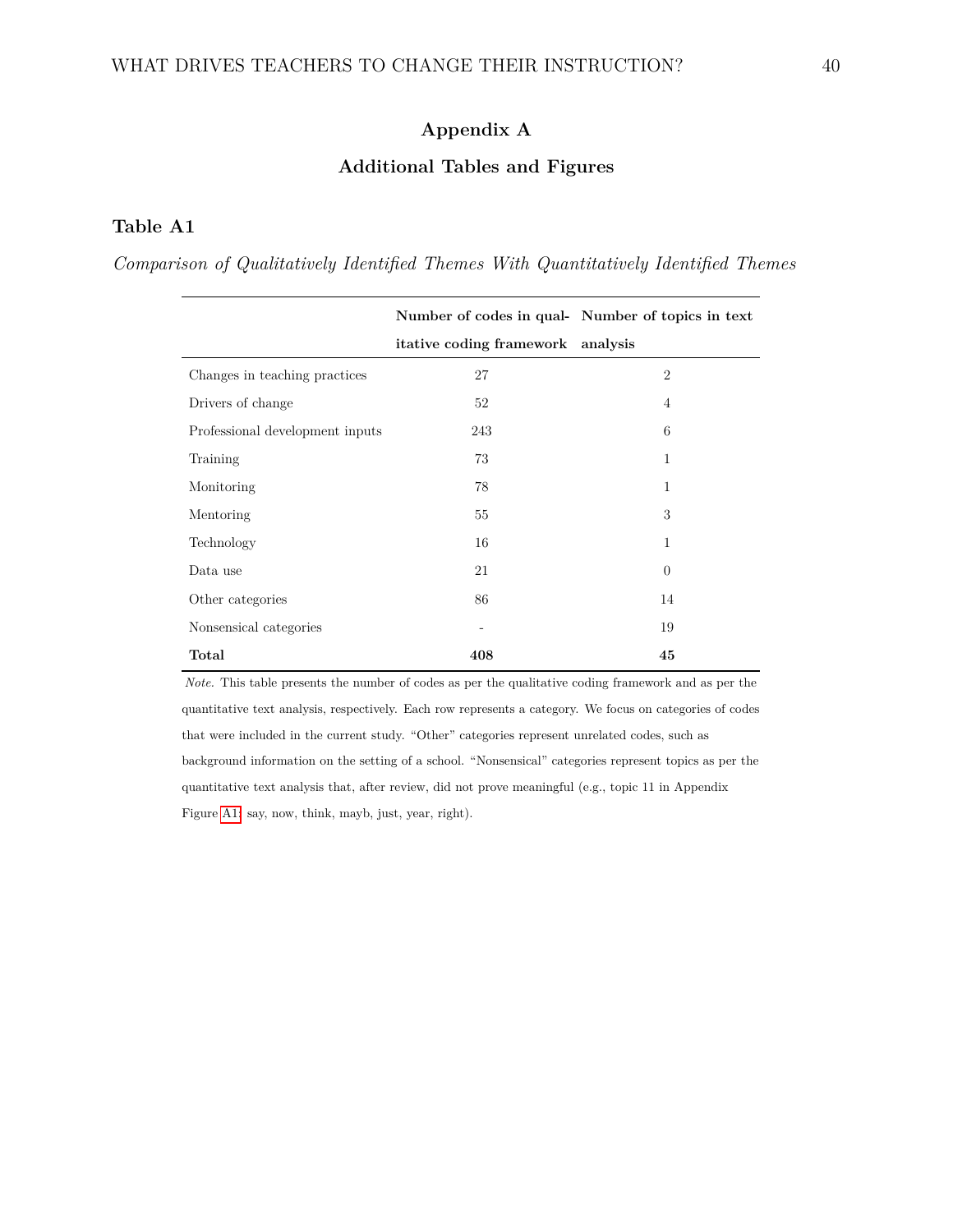# Appendix A

## Additional Tables and Figures

**Table A1**

*Comparison of Qualitatively Identified Themes With Quantitatively Identified Themes*

| | Number of codes in qualitative coding framework | Number of topics in text analysis |
|---|---|---|
| Changes in teaching practices | 27 | 2 |
| Drivers of change | 52 | 4 |
| Professional development inputs | 243 | 6 |
| Training | 73 | 1 |
| Monitoring | 78 | 1 |
| Mentoring | 55 | 3 |
| Technology | 16 | 1 |
| Data use | 21 | 0 |
| Other categories | 86 | 14 |
| Nonsensical categories | - | 19 |
| **Total** | **408** | **45** |

*Note.* This table presents the number of codes as per the qualitative coding framework and as per the quantitative text analysis, respectively. Each row represents a category. We focus on categories of codes that were included in the current study. "Other" categories represent unrelated codes, such as background information on the setting of a school. "Nonsensical" categories represent topics as per the quantitative text analysis that, after review, did not prove meaningful (e.g., topic 11 in Appendix Figure A1: say, now, think, mayb, just, year, right).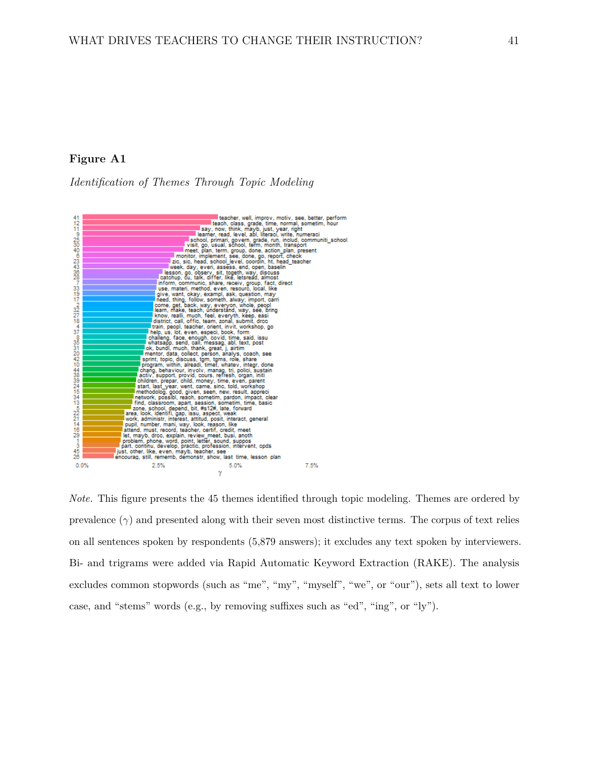**Figure A1**

*Identification of Themes Through Topic Modeling*

| Topic | Terms |
|---|---|
| 41 | teacher, well, improv, motiv, see, better, perform |
| 12 | teach, class, grade, time, normal, sometim, hour |
| 11 | say, now, think, mayb, just, year, right |
| 9 | learner, read, level, abl, literaci, write, numeraci |
| 25 | school, primari, govern, grade, run, includ, communiti_school |
| 30 | visit, go, usual, school, term, month, transport |
| 40 | meet, plan, term, group, done, action_plan, present |
| 6 | monitor, implement, see, done, go, report, check |
| 23 | zic, sic, head, school_level, coordin, ht, head_teacher |
| 43 | week, day, everi, assess, end, open, baselin |
| 36 | lesson, go, observ, sit, togeth, way, discuss |
| 28 | catchup, cu, talk, differ, like, letsread, almost |
| 7 | inform, communic, share, receiv, group, fact, direct |
| 33 | use, materi, method, even, resourc, local, like |
| 19 | give, want, okay, exampl, ask, question, may |
| 17 | need, thing, follow, someth, alway, import, carri |
| 2 | come, get, back, way, everyon, whole, peopl |
| 32 | learn, make, teach, understand, way, see, bring |
| 27 | know, realli, much, feel, everyth, keep, easi |
| 18 | district, call, offic, team, zonal, submit, drcc |
| 4 | train, peopl, teacher, orient, invit, workshop, go |
| 37 | help, us, lot, even, especi, book, form |
| 8 | challeng, face, enough, covid, time, said, issu |
| 35 | whatsapp, send, call, messag, abl, text, post |
| 31 | ok, bundl, much, thank, great, j, airtim |
| 20 | mentor, data, collect, person, analys, coach, see |
| 42 | sprint, topic, discuss, tgm, tgms, role, share |
| 10 | program, within, alreadi, timet, whatev, integr, done |
| 44 | chang, behaviour, involv, manag, tri, polici, sustain |
| 38 | activ, support, provid, cours, refresh, organ, initi |
| 39 | children, prepar, child, money, time, even, parent |
| 24 | start, last_year, went, came, sinc, told, workshop |
| 15 | methodolog, good, given, seen, new, result, appreci |
| 34 | network, possibl, reach, sometim, pardon, impact, clear |
| 13 | find, classroom, apart, session, sometim, time, basic |
| 5 | zone, school, depend, bit, #s12#, late, forward |
| 22 | area, look, identifi, gap, issu, aspect, weak |
| 21 | work, administr, interest, attitud, posit, interact, general |
| 14 | pupil, number, mani, way, look, reason, like |
| 16 | attend, must, record, teacher, certif, credit, meet |
| 29 | let, mayb, drcc, explain, review_meet, busi, anoth |
| 1 | problem, phone, word, point, letter, sound, suppos |
| 3 | part, continu, develop, practic, profession, intervent, opds |
| 45 | just, other, like, even, mayb, teacher, see |
| 26 | encourag, still, rememb, demonstr, show, last_time, lesson_plan |

*Note.* This figure presents the 45 themes identified through topic modeling. Themes are ordered by prevalence ($\gamma$) and presented along with their seven most distinctive terms. The corpus of text relies on all sentences spoken by respondents (5,879 answers); it excludes any text spoken by interviewers. Bi- and trigrams were added via Rapid Automatic Keyword Extraction (RAKE). The analysis excludes common stopwords (such as “me”, “my”, “myself”, “we”, or “our”), sets all text to lower case, and “stems” words (e.g., by removing suffixes such as “ed”, “ing”, or “ly”).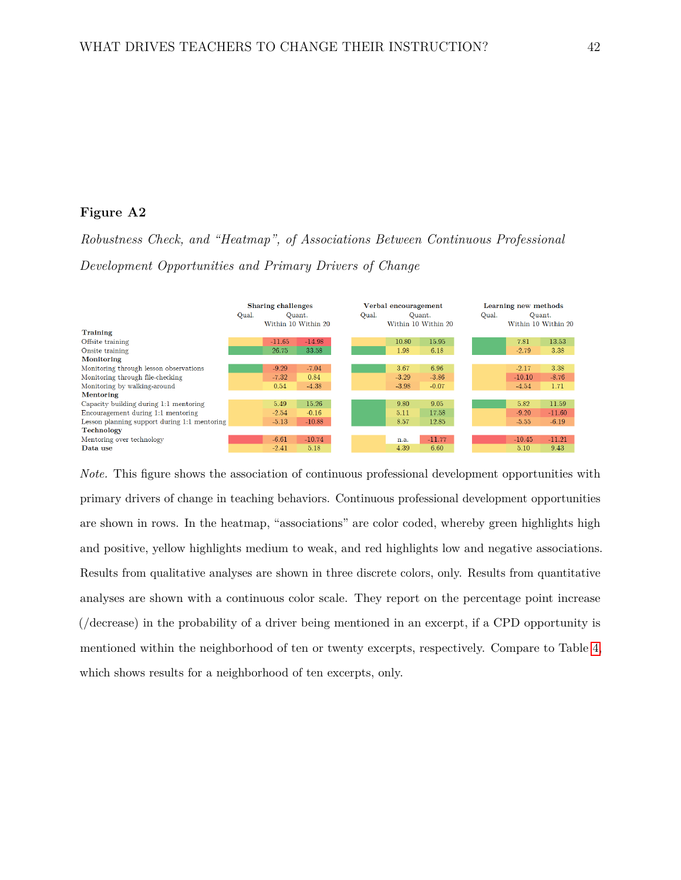**Figure A2**

*Robustness Check, and "Heatmap", of Associations Between Continuous Professional Development Opportunities and Primary Drivers of Change*

| | Sharing challenges | | | Verbal encouragement | | | Learning new methods | | |
|---|---|---|---|---|---|---|---|---|---|
| | Qual. | Quant. | | Qual. | Quant. | | Qual. | Quant. | |
| | | Within 10 | Within 20 | | Within 10 | Within 20 | | Within 10 | Within 20 |
| **Training** | | | | | | | | | |
| Offsite training | | -11.65 | -14.98 | | 10.80 | 15.95 | | 7.81 | 13.53 |
| Onsite training | | 26.75 | 33.58 | | 1.98 | 6.18 | | -2.79 | 3.38 |
| **Monitoring** | | | | | | | | | |
| Monitoring through lesson observations | | -9.29 | -7.04 | | 3.67 | 6.96 | | -2.17 | 3.38 |
| Monitoring through file-checking | | -7.32 | 0.84 | | -3.29 | -3.86 | | -10.10 | -8.76 |
| Monitoring by walking-around | | 0.54 | -4.38 | | -3.98 | -0.07 | | -4.54 | 1.71 |
| **Mentoring** | | | | | | | | | |
| Capacity building during 1:1 mentoring | | 5.49 | 15.26 | | 9.80 | 9.05 | | 5.82 | 11.59 |
| Encouragement during 1:1 mentoring | | -2.54 | -0.16 | | 5.11 | 17.58 | | -9.20 | -11.60 |
| Lesson planning support during 1:1 mentoring | | -5.13 | -10.88 | | 8.57 | 12.85 | | -5.55 | -6.19 |
| **Technology** | | | | | | | | | |
| Mentoring over technology | | -6.61 | -10.74 | | n.a. | -11.77 | | -10.45 | -11.21 |
| **Data use** | | -2.41 | 5.18 | | 4.39 | 6.60 | | 5.10 | 9.43 |

*Note.* This figure shows the association of continuous professional development opportunities with primary drivers of change in teaching behaviors. Continuous professional development opportunities are shown in rows. In the heatmap, "associations" are color coded, whereby green highlights high and positive, yellow highlights medium to weak, and red highlights low and negative associations. Results from qualitative analyses are shown in three discrete colors, only. Results from quantitative analyses are shown with a continuous color scale. They report on the percentage point increase (/decrease) in the probability of a driver being mentioned in an excerpt, if a CPD opportunity is mentioned within the neighborhood of ten or twenty excerpts, respectively. Compare to Table 4, which shows results for a neighborhood of ten excerpts, only.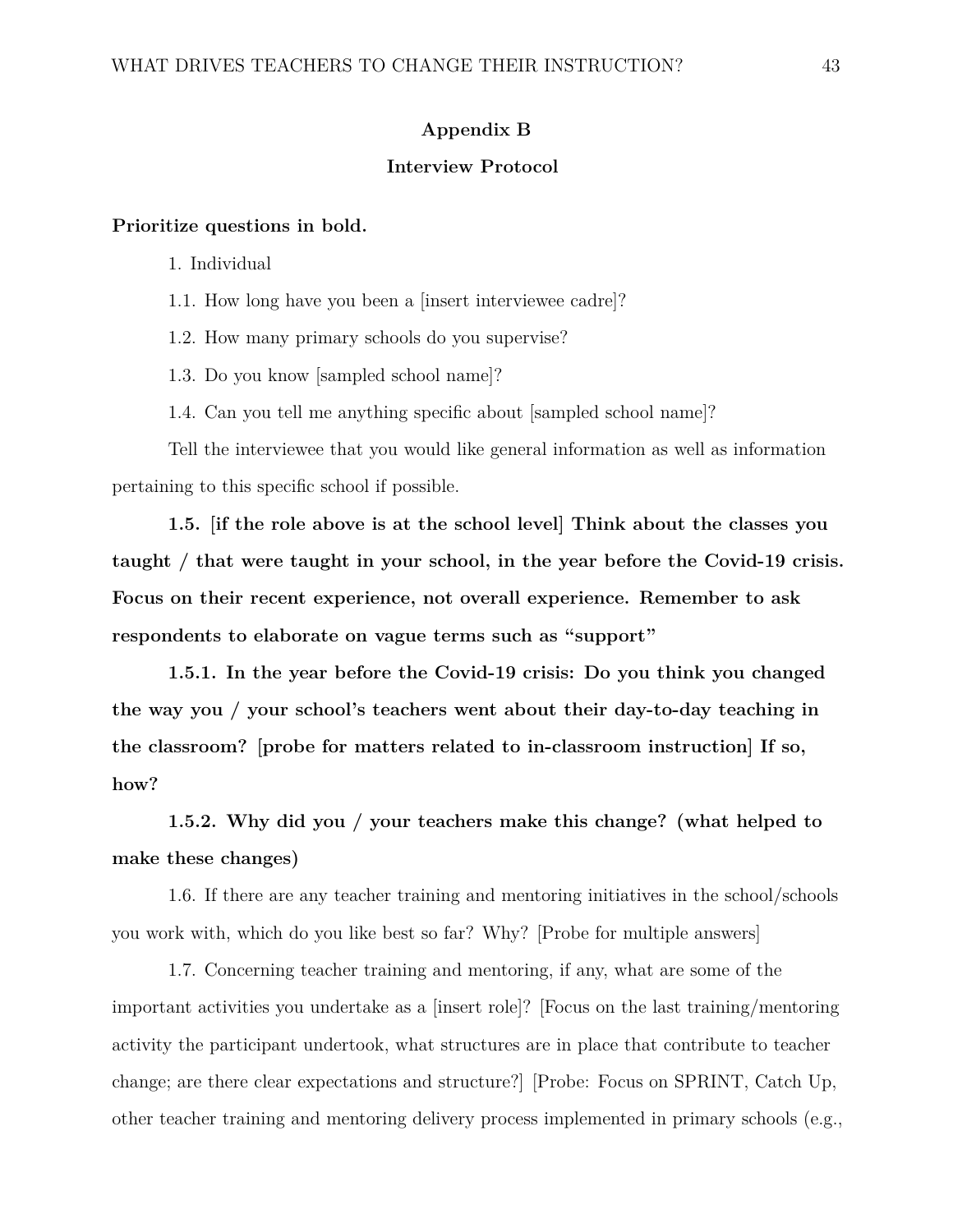## Appendix B

### Interview Protocol

**Prioritize questions in bold.**

1. Individual

1.1. How long have you been a [insert interviewee cadre]?

1.2. How many primary schools do you supervise?

1.3. Do you know [sampled school name]?

1.4. Can you tell me anything specific about [sampled school name]?

Tell the interviewee that you would like general information as well as information pertaining to this specific school if possible.

**1.5. [if the role above is at the school level] Think about the classes you taught / that were taught in your school, in the year before the Covid-19 crisis. Focus on their recent experience, not overall experience. Remember to ask respondents to elaborate on vague terms such as "support"**

**1.5.1. In the year before the Covid-19 crisis: Do you think you changed the way you / your school's teachers went about their day-to-day teaching in the classroom? [probe for matters related to in-classroom instruction] If so, how?**

**1.5.2. Why did you / your teachers make this change? (what helped to make these changes)**

1.6. If there are any teacher training and mentoring initiatives in the school/schools you work with, which do you like best so far? Why? [Probe for multiple answers]

1.7. Concerning teacher training and mentoring, if any, what are some of the important activities you undertake as a [insert role]? [Focus on the last training/mentoring activity the participant undertook, what structures are in place that contribute to teacher change; are there clear expectations and structure?] [Probe: Focus on SPRINT, Catch Up, other teacher training and mentoring delivery process implemented in primary schools (e.g.,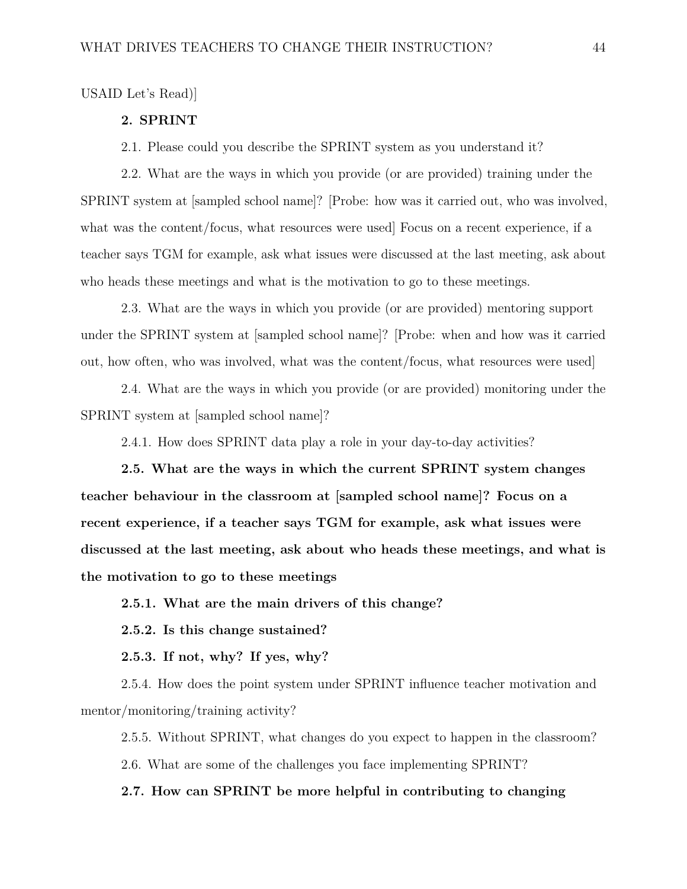USAID Let's Read)]

**2. SPRINT**

2.1. Please could you describe the SPRINT system as you understand it?

2.2. What are the ways in which you provide (or are provided) training under the SPRINT system at [sampled school name]? [Probe: how was it carried out, who was involved, what was the content/focus, what resources were used] Focus on a recent experience, if a teacher says TGM for example, ask what issues were discussed at the last meeting, ask about who heads these meetings and what is the motivation to go to these meetings.

2.3. What are the ways in which you provide (or are provided) mentoring support under the SPRINT system at [sampled school name]? [Probe: when and how was it carried out, how often, who was involved, what was the content/focus, what resources were used]

2.4. What are the ways in which you provide (or are provided) monitoring under the SPRINT system at [sampled school name]?

2.4.1. How does SPRINT data play a role in your day-to-day activities?

**2.5. What are the ways in which the current SPRINT system changes teacher behaviour in the classroom at [sampled school name]? Focus on a recent experience, if a teacher says TGM for example, ask what issues were discussed at the last meeting, ask about who heads these meetings, and what is the motivation to go to these meetings**

**2.5.1. What are the main drivers of this change?**

**2.5.2. Is this change sustained?**

**2.5.3. If not, why? If yes, why?**

2.5.4. How does the point system under SPRINT influence teacher motivation and mentor/monitoring/training activity?

2.5.5. Without SPRINT, what changes do you expect to happen in the classroom?

2.6. What are some of the challenges you face implementing SPRINT?

**2.7. How can SPRINT be more helpful in contributing to changing**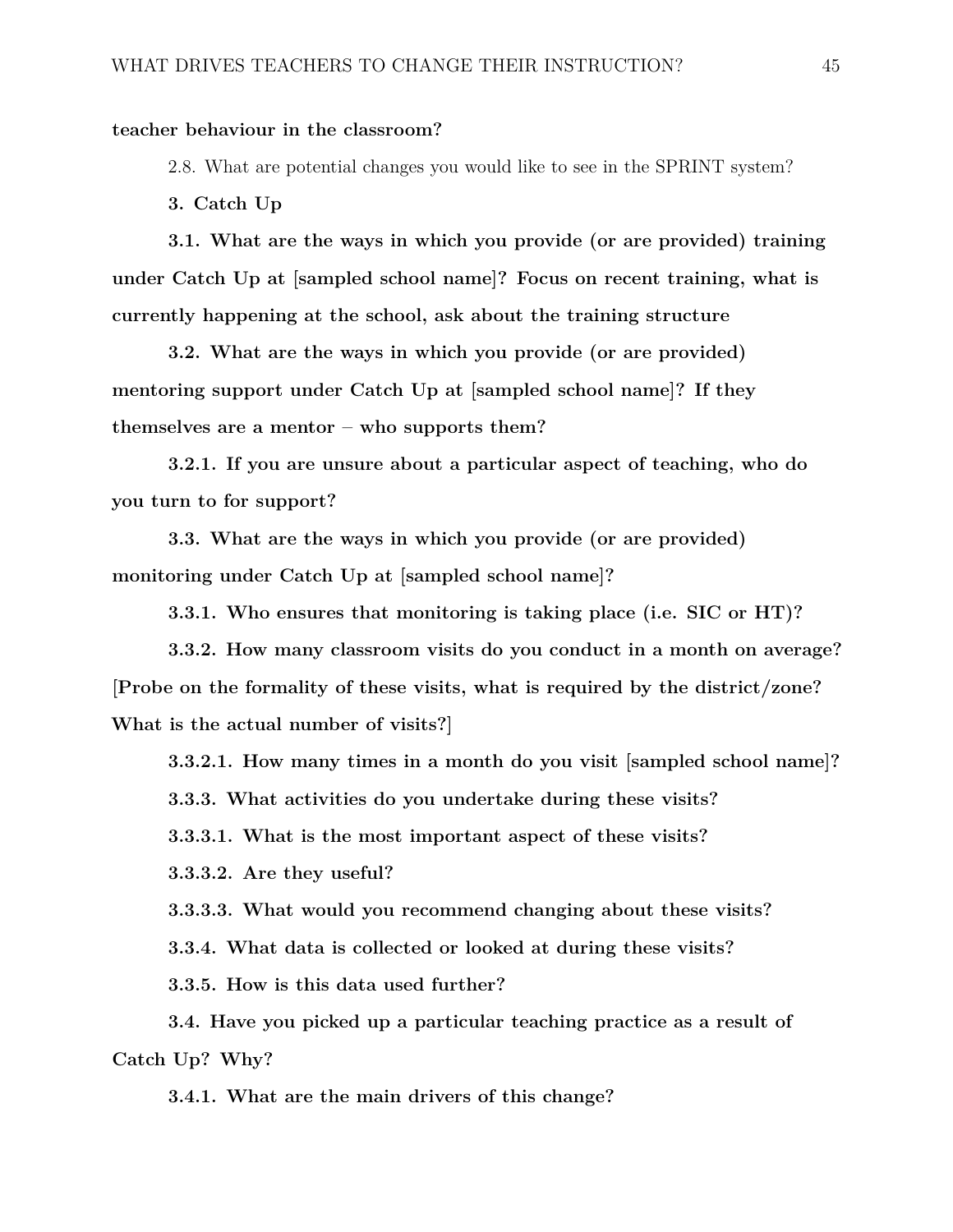**teacher behaviour in the classroom?**

2.8. What are potential changes you would like to see in the SPRINT system?

**3. Catch Up**

**3.1. What are the ways in which you provide (or are provided) training under Catch Up at [sampled school name]? Focus on recent training, what is currently happening at the school, ask about the training structure**

**3.2. What are the ways in which you provide (or are provided) mentoring support under Catch Up at [sampled school name]? If they themselves are a mentor – who supports them?**

**3.2.1. If you are unsure about a particular aspect of teaching, who do you turn to for support?**

**3.3. What are the ways in which you provide (or are provided) monitoring under Catch Up at [sampled school name]?**

**3.3.1. Who ensures that monitoring is taking place (i.e. SIC or HT)?**

**3.3.2. How many classroom visits do you conduct in a month on average? [Probe on the formality of these visits, what is required by the district/zone? What is the actual number of visits?]**

**3.3.2.1. How many times in a month do you visit [sampled school name]?**

**3.3.3. What activities do you undertake during these visits?**

**3.3.3.1. What is the most important aspect of these visits?**

**3.3.3.2. Are they useful?**

**3.3.3.3. What would you recommend changing about these visits?**

**3.3.4. What data is collected or looked at during these visits?**

**3.3.5. How is this data used further?**

**3.4. Have you picked up a particular teaching practice as a result of Catch Up? Why?**

**3.4.1. What are the main drivers of this change?**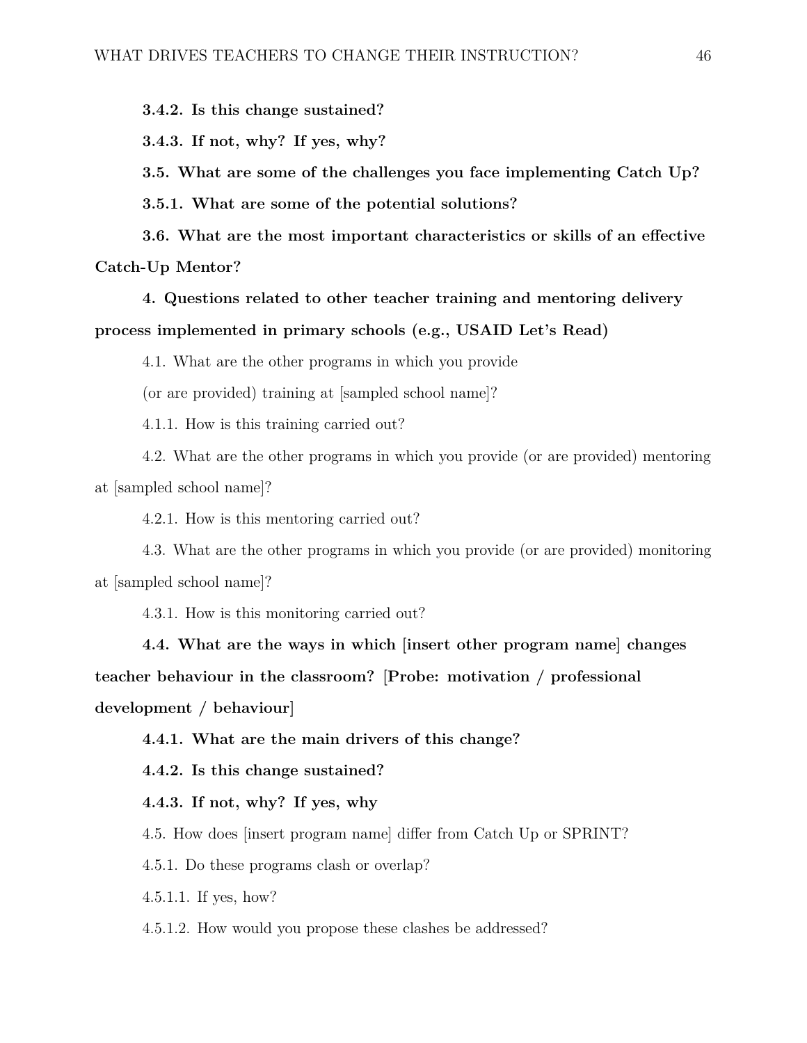**3.4.2. Is this change sustained?**

**3.4.3. If not, why? If yes, why?**

**3.5. What are some of the challenges you face implementing Catch Up?**

**3.5.1. What are some of the potential solutions?**

**3.6. What are the most important characteristics or skills of an effective Catch-Up Mentor?**

**4. Questions related to other teacher training and mentoring delivery process implemented in primary schools (e.g., USAID Let's Read)**

4.1. What are the other programs in which you provide (or are provided) training at [sampled school name]?

4.1.1. How is this training carried out?

4.2. What are the other programs in which you provide (or are provided) mentoring at [sampled school name]?

4.2.1. How is this mentoring carried out?

4.3. What are the other programs in which you provide (or are provided) monitoring at [sampled school name]?

4.3.1. How is this monitoring carried out?

**4.4. What are the ways in which [insert other program name] changes teacher behaviour in the classroom? [Probe: motivation / professional development / behaviour]**

**4.4.1. What are the main drivers of this change?**

**4.4.2. Is this change sustained?**

**4.4.3. If not, why? If yes, why**

4.5. How does [insert program name] differ from Catch Up or SPRINT?

4.5.1. Do these programs clash or overlap?

4.5.1.1. If yes, how?

4.5.1.2. How would you propose these clashes be addressed?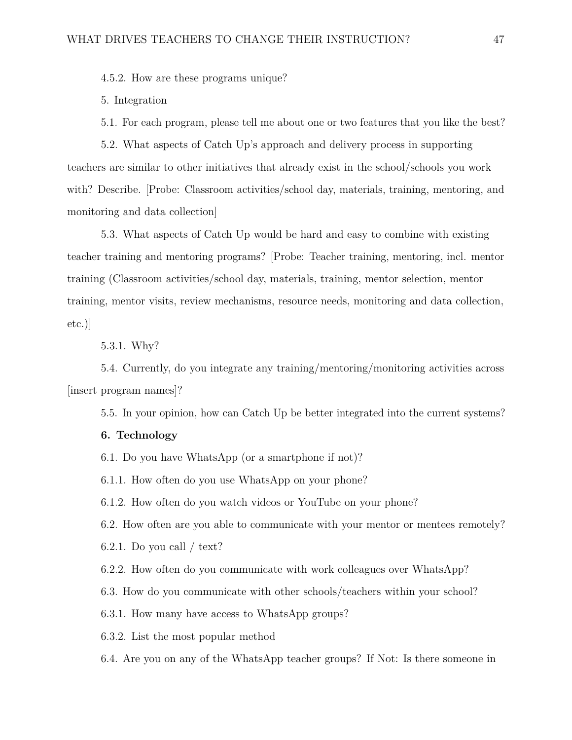4.5.2. How are these programs unique?

5. Integration

5.1. For each program, please tell me about one or two features that you like the best?

5.2. What aspects of Catch Up's approach and delivery process in supporting teachers are similar to other initiatives that already exist in the school/schools you work with? Describe. [Probe: Classroom activities/school day, materials, training, mentoring, and monitoring and data collection]

5.3. What aspects of Catch Up would be hard and easy to combine with existing teacher training and mentoring programs? [Probe: Teacher training, mentoring, incl. mentor training (Classroom activities/school day, materials, training, mentor selection, mentor training, mentor visits, review mechanisms, resource needs, monitoring and data collection, etc.)]

5.3.1. Why?

5.4. Currently, do you integrate any training/mentoring/monitoring activities across [insert program names]?

5.5. In your opinion, how can Catch Up be better integrated into the current systems?

**6. Technology**

6.1. Do you have WhatsApp (or a smartphone if not)?

6.1.1. How often do you use WhatsApp on your phone?

6.1.2. How often do you watch videos or YouTube on your phone?

6.2. How often are you able to communicate with your mentor or mentees remotely?

6.2.1. Do you call / text?

6.2.2. How often do you communicate with work colleagues over WhatsApp?

6.3. How do you communicate with other schools/teachers within your school?

6.3.1. How many have access to WhatsApp groups?

6.3.2. List the most popular method

6.4. Are you on any of the WhatsApp teacher groups? If Not: Is there someone in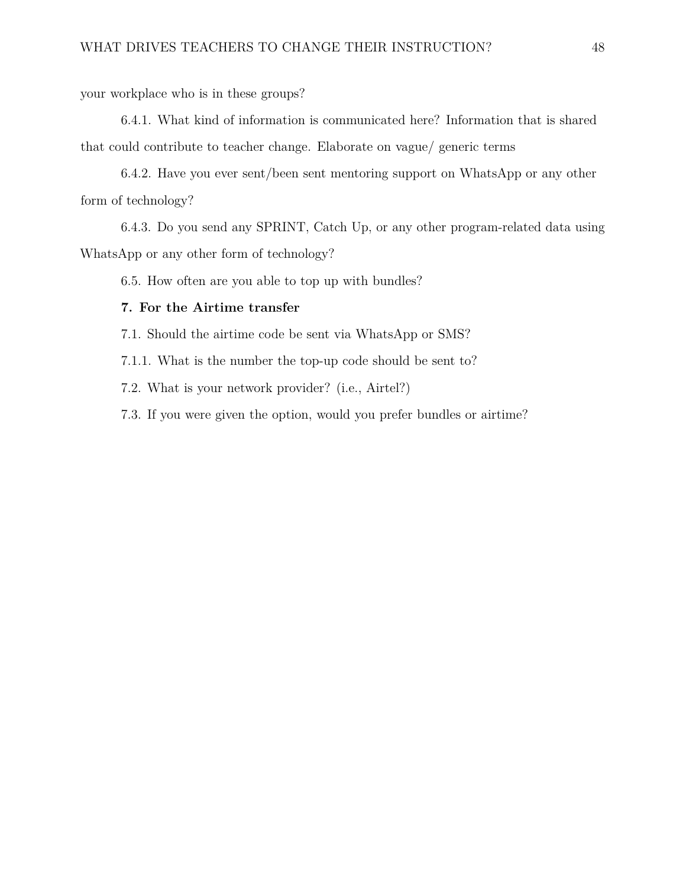your workplace who is in these groups?

6.4.1. What kind of information is communicated here? Information that is shared that could contribute to teacher change. Elaborate on vague/ generic terms

6.4.2. Have you ever sent/been sent mentoring support on WhatsApp or any other form of technology?

6.4.3. Do you send any SPRINT, Catch Up, or any other program-related data using WhatsApp or any other form of technology?

6.5. How often are you able to top up with bundles?

**7. For the Airtime transfer**

7.1. Should the airtime code be sent via WhatsApp or SMS?

7.1.1. What is the number the top-up code should be sent to?

7.2. What is your network provider? (i.e., Airtel?)

7.3. If you were given the option, would you prefer bundles or airtime?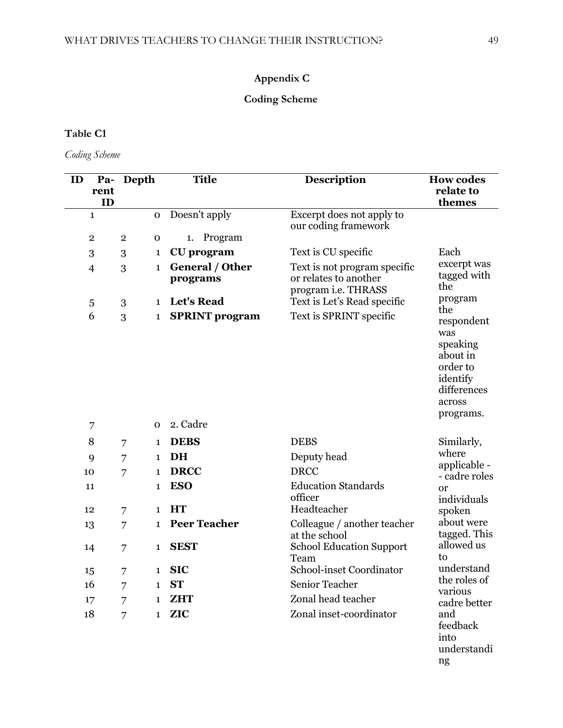## Appendix C

## Coding Scheme

**Table C1**

*Coding Scheme*

| ID | Parent ID | Depth | Title | Description | How codes relate to themes |
|---|---|---|---|---|---|
| 1 | | 0 | Doesn't apply | Excerpt does not apply to our coding framework | |
| 2 | 2 | 0 | 1. Program | | |
| 3 | 3 | 1 | **CU program** | Text is CU specific | Each excerpt was tagged with the program the respondent was speaking about in order to identify differences across programs. |
| 4 | 3 | 1 | **General / Other programs** | Text is not program specific or relates to another program i.e. THRASS | |
| 5 | 3 | 1 | **Let's Read** | Text is Let's Read specific | |
| 6 | 3 | 1 | **SPRINT program** | Text is SPRINT specific | |
| 7 | | 0 | 2. Cadre | | |
| 8 | 7 | 1 | **DEBS** | DEBS | Similarly, where applicable -- cadre roles or individuals spoken about were tagged. This allowed us to understand the roles of various cadre better and feedback into understanding |
| 9 | 7 | 1 | **DH** | Deputy head | |
| 10 | 7 | 1 | **DRCC** | DRCC | |
| 11 | | 1 | **ESO** | Education Standards officer | |
| 12 | 7 | 1 | **HT** | Headteacher | |
| 13 | 7 | 1 | **Peer Teacher** | Colleague / another teacher at the school | |
| 14 | 7 | 1 | **SEST** | School Education Support Team | |
| 15 | 7 | 1 | **SIC** | School-inset Coordinator | |
| 16 | 7 | 1 | **ST** | Senior Teacher | |
| 17 | 7 | 1 | **ZHT** | Zonal head teacher | |
| 18 | 7 | 1 | **ZIC** | Zonal inset-coordinator | |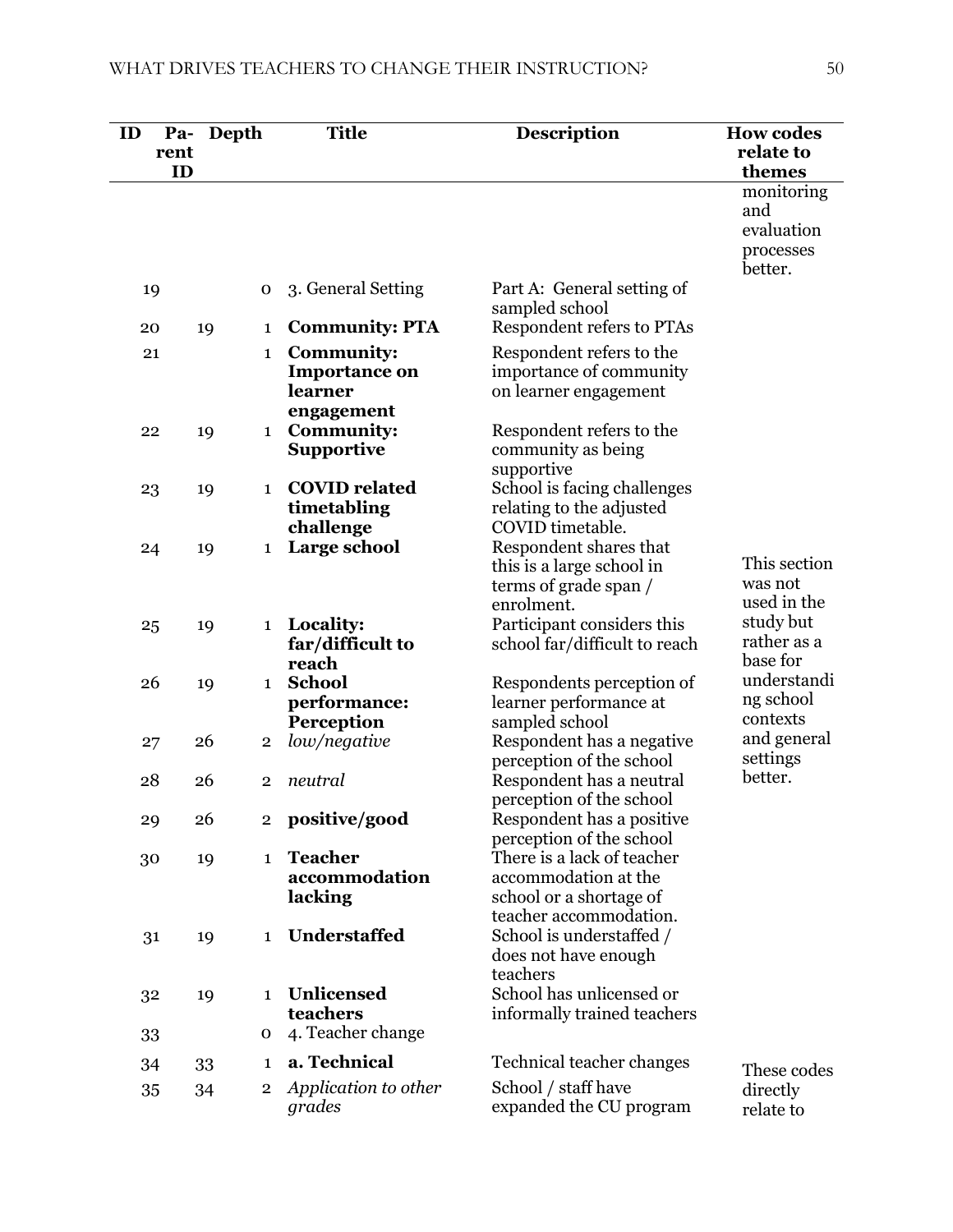| ID | Parent ID | Depth | Title | Description | How codes relate to themes |
|---|---|---|---|---|---|
| | | | | | monitoring and evaluation processes better. |
| 19 | | 0 | 3. General Setting | Part A: General setting of sampled school | |
| 20 | 19 | 1 | **Community: PTA** | Respondent refers to PTAs | |
| 21 | | 1 | **Community: Importance on learner engagement** | Respondent refers to the importance of community on learner engagement | |
| 22 | 19 | 1 | **Community: Supportive** | Respondent refers to the community as being supportive | |
| 23 | 19 | 1 | **COVID related timetabling challenge** | School is facing challenges relating to the adjusted COVID timetable. | |
| 24 | 19 | 1 | **Large school** | Respondent shares that this is a large school in terms of grade span / enrolment. | This section was not used in the study but rather as a base for understanding school contexts and general settings better. |
| 25 | 19 | 1 | **Locality: far/difficult to reach** | Participant considers this school far/difficult to reach | |
| 26 | 19 | 1 | **School performance: Perception** | Respondents perception of learner performance at sampled school | |
| 27 | 26 | 2 | *low/negative* | Respondent has a negative perception of the school | |
| 28 | 26 | 2 | *neutral* | Respondent has a neutral perception of the school | |
| 29 | 26 | 2 | **positive/good** | Respondent has a positive perception of the school | |
| 30 | 19 | 1 | **Teacher accommodation lacking** | There is a lack of teacher accommodation at the school or a shortage of teacher accommodation. | |
| 31 | 19 | 1 | **Understaffed** | School is understaffed / does not have enough teachers | |
| 32 | 19 | 1 | **Unlicensed teachers** | School has unlicensed or informally trained teachers | |
| 33 | | 0 | 4. Teacher change | | |
| 34 | 33 | 1 | **a. Technical** | Technical teacher changes | These codes directly relate to |
| 35 | 34 | 2 | *Application to other grades* | School / staff have expanded the CU program | |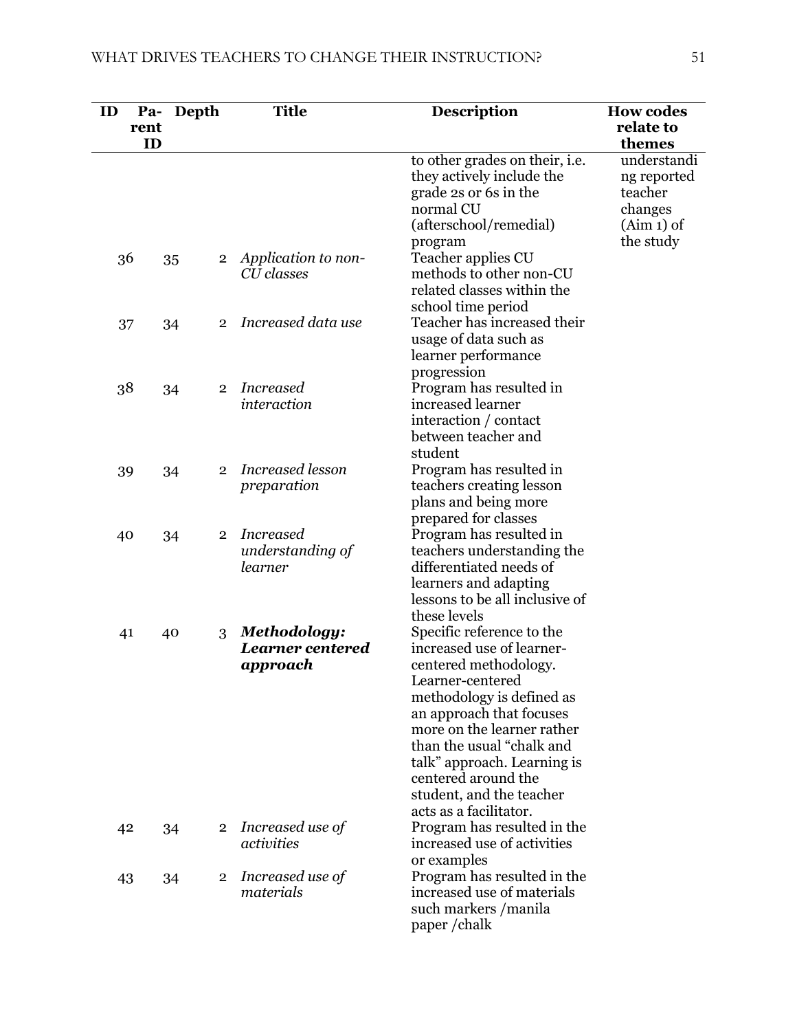| ID | Parent ID | Depth | Title | Description | How codes relate to themes |
|---|---|---|---|---|---|
| | | | | to other grades on their, i.e. they actively include the grade 2s or 6s in the normal CU (afterschool/remedial) program | understanding reported teacher changes (Aim 1) of the study |
| 36 | 35 | 2 | *Application to non-CU classes* | Teacher applies CU methods to other non-CU related classes within the school time period | |
| 37 | 34 | 2 | *Increased data use* | Teacher has increased their usage of data such as learner performance progression | |
| 38 | 34 | 2 | *Increased interaction* | Program has resulted in increased learner interaction / contact between teacher and student | |
| 39 | 34 | 2 | *Increased lesson preparation* | Program has resulted in teachers creating lesson plans and being more prepared for classes | |
| 40 | 34 | 2 | *Increased understanding of learner* | Program has resulted in teachers understanding the differentiated needs of learners and adapting lessons to be all inclusive of these levels | |
| 41 | 40 | 3 | ***Methodology: Learner centered approach*** | Specific reference to the increased use of learner-centered methodology. Learner-centered methodology is defined as an approach that focuses more on the learner rather than the usual "chalk and talk" approach. Learning is centered around the student, and the teacher acts as a facilitator. | |
| 42 | 34 | 2 | *Increased use of activities* | Program has resulted in the increased use of activities or examples | |
| 43 | 34 | 2 | *Increased use of materials* | Program has resulted in the increased use of materials such markers /manila paper /chalk | |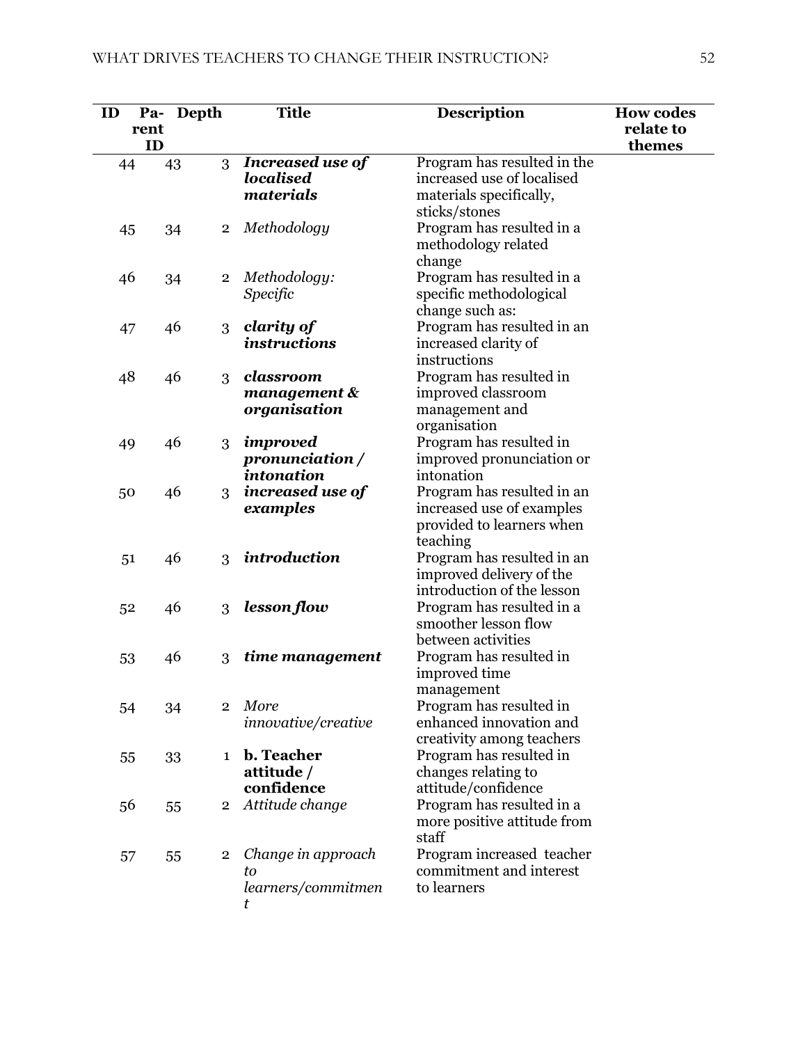| ID | Pa-rent ID | Depth | Title | Description | How codes relate to themes |
|---|---|---|---|---|---|
| 44 | 43 | 3 | ***Increased use of localised materials*** | Program has resulted in the increased use of localised materials specifically, sticks/stones | |
| 45 | 34 | 2 | *Methodology* | Program has resulted in a methodology related change | |
| 46 | 34 | 2 | *Methodology: Specific* | Program has resulted in a specific methodological change such as: | |
| 47 | 46 | 3 | ***clarity of instructions*** | Program has resulted in an increased clarity of instructions | |
| 48 | 46 | 3 | ***classroom management & organisation*** | Program has resulted in improved classroom management and organisation | |
| 49 | 46 | 3 | ***improved pronunciation / intonation*** | Program has resulted in improved pronunciation or intonation | |
| 50 | 46 | 3 | ***increased use of examples*** | Program has resulted in an increased use of examples provided to learners when teaching | |
| 51 | 46 | 3 | ***introduction*** | Program has resulted in an improved delivery of the introduction of the lesson | |
| 52 | 46 | 3 | ***lesson flow*** | Program has resulted in a smoother lesson flow between activities | |
| 53 | 46 | 3 | ***time management*** | Program has resulted in improved time management | |
| 54 | 34 | 2 | *More innovative/creative* | Program has resulted in enhanced innovation and creativity among teachers | |
| 55 | 33 | 1 | **b. Teacher attitude / confidence** | Program has resulted in changes relating to attitude/confidence | |
| 56 | 55 | 2 | *Attitude change* | Program has resulted in a more positive attitude from staff | |
| 57 | 55 | 2 | *Change in approach to learners/commitment* | Program increased teacher commitment and interest to learners | |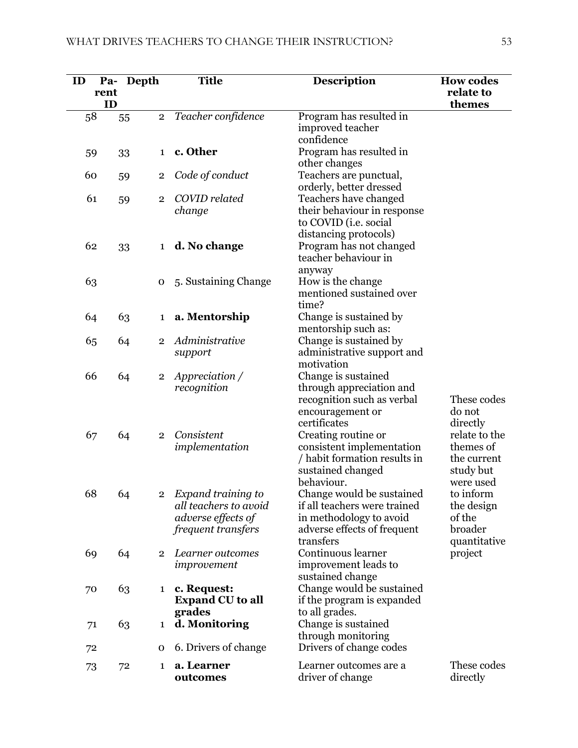| ID | Parent ID | Depth | Title | Description | How codes relate to themes |
|---|---|---|---|---|---|
| 58 | 55 | 2 | *Teacher confidence* | Program has resulted in improved teacher confidence | |
| 59 | 33 | 1 | **c. Other** | Program has resulted in other changes | |
| 60 | 59 | 2 | *Code of conduct* | Teachers are punctual, orderly, better dressed | |
| 61 | 59 | 2 | *COVID related change* | Teachers have changed their behaviour in response to COVID (i.e. social distancing protocols) | |
| 62 | 33 | 1 | **d. No change** | Program has not changed teacher behaviour in anyway | |
| 63 | | 0 | 5. Sustaining Change | How is the change mentioned sustained over time? | |
| 64 | 63 | 1 | **a. Mentorship** | Change is sustained by mentorship such as: | |
| 65 | 64 | 2 | *Administrative support* | Change is sustained by administrative support and motivation | |
| 66 | 64 | 2 | *Appreciation / recognition* | Change is sustained through appreciation and recognition such as verbal encouragement or certificates | These codes do not directly relate to the themes of the current study but were used to inform the design of the broader quantitative project |
| 67 | 64 | 2 | *Consistent implementation* | Creating routine or consistent implementation / habit formation results in sustained changed behaviour. | |
| 68 | 64 | 2 | *Expand training to all teachers to avoid adverse effects of frequent transfers* | Change would be sustained if all teachers were trained in methodology to avoid adverse effects of frequent transfers | |
| 69 | 64 | 2 | *Learner outcomes improvement* | Continuous learner improvement leads to sustained change | |
| 70 | 63 | 1 | **c. Request: Expand CU to all grades** | Change would be sustained if the program is expanded to all grades. | |
| 71 | 63 | 1 | **d. Monitoring** | Change is sustained through monitoring | |
| 72 | | 0 | 6. Drivers of change | Drivers of change codes | |
| 73 | 72 | 1 | **a. Learner outcomes** | Learner outcomes are a driver of change | These codes directly |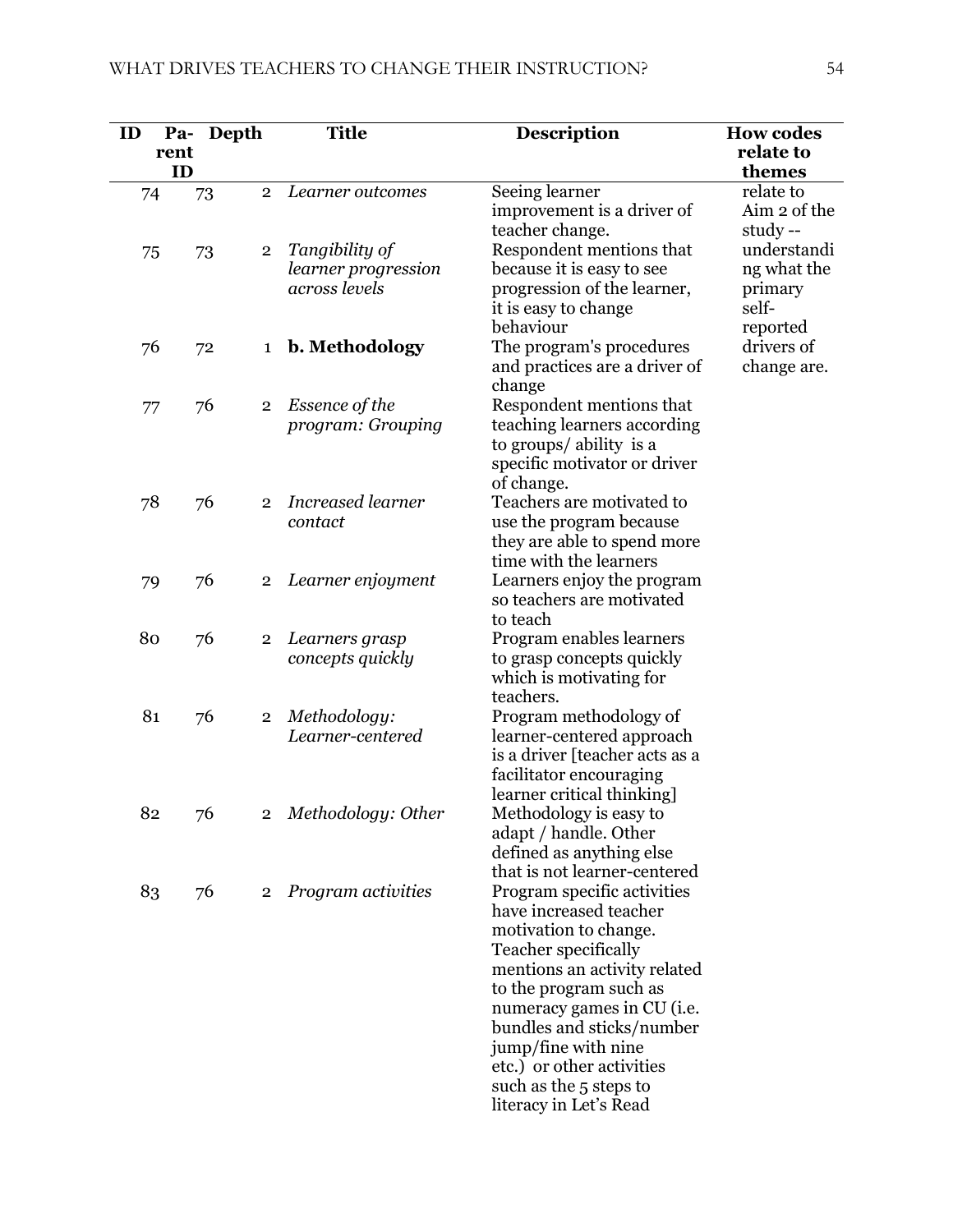| ID | Parent ID | Depth | Title | Description | How codes relate to themes |
|---|---|---|---|---|---|
| 74 | 73 | 2 | *Learner outcomes* | Seeing learner improvement is a driver of teacher change. | relate to Aim 2 of the study -- understanding what the primary self-reported drivers of change are. |
| 75 | 73 | 2 | *Tangibility of learner progression across levels* | Respondent mentions that because it is easy to see progression of the learner, it is easy to change behaviour | |
| 76 | 72 | 1 | **b. Methodology** | The program's procedures and practices are a driver of change | |
| 77 | 76 | 2 | *Essence of the program: Grouping* | Respondent mentions that teaching learners according to groups/ ability is a specific motivator or driver of change. | |
| 78 | 76 | 2 | *Increased learner contact* | Teachers are motivated to use the program because they are able to spend more time with the learners | |
| 79 | 76 | 2 | *Learner enjoyment* | Learners enjoy the program so teachers are motivated to teach | |
| 80 | 76 | 2 | *Learners grasp concepts quickly* | Program enables learners to grasp concepts quickly which is motivating for teachers. | |
| 81 | 76 | 2 | *Methodology: Learner-centered* | Program methodology of learner-centered approach is a driver [teacher acts as a facilitator encouraging learner critical thinking] | |
| 82 | 76 | 2 | *Methodology: Other* | Methodology is easy to adapt / handle. Other defined as anything else that is not learner-centered | |
| 83 | 76 | 2 | *Program activities* | Program specific activities have increased teacher motivation to change. Teacher specifically mentions an activity related to the program such as numeracy games in CU (i.e. bundles and sticks/number jump/fine with nine etc.) or other activities such as the 5 steps to literacy in Let's Read | |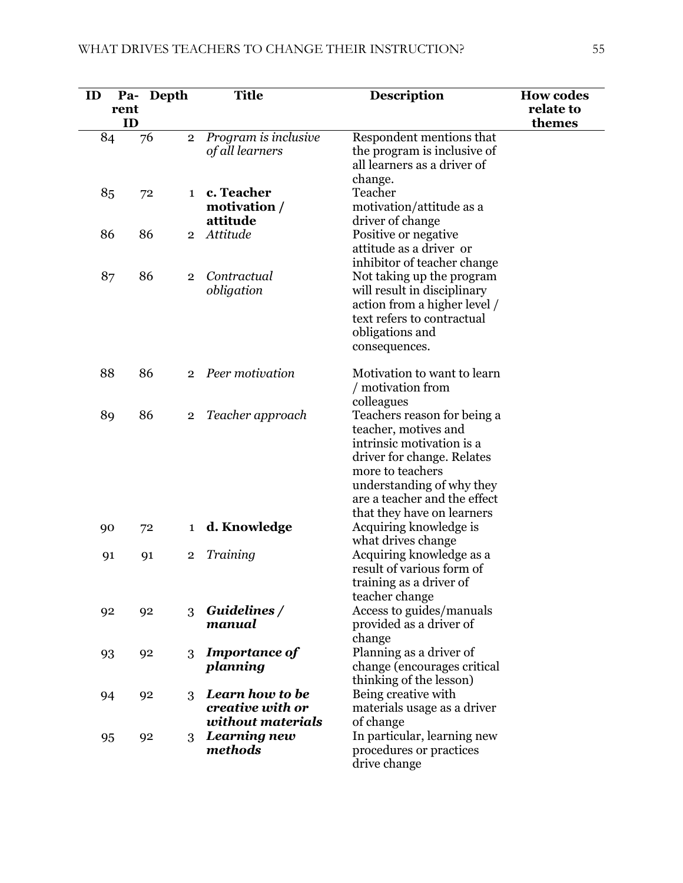| ID | Parent ID | Depth | Title | Description | How codes relate to themes |
|---|---|---|---|---|---|
| 84 | 76 | 2 | *Program is inclusive of all learners* | Respondent mentions that the program is inclusive of all learners as a driver of change. | |
| 85 | 72 | 1 | **c. Teacher motivation / attitude** | Teacher motivation/attitude as a driver of change | |
| 86 | 86 | 2 | *Attitude* | Positive or negative attitude as a driver or inhibitor of teacher change | |
| 87 | 86 | 2 | *Contractual obligation* | Not taking up the program will result in disciplinary action from a higher level / text refers to contractual obligations and consequences. | |
| 88 | 86 | 2 | *Peer motivation* | Motivation to want to learn / motivation from colleagues | |
| 89 | 86 | 2 | *Teacher approach* | Teachers reason for being a teacher, motives and intrinsic motivation is a driver for change. Relates more to teachers understanding of why they are a teacher and the effect that they have on learners | |
| 90 | 72 | 1 | **d. Knowledge** | Acquiring knowledge is what drives change | |
| 91 | 91 | 2 | *Training* | Acquiring knowledge as a result of various form of training as a driver of teacher change | |
| 92 | 92 | 3 | ***Guidelines / manual*** | Access to guides/manuals provided as a driver of change | |
| 93 | 92 | 3 | ***Importance of planning*** | Planning as a driver of change (encourages critical thinking of the lesson) | |
| 94 | 92 | 3 | ***Learn how to be creative with or without materials*** | Being creative with materials usage as a driver of change | |
| 95 | 92 | 3 | ***Learning new methods*** | In particular, learning new procedures or practices drive change | |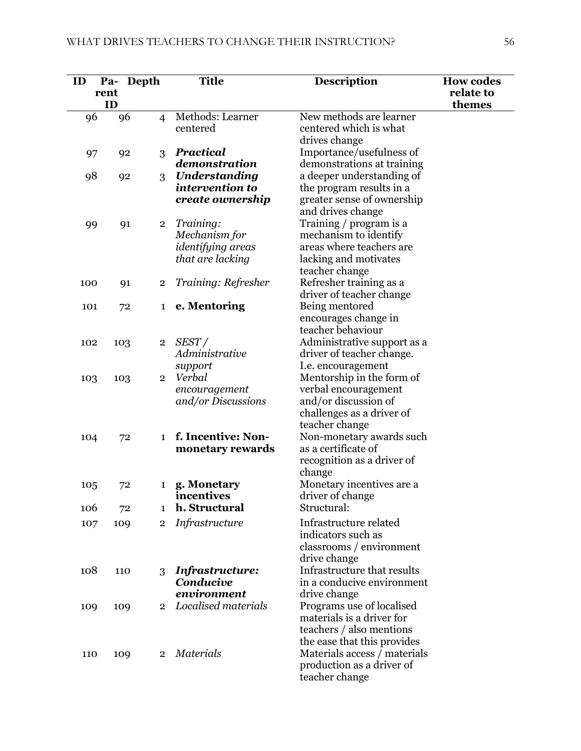| ID | Parent ID | Depth | Title | Description | How codes relate to themes |
|---|---|---|---|---|---|
| 96 | 96 | 4 | Methods: Learner centered | New methods are learner centered which is what drives change | |
| 97 | 92 | 3 | ***Practical demonstration*** | Importance/usefulness of demonstrations at training | |
| 98 | 92 | 3 | ***Understanding intervention to create ownership*** | a deeper understanding of the program results in a greater sense of ownership and drives change | |
| 99 | 91 | 2 | *Training: Mechanism for identifying areas that are lacking* | Training / program is a mechanism to identify areas where teachers are lacking and motivates teacher change | |
| 100 | 91 | 2 | *Training: Refresher* | Refresher training as a driver of teacher change | |
| 101 | 72 | 1 | **e. Mentoring** | Being mentored encourages change in teacher behaviour | |
| 102 | 103 | 2 | *SEST / Administrative support* | Administrative support as a driver of teacher change. I.e. encouragement | |
| 103 | 103 | 2 | *Verbal encouragement and/or Discussions* | Mentorship in the form of verbal encouragement and/or discussion of challenges as a driver of teacher change | |
| 104 | 72 | 1 | **f. Incentive: Non-monetary rewards** | Non-monetary awards such as a certificate of recognition as a driver of change | |
| 105 | 72 | 1 | **g. Monetary incentives** | Monetary incentives are a driver of change | |
| 106 | 72 | 1 | **h. Structural** | Structural: | |
| 107 | 109 | 2 | *Infrastructure* | Infrastructure related indicators such as classrooms / environment drive change | |
| 108 | 110 | 3 | ***Infrastructure: Conducive environment*** | Infrastructure that results in a conducive environment drive change | |
| 109 | 109 | 2 | *Localised materials* | Programs use of localised materials is a driver for teachers / also mentions the ease that this provides | |
| 110 | 109 | 2 | *Materials* | Materials access / materials production as a driver of teacher change | |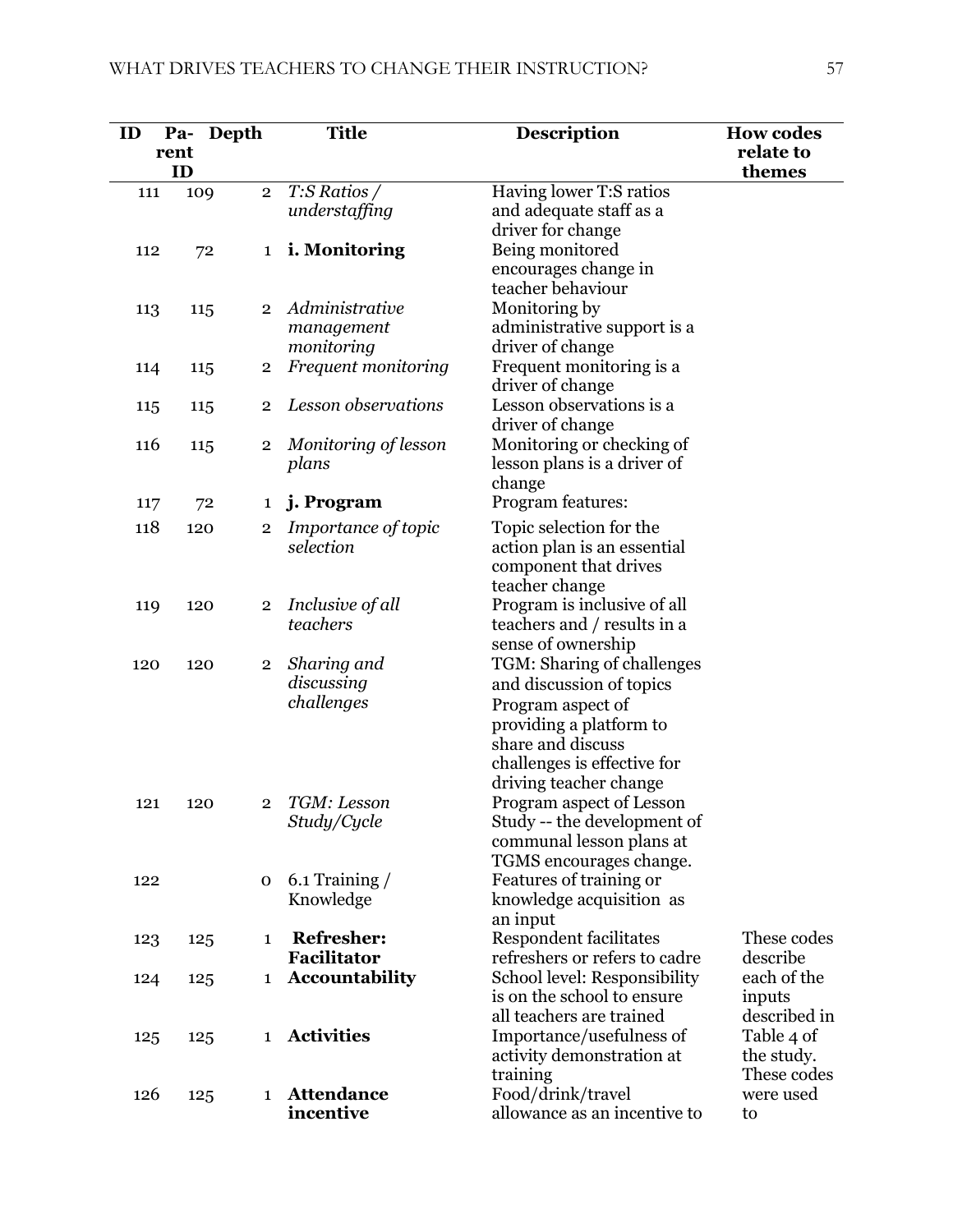| ID | Parent ID | Depth | Title | Description | How codes relate to themes |
|---|---|---|---|---|---|
| 111 | 109 | 2 | *T:S Ratios / understaffing* | Having lower T:S ratios and adequate staff as a driver for change | |
| 112 | 72 | 1 | **i. Monitoring** | Being monitored encourages change in teacher behaviour | |
| 113 | 115 | 2 | *Administrative management monitoring* | Monitoring by administrative support is a driver of change | |
| 114 | 115 | 2 | *Frequent monitoring* | Frequent monitoring is a driver of change | |
| 115 | 115 | 2 | *Lesson observations* | Lesson observations is a driver of change | |
| 116 | 115 | 2 | *Monitoring of lesson plans* | Monitoring or checking of lesson plans is a driver of change | |
| 117 | 72 | 1 | **j. Program** | Program features: | |
| 118 | 120 | 2 | *Importance of topic selection* | Topic selection for the action plan is an essential component that drives teacher change | |
| 119 | 120 | 2 | *Inclusive of all teachers* | Program is inclusive of all teachers and / results in a sense of ownership | |
| 120 | 120 | 2 | *Sharing and discussing challenges* | TGM: Sharing of challenges and discussion of topics Program aspect of providing a platform to share and discuss challenges is effective for driving teacher change | |
| 121 | 120 | 2 | *TGM: Lesson Study/Cycle* | Program aspect of Lesson Study -- the development of communal lesson plans at TGMS encourages change. | |
| 122 | | 0 | 6.1 Training / Knowledge | Features of training or knowledge acquisition as an input | |
| 123 | 125 | 1 | **Refresher: Facilitator** | Respondent facilitates refreshers or refers to cadre | These codes describe each of the inputs described in Table 4 of the study. These codes were used to |
| 124 | 125 | 1 | **Accountability** | School level: Responsibility is on the school to ensure all teachers are trained | |
| 125 | 125 | 1 | **Activities** | Importance/usefulness of activity demonstration at training | |
| 126 | 125 | 1 | **Attendance incentive** | Food/drink/travel allowance as an incentive to | |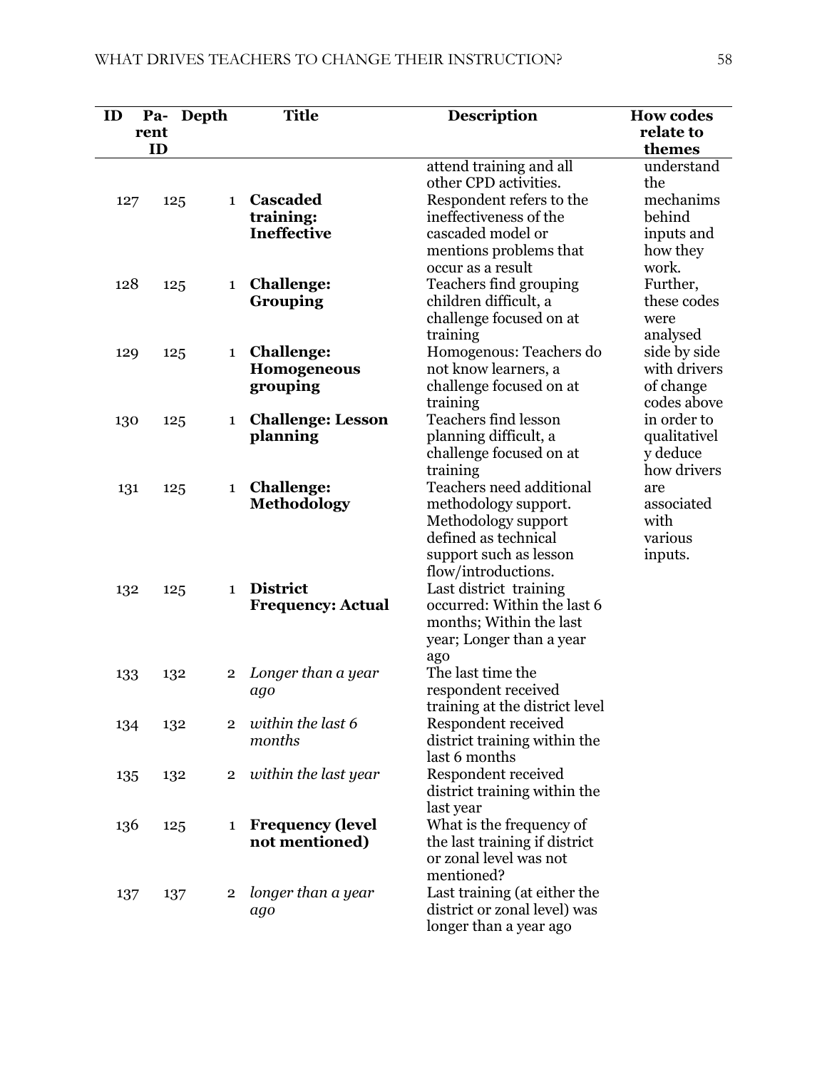| ID | Parent ID | Depth | Title | Description | How codes relate to themes |
|---|---|---|---|---|---|
| | | | | attend training and all other CPD activities. | understand the mechanims behind inputs and how they work. Further, these codes were analysed side by side with drivers of change codes above in order to qualitatively deduce how drivers are associated with various inputs. |
| 127 | 125 | 1 | **Cascaded training: Ineffective** | Respondent refers to the ineffectiveness of the cascaded model or mentions problems that occur as a result | |
| 128 | 125 | 1 | **Challenge: Grouping** | Teachers find grouping children difficult, a challenge focused on at training | |
| 129 | 125 | 1 | **Challenge: Homogeneous grouping** | Homogenous: Teachers do not know learners, a challenge focused on at training | |
| 130 | 125 | 1 | **Challenge: Lesson planning** | Teachers find lesson planning difficult, a challenge focused on at training | |
| 131 | 125 | 1 | **Challenge: Methodology** | Teachers need additional methodology support. Methodology support defined as technical support such as lesson flow/introductions. | |
| 132 | 125 | 1 | **District Frequency: Actual** | Last district training occurred: Within the last 6 months; Within the last year; Longer than a year ago | |
| 133 | 132 | 2 | *Longer than a year ago* | The last time the respondent received training at the district level | |
| 134 | 132 | 2 | *within the last 6 months* | Respondent received district training within the last 6 months | |
| 135 | 132 | 2 | *within the last year* | Respondent received district training within the last year | |
| 136 | 125 | 1 | **Frequency (level not mentioned)** | What is the frequency of the last training if district or zonal level was not mentioned? | |
| 137 | 137 | 2 | *longer than a year ago* | Last training (at either the district or zonal level) was longer than a year ago | |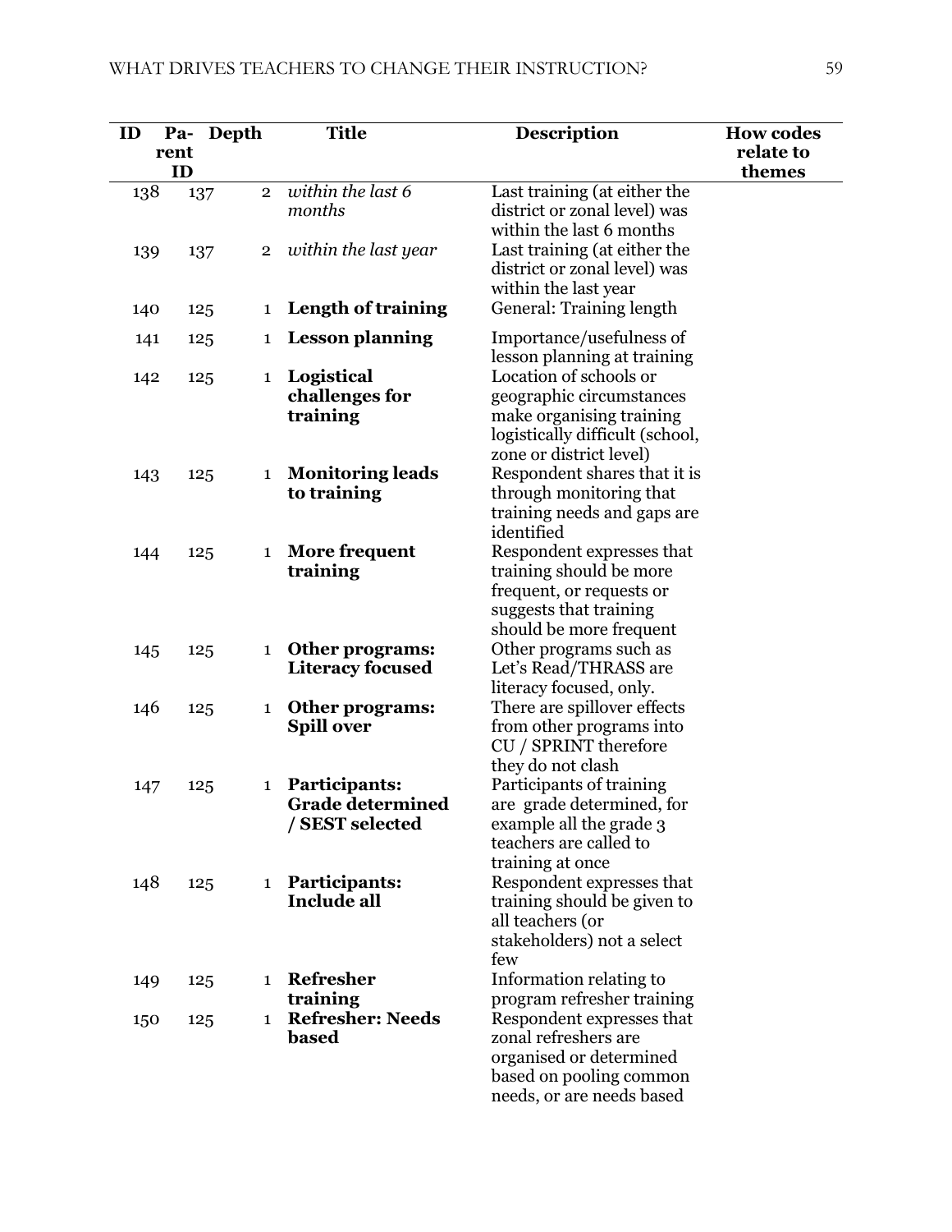| ID | Parent ID | Depth | Title | Description | How codes relate to themes |
|---|---|---|---|---|---|
| 138 | 137 | 2 | *within the last 6 months* | Last training (at either the district or zonal level) was within the last 6 months | |
| 139 | 137 | 2 | *within the last year* | Last training (at either the district or zonal level) was within the last year | |
| 140 | 125 | 1 | **Length of training** | General: Training length | |
| 141 | 125 | 1 | **Lesson planning** | Importance/usefulness of lesson planning at training | |
| 142 | 125 | 1 | **Logistical challenges for training** | Location of schools or geographic circumstances make organising training logistically difficult (school, zone or district level) | |
| 143 | 125 | 1 | **Monitoring leads to training** | Respondent shares that it is through monitoring that training needs and gaps are identified | |
| 144 | 125 | 1 | **More frequent training** | Respondent expresses that training should be more frequent, or requests or suggests that training should be more frequent | |
| 145 | 125 | 1 | **Other programs: Literacy focused** | Other programs such as Let's Read/THRASS are literacy focused, only. | |
| 146 | 125 | 1 | **Other programs: Spill over** | There are spillover effects from other programs into CU / SPRINT therefore they do not clash | |
| 147 | 125 | 1 | **Participants: Grade determined / SEST selected** | Participants of training are grade determined, for example all the grade 3 teachers are called to training at once | |
| 148 | 125 | 1 | **Participants: Include all** | Respondent expresses that training should be given to all teachers (or stakeholders) not a select few | |
| 149 | 125 | 1 | **Refresher training** | Information relating to program refresher training | |
| 150 | 125 | 1 | **Refresher: Needs based** | Respondent expresses that zonal refreshers are organised or determined based on pooling common needs, or are needs based | |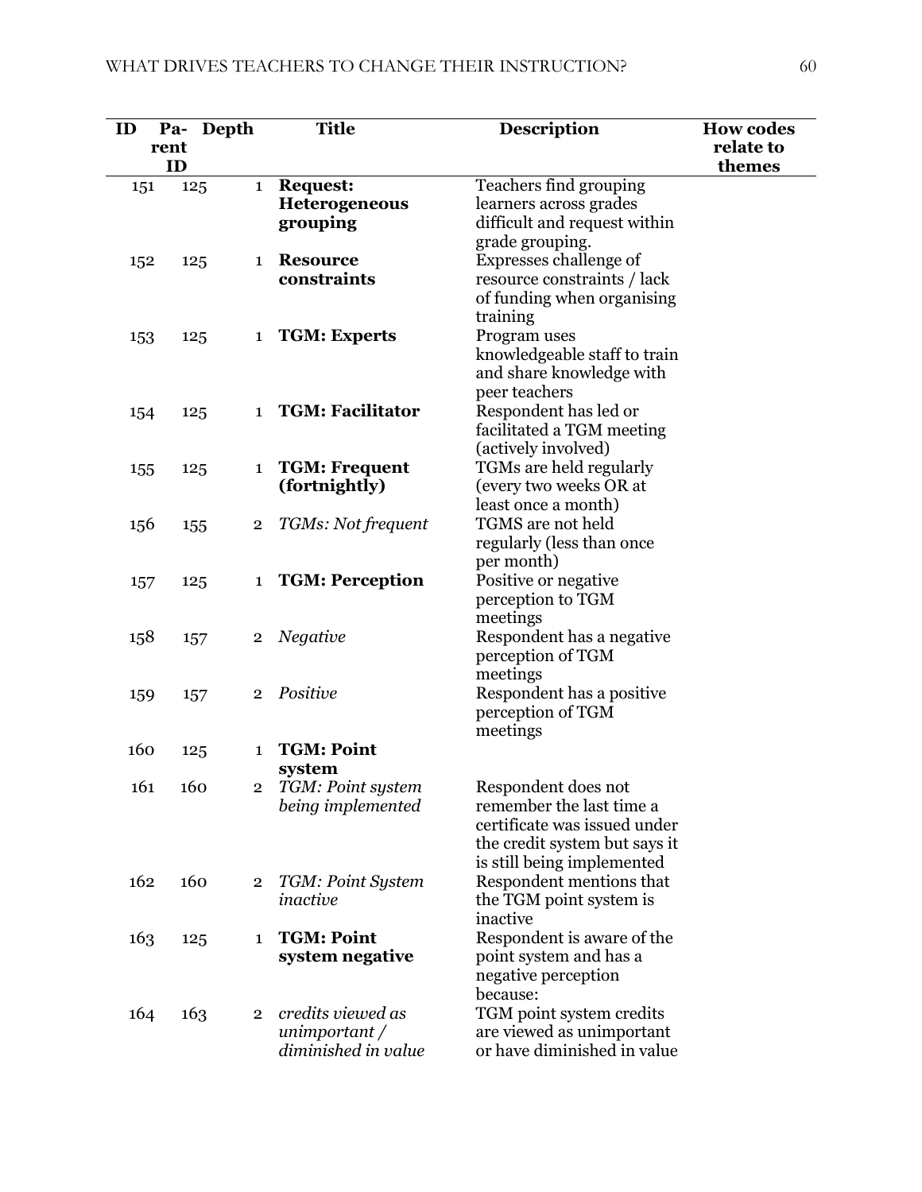| ID | Parent ID | Depth | Title | Description | How codes relate to themes |
|---|---|---|---|---|---|
| 151 | 125 | 1 | **Request: Heterogeneous grouping** | Teachers find grouping learners across grades difficult and request within grade grouping. | |
| 152 | 125 | 1 | **Resource constraints** | Expresses challenge of resource constraints / lack of funding when organising training | |
| 153 | 125 | 1 | **TGM: Experts** | Program uses knowledgeable staff to train and share knowledge with peer teachers | |
| 154 | 125 | 1 | **TGM: Facilitator** | Respondent has led or facilitated a TGM meeting (actively involved) | |
| 155 | 125 | 1 | **TGM: Frequent (fortnightly)** | TGMs are held regularly (every two weeks OR at least once a month) | |
| 156 | 155 | 2 | *TGMs: Not frequent* | TGMS are not held regularly (less than once per month) | |
| 157 | 125 | 1 | **TGM: Perception** | Positive or negative perception to TGM meetings | |
| 158 | 157 | 2 | *Negative* | Respondent has a negative perception of TGM meetings | |
| 159 | 157 | 2 | *Positive* | Respondent has a positive perception of TGM meetings | |
| 160 | 125 | 1 | **TGM: Point system** | | |
| 161 | 160 | 2 | *TGM: Point system being implemented* | Respondent does not remember the last time a certificate was issued under the credit system but says it is still being implemented | |
| 162 | 160 | 2 | *TGM: Point System inactive* | Respondent mentions that the TGM point system is inactive | |
| 163 | 125 | 1 | **TGM: Point system negative** | Respondent is aware of the point system and has a negative perception because: | |
| 164 | 163 | 2 | *credits viewed as unimportant / diminished in value* | TGM point system credits are viewed as unimportant or have diminished in value | |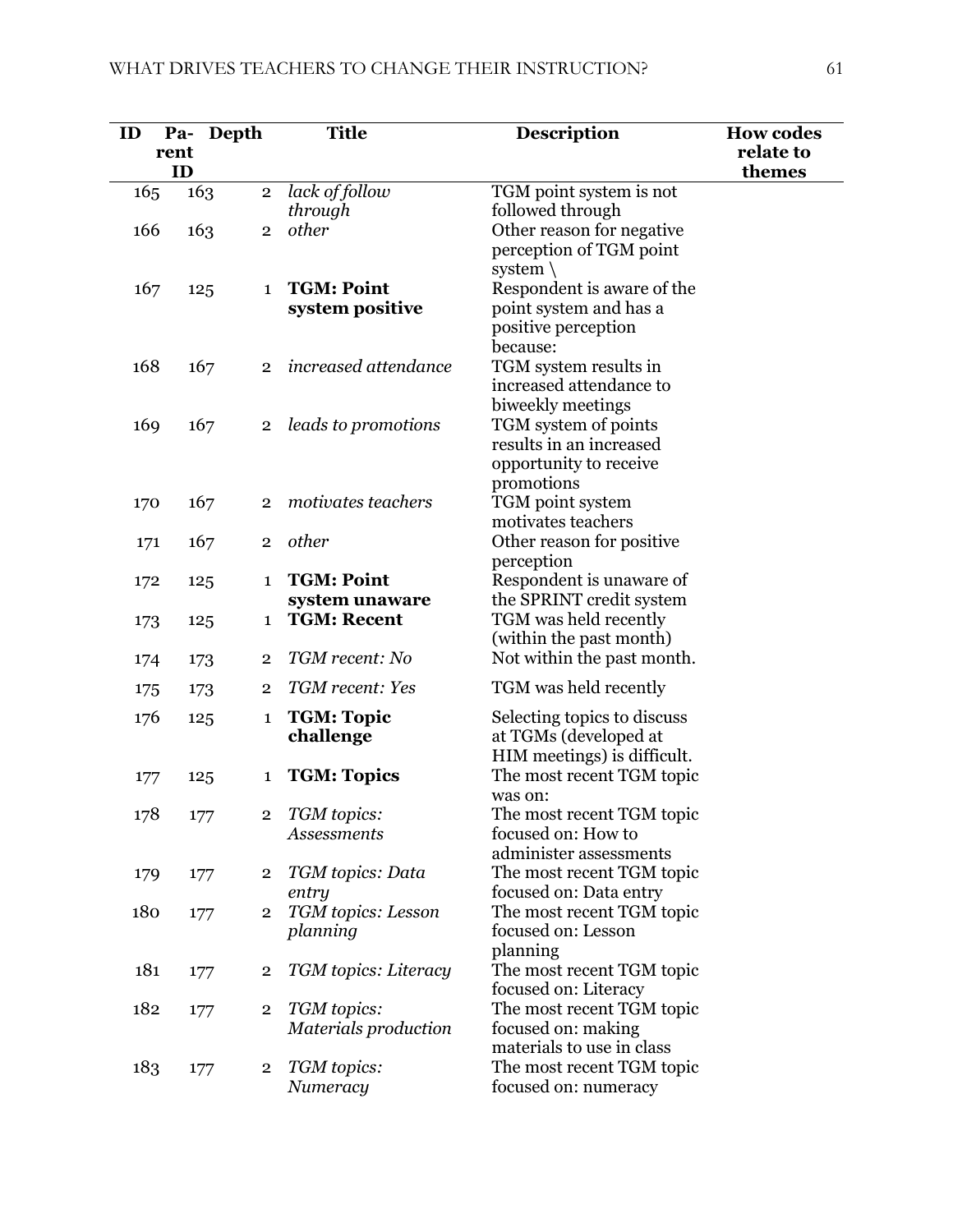| ID | Parent ID | Depth | Title | Description | How codes relate to themes |
|---|---|---|---|---|---|
| 165 | 163 | 2 | *lack of follow through* | TGM point system is not followed through | |
| 166 | 163 | 2 | *other* | Other reason for negative perception of TGM point system \ | |
| 167 | 125 | 1 | **TGM: Point system positive** | Respondent is aware of the point system and has a positive perception because: | |
| 168 | 167 | 2 | *increased attendance* | TGM system results in increased attendance to biweekly meetings | |
| 169 | 167 | 2 | *leads to promotions* | TGM system of points results in an increased opportunity to receive promotions | |
| 170 | 167 | 2 | *motivates teachers* | TGM point system motivates teachers | |
| 171 | 167 | 2 | *other* | Other reason for positive perception | |
| 172 | 125 | 1 | **TGM: Point system unaware** | Respondent is unaware of the SPRINT credit system | |
| 173 | 125 | 1 | **TGM: Recent** | TGM was held recently (within the past month) | |
| 174 | 173 | 2 | *TGM recent: No* | Not within the past month. | |
| 175 | 173 | 2 | *TGM recent: Yes* | TGM was held recently | |
| 176 | 125 | 1 | **TGM: Topic challenge** | Selecting topics to discuss at TGMs (developed at HIM meetings) is difficult. | |
| 177 | 125 | 1 | **TGM: Topics** | The most recent TGM topic was on: | |
| 178 | 177 | 2 | *TGM topics: Assessments* | The most recent TGM topic focused on: How to administer assessments | |
| 179 | 177 | 2 | *TGM topics: Data entry* | The most recent TGM topic focused on: Data entry | |
| 180 | 177 | 2 | *TGM topics: Lesson planning* | The most recent TGM topic focused on: Lesson planning | |
| 181 | 177 | 2 | *TGM topics: Literacy* | The most recent TGM topic focused on: Literacy | |
| 182 | 177 | 2 | *TGM topics: Materials production* | The most recent TGM topic focused on: making materials to use in class | |
| 183 | 177 | 2 | *TGM topics: Numeracy* | The most recent TGM topic focused on: numeracy | |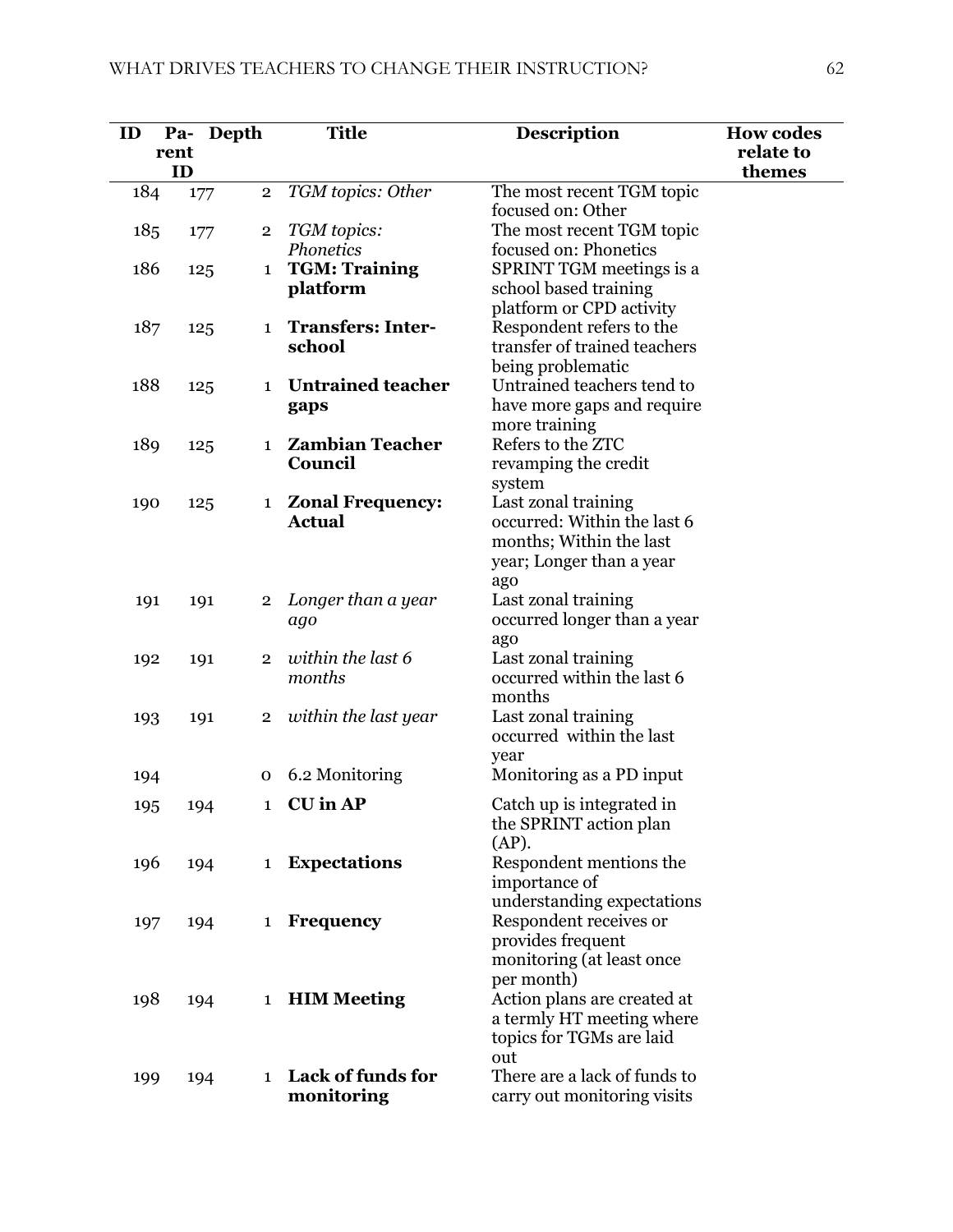| ID | Parent ID | Depth | Title | Description | How codes relate to themes |
|---|---|---|---|---|---|
| 184 | 177 | 2 | *TGM topics: Other* | The most recent TGM topic focused on: Other | |
| 185 | 177 | 2 | *TGM topics: Phonetics* | The most recent TGM topic focused on: Phonetics | |
| 186 | 125 | 1 | **TGM: Training platform** | SPRINT TGM meetings is a school based training platform or CPD activity | |
| 187 | 125 | 1 | **Transfers: Inter-school** | Respondent refers to the transfer of trained teachers being problematic | |
| 188 | 125 | 1 | **Untrained teacher gaps** | Untrained teachers tend to have more gaps and require more training | |
| 189 | 125 | 1 | **Zambian Teacher Council** | Refers to the ZTC revamping the credit system | |
| 190 | 125 | 1 | **Zonal Frequency: Actual** | Last zonal training occurred: Within the last 6 months; Within the last year; Longer than a year ago | |
| 191 | 191 | 2 | *Longer than a year ago* | Last zonal training occurred longer than a year ago | |
| 192 | 191 | 2 | *within the last 6 months* | Last zonal training occurred within the last 6 months | |
| 193 | 191 | 2 | *within the last year* | Last zonal training occurred within the last year | |
| 194 | | 0 | 6.2 Monitoring | Monitoring as a PD input | |
| 195 | 194 | 1 | **CU in AP** | Catch up is integrated in the SPRINT action plan (AP). | |
| 196 | 194 | 1 | **Expectations** | Respondent mentions the importance of understanding expectations | |
| 197 | 194 | 1 | **Frequency** | Respondent receives or provides frequent monitoring (at least once per month) | |
| 198 | 194 | 1 | **HIM Meeting** | Action plans are created at a termly HT meeting where topics for TGMs are laid out | |
| 199 | 194 | 1 | **Lack of funds for monitoring** | There are a lack of funds to carry out monitoring visits | |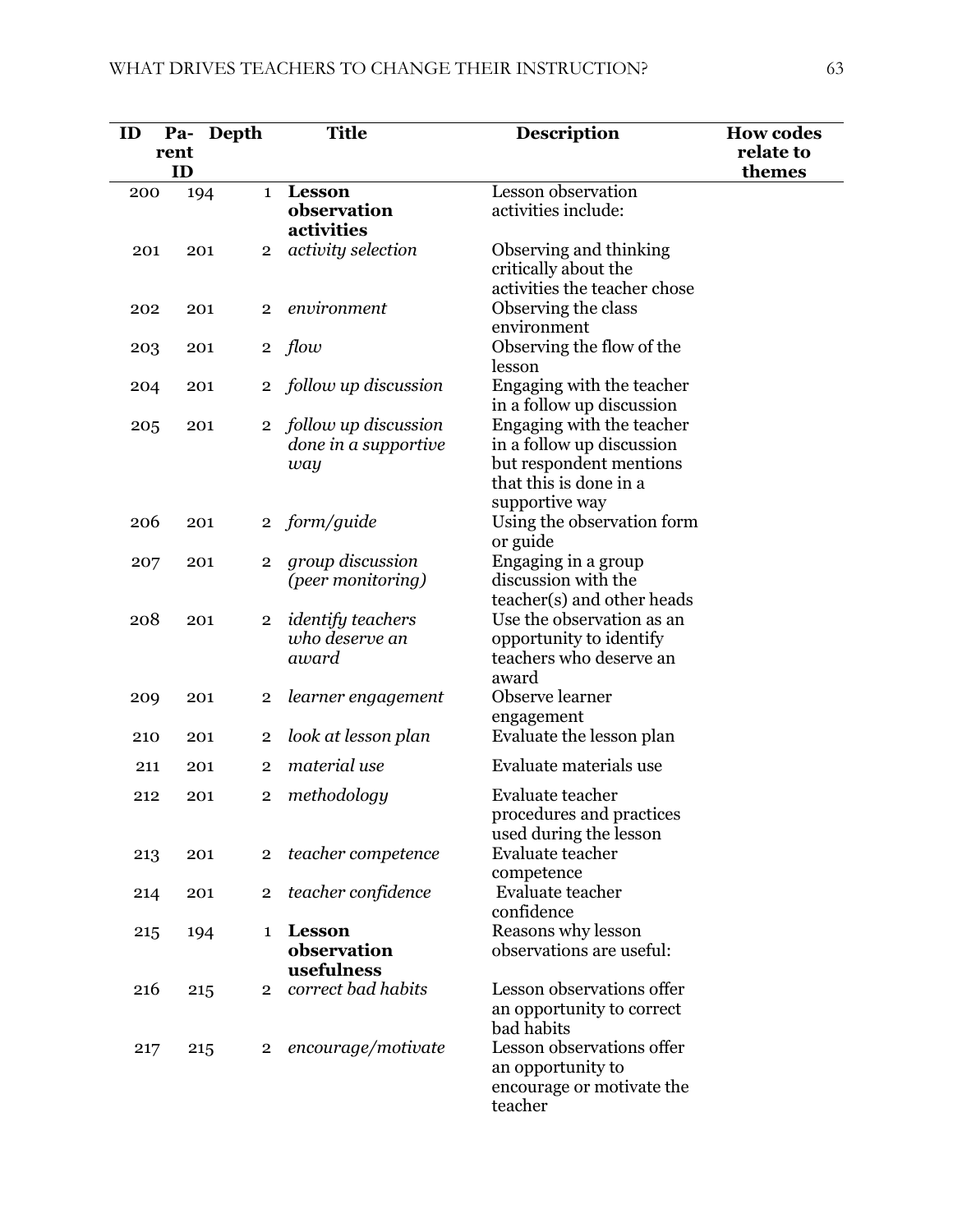| ID | Parent ID | Depth | Title | Description | How codes relate to themes |
|---|---|---|---|---|---|
| 200 | 194 | 1 | **Lesson observation activities** | Lesson observation activities include: | |
| 201 | 201 | 2 | *activity selection* | Observing and thinking critically about the activities the teacher chose | |
| 202 | 201 | 2 | *environment* | Observing the class environment | |
| 203 | 201 | 2 | *flow* | Observing the flow of the lesson | |
| 204 | 201 | 2 | *follow up discussion* | Engaging with the teacher in a follow up discussion | |
| 205 | 201 | 2 | *follow up discussion done in a supportive way* | Engaging with the teacher in a follow up discussion but respondent mentions that this is done in a supportive way | |
| 206 | 201 | 2 | *form/guide* | Using the observation form or guide | |
| 207 | 201 | 2 | *group discussion (peer monitoring)* | Engaging in a group discussion with the teacher(s) and other heads | |
| 208 | 201 | 2 | *identify teachers who deserve an award* | Use the observation as an opportunity to identify teachers who deserve an award | |
| 209 | 201 | 2 | *learner engagement* | Observe learner engagement | |
| 210 | 201 | 2 | *look at lesson plan* | Evaluate the lesson plan | |
| 211 | 201 | 2 | *material use* | Evaluate materials use | |
| 212 | 201 | 2 | *methodology* | Evaluate teacher procedures and practices used during the lesson | |
| 213 | 201 | 2 | *teacher competence* | Evaluate teacher competence | |
| 214 | 201 | 2 | *teacher confidence* | Evaluate teacher confidence | |
| 215 | 194 | 1 | **Lesson observation usefulness** | Reasons why lesson observations are useful: | |
| 216 | 215 | 2 | *correct bad habits* | Lesson observations offer an opportunity to correct bad habits | |
| 217 | 215 | 2 | *encourage/motivate* | Lesson observations offer an opportunity to encourage or motivate the teacher | |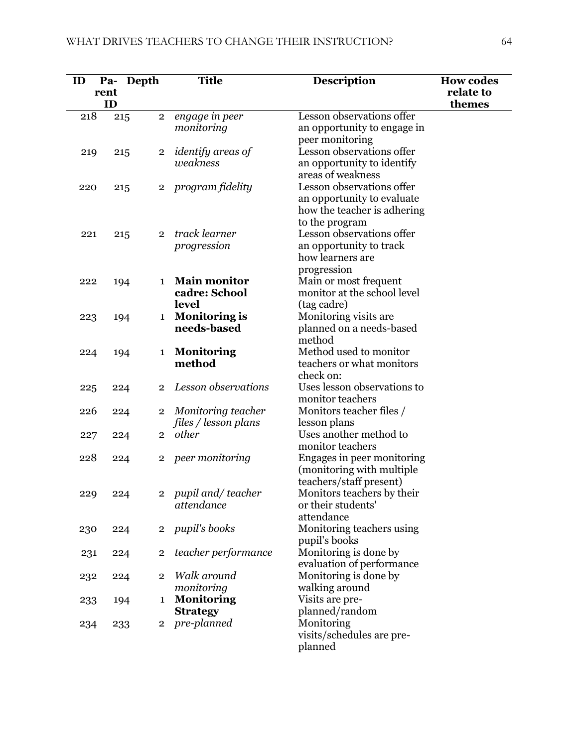| ID | Parent ID | Depth | Title | Description | How codes relate to themes |
|---|---|---|---|---|---|
| 218 | 215 | 2 | *engage in peer monitoring* | Lesson observations offer an opportunity to engage in peer monitoring | |
| 219 | 215 | 2 | *identify areas of weakness* | Lesson observations offer an opportunity to identify areas of weakness | |
| 220 | 215 | 2 | *program fidelity* | Lesson observations offer an opportunity to evaluate how the teacher is adhering to the program | |
| 221 | 215 | 2 | *track learner progression* | Lesson observations offer an opportunity to track how learners are progression | |
| 222 | 194 | 1 | **Main monitor cadre: School level** | Main or most frequent monitor at the school level (tag cadre) | |
| 223 | 194 | 1 | **Monitoring is needs-based** | Monitoring visits are planned on a needs-based method | |
| 224 | 194 | 1 | **Monitoring method** | Method used to monitor teachers or what monitors check on: | |
| 225 | 224 | 2 | *Lesson observations* | Uses lesson observations to monitor teachers | |
| 226 | 224 | 2 | *Monitoring teacher files / lesson plans* | Monitors teacher files / lesson plans | |
| 227 | 224 | 2 | *other* | Uses another method to monitor teachers | |
| 228 | 224 | 2 | *peer monitoring* | Engages in peer monitoring (monitoring with multiple teachers/staff present) | |
| 229 | 224 | 2 | *pupil and/ teacher attendance* | Monitors teachers by their or their students' attendance | |
| 230 | 224 | 2 | *pupil's books* | Monitoring teachers using pupil's books | |
| 231 | 224 | 2 | *teacher performance* | Monitoring is done by evaluation of performance | |
| 232 | 224 | 2 | *Walk around monitoring* | Monitoring is done by walking around | |
| 233 | 194 | 1 | **Monitoring Strategy** | Visits are pre-planned/random | |
| 234 | 233 | 2 | *pre-planned* | Monitoring visits/schedules are pre-planned | |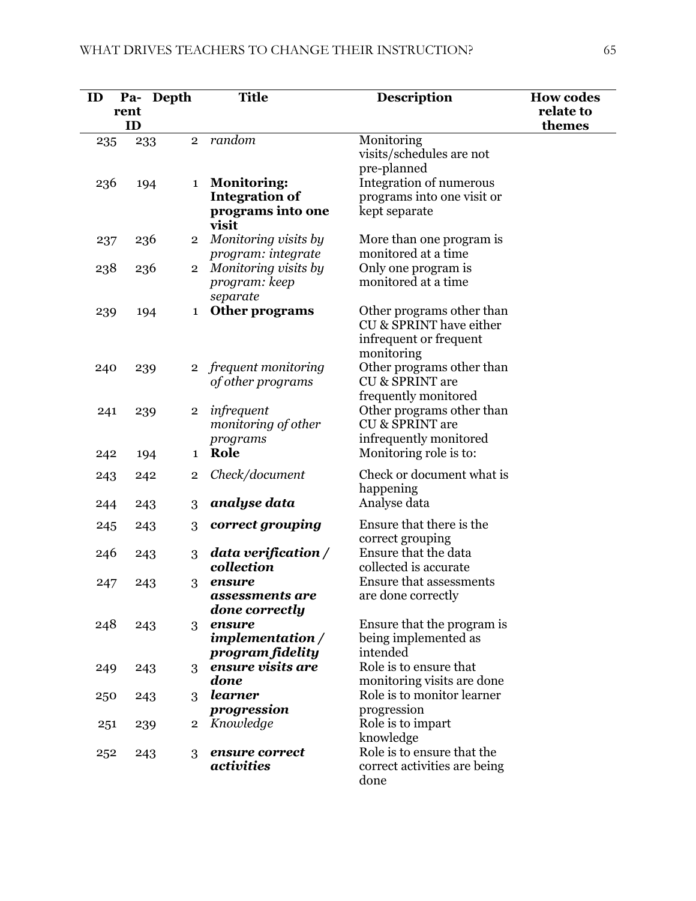| ID | Parent ID | Depth | Title | Description | How codes relate to themes |
|---|---|---|---|---|---|
| 235 | 233 | 2 | *random* | Monitoring visits/schedules are not pre-planned | |
| 236 | 194 | 1 | **Monitoring: Integration of programs into one visit** | Integration of numerous programs into one visit or kept separate | |
| 237 | 236 | 2 | *Monitoring visits by program: integrate* | More than one program is monitored at a time | |
| 238 | 236 | 2 | *Monitoring visits by program: keep separate* | Only one program is monitored at a time | |
| 239 | 194 | 1 | **Other programs** | Other programs other than CU & SPRINT have either infrequent or frequent monitoring | |
| 240 | 239 | 2 | *frequent monitoring of other programs* | Other programs other than CU & SPRINT are frequently monitored | |
| 241 | 239 | 2 | *infrequent monitoring of other programs* | Other programs other than CU & SPRINT are infrequently monitored | |
| 242 | 194 | 1 | **Role** | Monitoring role is to: | |
| 243 | 242 | 2 | *Check/document* | Check or document what is happening | |
| 244 | 243 | 3 | ***analyse data*** | Analyse data | |
| 245 | 243 | 3 | ***correct grouping*** | Ensure that there is the correct grouping | |
| 246 | 243 | 3 | ***data verification / collection*** | Ensure that the data collected is accurate | |
| 247 | 243 | 3 | ***ensure assessments are done correctly*** | Ensure that assessments are done correctly | |
| 248 | 243 | 3 | ***ensure implementation / program fidelity*** | Ensure that the program is being implemented as intended | |
| 249 | 243 | 3 | ***ensure visits are done*** | Role is to ensure that monitoring visits are done | |
| 250 | 243 | 3 | ***learner progression*** | Role is to monitor learner progression | |
| 251 | 239 | 2 | *Knowledge* | Role is to impart knowledge | |
| 252 | 243 | 3 | ***ensure correct activities*** | Role is to ensure that the correct activities are being done | |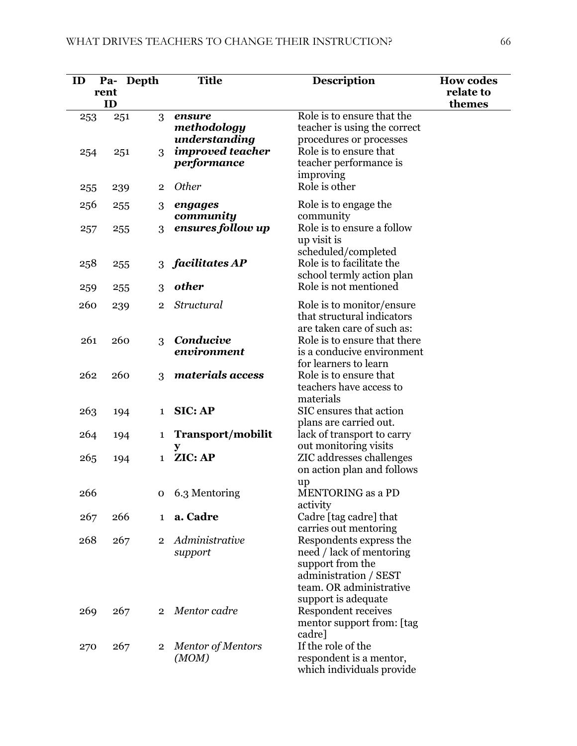| ID | Parent ID | Depth | Title | Description | How codes relate to themes |
|---|---|---|---|---|---|
| 253 | 251 | 3 | ***ensure methodology understanding*** | Role is to ensure that the teacher is using the correct procedures or processes | |
| 254 | 251 | 3 | ***improved teacher performance*** | Role is to ensure that teacher performance is improving | |
| 255 | 239 | 2 | *Other* | Role is other | |
| 256 | 255 | 3 | ***engages community*** | Role is to engage the community | |
| 257 | 255 | 3 | ***ensures follow up*** | Role is to ensure a follow up visit is scheduled/completed | |
| 258 | 255 | 3 | ***facilitates AP*** | Role is to facilitate the school termly action plan | |
| 259 | 255 | 3 | ***other*** | Role is not mentioned | |
| 260 | 239 | 2 | *Structural* | Role is to monitor/ensure that structural indicators are taken care of such as: | |
| 261 | 260 | 3 | ***Conducive environment*** | Role is to ensure that there is a conducive environment for learners to learn | |
| 262 | 260 | 3 | ***materials access*** | Role is to ensure that teachers have access to materials | |
| 263 | 194 | 1 | **SIC: AP** | SIC ensures that action plans are carried out. | |
| 264 | 194 | 1 | **Transport/mobility** | lack of transport to carry out monitoring visits | |
| 265 | 194 | 1 | **ZIC: AP** | ZIC addresses challenges on action plan and follows up | |
| 266 | | 0 | 6.3 Mentoring | MENTORING as a PD activity | |
| 267 | 266 | 1 | **a. Cadre** | Cadre [tag cadre] that carries out mentoring | |
| 268 | 267 | 2 | *Administrative support* | Respondents express the need / lack of mentoring support from the administration / SEST team. OR administrative support is adequate | |
| 269 | 267 | 2 | *Mentor cadre* | Respondent receives mentor support from: [tag cadre] | |
| 270 | 267 | 2 | *Mentor of Mentors (MOM)* | If the role of the respondent is a mentor, which individuals provide | |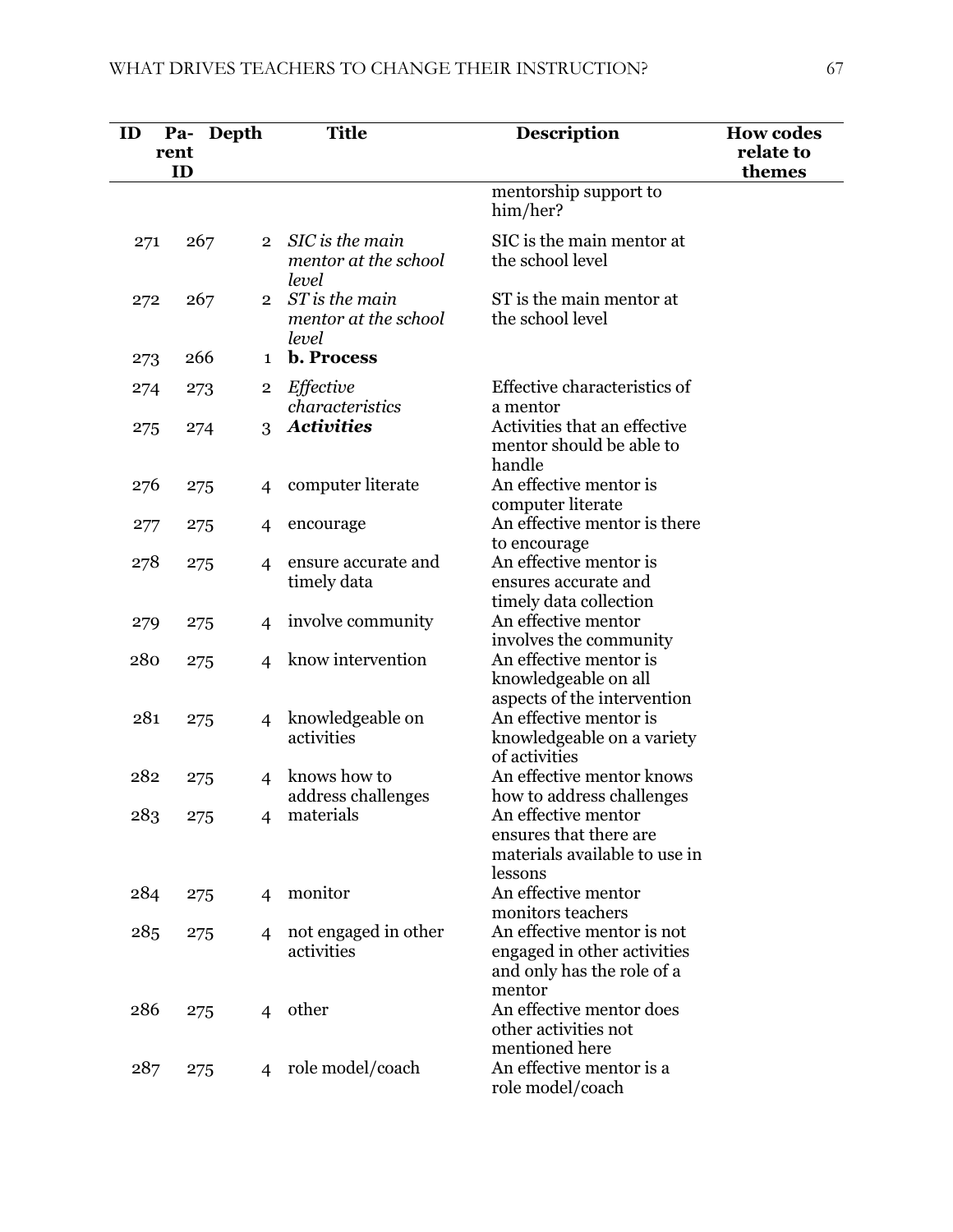| ID | Parent ID | Depth | Title | Description | How codes relate to themes |
|---|---|---|---|---|---|
| | | | | mentorship support to him/her? | |
| 271 | 267 | 2 | *SIC is the main mentor at the school level* | SIC is the main mentor at the school level | |
| 272 | 267 | 2 | *ST is the main mentor at the school level* | ST is the main mentor at the school level | |
| 273 | 266 | 1 | **b. Process** | | |
| 274 | 273 | 2 | *Effective characteristics* | Effective characteristics of a mentor | |
| 275 | 274 | 3 | ***Activities*** | Activities that an effective mentor should be able to handle | |
| 276 | 275 | 4 | computer literate | An effective mentor is computer literate | |
| 277 | 275 | 4 | encourage | An effective mentor is there to encourage | |
| 278 | 275 | 4 | ensure accurate and timely data | An effective mentor is ensures accurate and timely data collection | |
| 279 | 275 | 4 | involve community | An effective mentor involves the community | |
| 280 | 275 | 4 | know intervention | An effective mentor is knowledgeable on all aspects of the intervention | |
| 281 | 275 | 4 | knowledgeable on activities | An effective mentor is knowledgeable on a variety of activities | |
| 282 | 275 | 4 | knows how to address challenges | An effective mentor knows how to address challenges | |
| 283 | 275 | 4 | materials | An effective mentor ensures that there are materials available to use in lessons | |
| 284 | 275 | 4 | monitor | An effective mentor monitors teachers | |
| 285 | 275 | 4 | not engaged in other activities | An effective mentor is not engaged in other activities and only has the role of a mentor | |
| 286 | 275 | 4 | other | An effective mentor does other activities not mentioned here | |
| 287 | 275 | 4 | role model/coach | An effective mentor is a role model/coach | |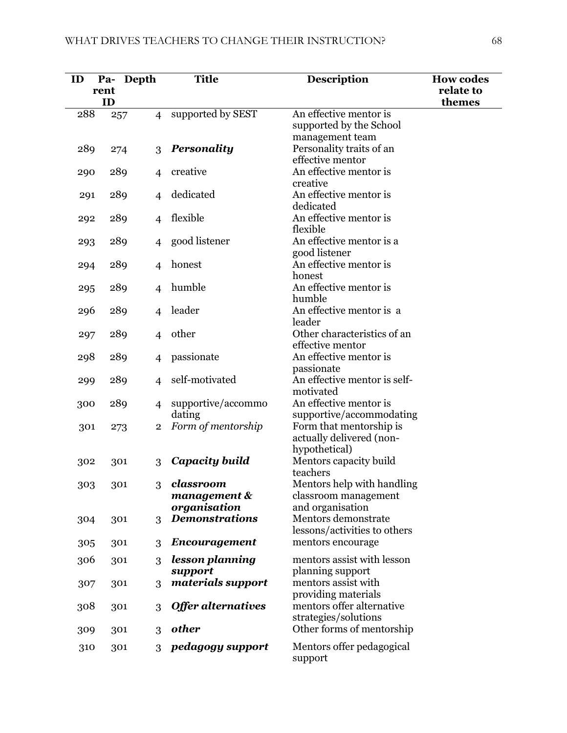| ID | Parent ID | Depth | Title | Description | How codes relate to themes |
|---|---|---|---|---|---|
| 288 | 257 | 4 | supported by SEST | An effective mentor is supported by the School management team | |
| 289 | 274 | 3 | ***Personality*** | Personality traits of an effective mentor | |
| 290 | 289 | 4 | creative | An effective mentor is creative | |
| 291 | 289 | 4 | dedicated | An effective mentor is dedicated | |
| 292 | 289 | 4 | flexible | An effective mentor is flexible | |
| 293 | 289 | 4 | good listener | An effective mentor is a good listener | |
| 294 | 289 | 4 | honest | An effective mentor is honest | |
| 295 | 289 | 4 | humble | An effective mentor is humble | |
| 296 | 289 | 4 | leader | An effective mentor is a leader | |
| 297 | 289 | 4 | other | Other characteristics of an effective mentor | |
| 298 | 289 | 4 | passionate | An effective mentor is passionate | |
| 299 | 289 | 4 | self-motivated | An effective mentor is self-motivated | |
| 300 | 289 | 4 | supportive/accommodating | An effective mentor is supportive/accommodating | |
| 301 | 273 | 2 | *Form of mentorship* | Form that mentorship is actually delivered (non-hypothetical) | |
| 302 | 301 | 3 | ***Capacity build*** | Mentors capacity build teachers | |
| 303 | 301 | 3 | ***classroom management & organisation*** | Mentors help with handling classroom management and organisation | |
| 304 | 301 | 3 | ***Demonstrations*** | Mentors demonstrate lessons/activities to others | |
| 305 | 301 | 3 | ***Encouragement*** | mentors encourage | |
| 306 | 301 | 3 | ***lesson planning support*** | mentors assist with lesson planning support | |
| 307 | 301 | 3 | ***materials support*** | mentors assist with providing materials | |
| 308 | 301 | 3 | ***Offer alternatives*** | mentors offer alternative strategies/solutions | |
| 309 | 301 | 3 | ***other*** | Other forms of mentorship | |
| 310 | 301 | 3 | ***pedagogy support*** | Mentors offer pedagogical support | |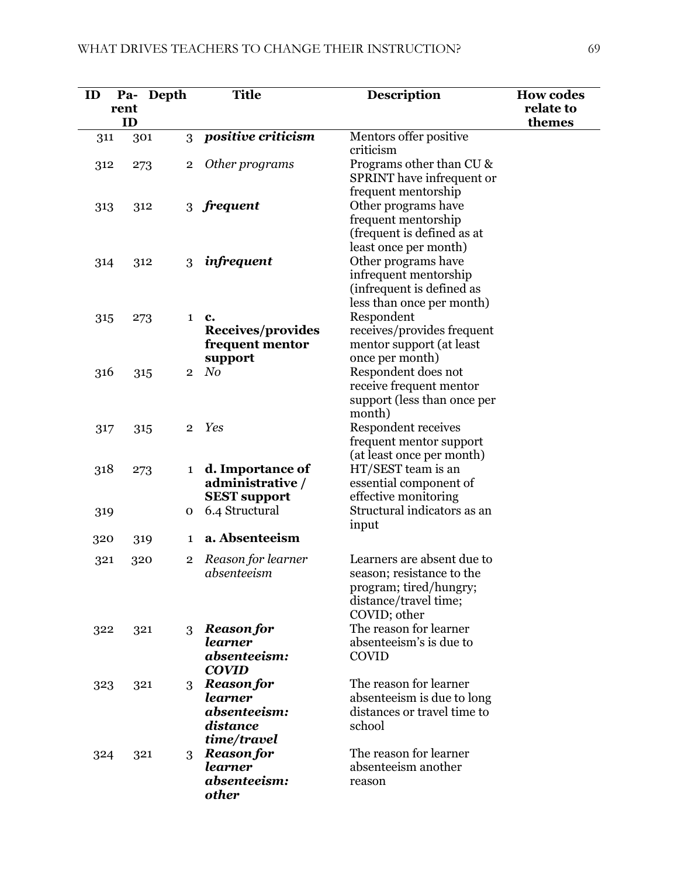| ID | Parent ID | Depth | Title | Description | How codes relate to themes |
|---|---|---|---|---|---|
| 311 | 301 | 3 | ***positive criticism*** | Mentors offer positive criticism | |
| 312 | 273 | 2 | *Other programs* | Programs other than CU & SPRINT have infrequent or frequent mentorship | |
| 313 | 312 | 3 | ***frequent*** | Other programs have frequent mentorship (frequent is defined as at least once per month) | |
| 314 | 312 | 3 | ***infrequent*** | Other programs have infrequent mentorship (infrequent is defined as less than once per month) | |
| 315 | 273 | 1 | **c. Receives/provides frequent mentor support** | Respondent receives/provides frequent mentor support (at least once per month) | |
| 316 | 315 | 2 | *No* | Respondent does not receive frequent mentor support (less than once per month) | |
| 317 | 315 | 2 | *Yes* | Respondent receives frequent mentor support (at least once per month) | |
| 318 | 273 | 1 | **d. Importance of administrative / SEST support** | HT/SEST team is an essential component of effective monitoring | |
| 319 | | 0 | 6.4 Structural | Structural indicators as an input | |
| 320 | 319 | 1 | **a. Absenteeism** | | |
| 321 | 320 | 2 | *Reason for learner absenteeism* | Learners are absent due to season; resistance to the program; tired/hungry; distance/travel time; COVID; other | |
| 322 | 321 | 3 | ***Reason for learner absenteeism: COVID*** | The reason for learner absenteeism's is due to COVID | |
| 323 | 321 | 3 | ***Reason for learner absenteeism: distance time/travel*** | The reason for learner absenteeism is due to long distances or travel time to school | |
| 324 | 321 | 3 | ***Reason for learner absenteeism: other*** | The reason for learner absenteeism another reason | |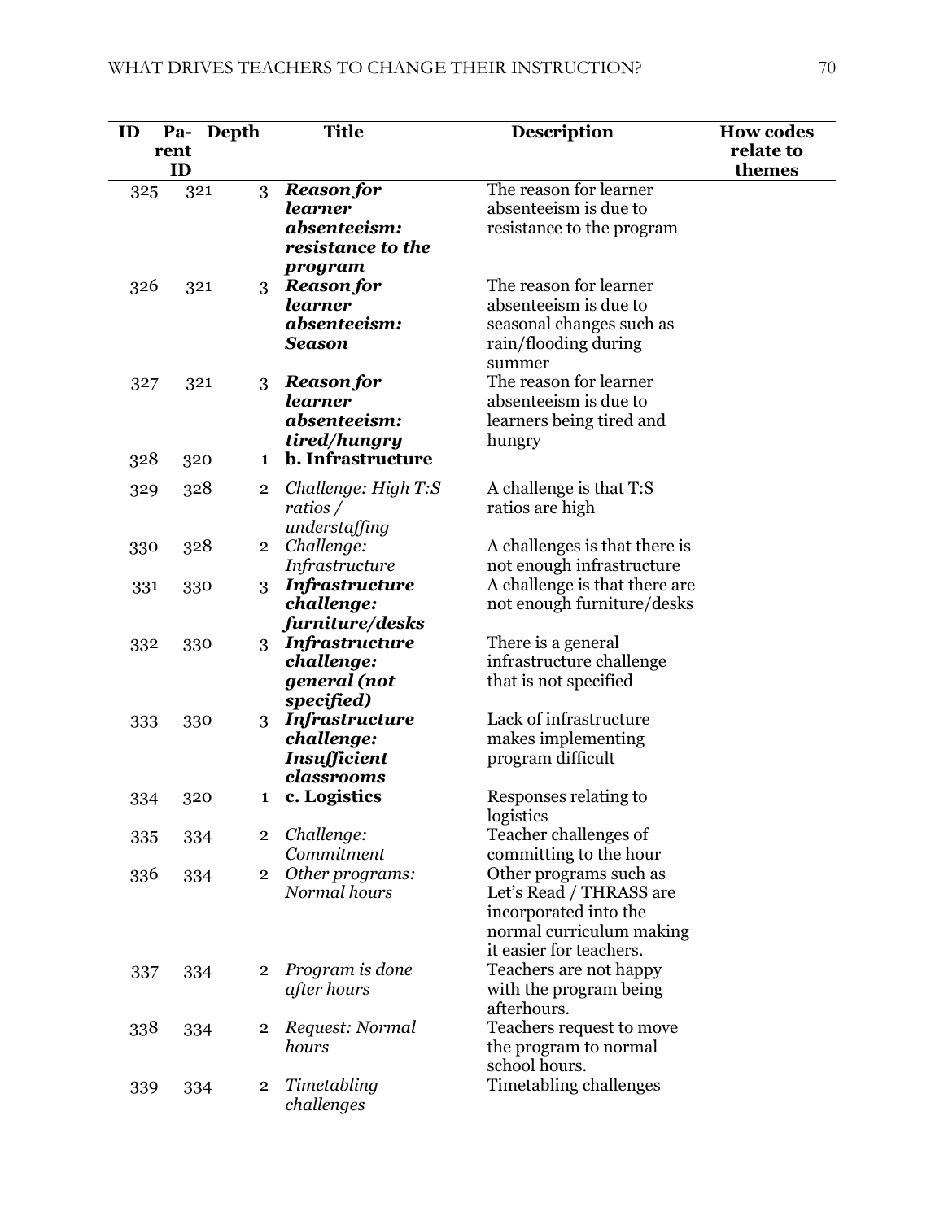| ID | Parent ID | Depth | Title | Description | How codes relate to themes |
|---|---|---|---|---|---|
| 325 | 321 | 3 | ***Reason for learner absenteeism: resistance to the program*** | The reason for learner absenteeism is due to resistance to the program | |
| 326 | 321 | 3 | ***Reason for learner absenteeism: Season*** | The reason for learner absenteeism is due to seasonal changes such as rain/flooding during summer | |
| 327 | 321 | 3 | ***Reason for learner absenteeism: tired/hungry*** | The reason for learner absenteeism is due to learners being tired and hungry | |
| 328 | 320 | 1 | **b. Infrastructure** | | |
| 329 | 328 | 2 | *Challenge: High T:S ratios / understaffing* | A challenge is that T:S ratios are high | |
| 330 | 328 | 2 | *Challenge: Infrastructure* | A challenges is that there is not enough infrastructure | |
| 331 | 330 | 3 | ***Infrastructure challenge: furniture/desks*** | A challenge is that there are not enough furniture/desks | |
| 332 | 330 | 3 | ***Infrastructure challenge: general (not specified)*** | There is a general infrastructure challenge that is not specified | |
| 333 | 330 | 3 | ***Infrastructure challenge: Insufficient classrooms*** | Lack of infrastructure makes implementing program difficult | |
| 334 | 320 | 1 | **c. Logistics** | Responses relating to logistics | |
| 335 | 334 | 2 | *Challenge: Commitment* | Teacher challenges of committing to the hour | |
| 336 | 334 | 2 | *Other programs: Normal hours* | Other programs such as Let's Read / THRASS are incorporated into the normal curriculum making it easier for teachers. | |
| 337 | 334 | 2 | *Program is done after hours* | Teachers are not happy with the program being afterhours. | |
| 338 | 334 | 2 | *Request: Normal hours* | Teachers request to move the program to normal school hours. | |
| 339 | 334 | 2 | *Timetabling challenges* | Timetabling challenges | |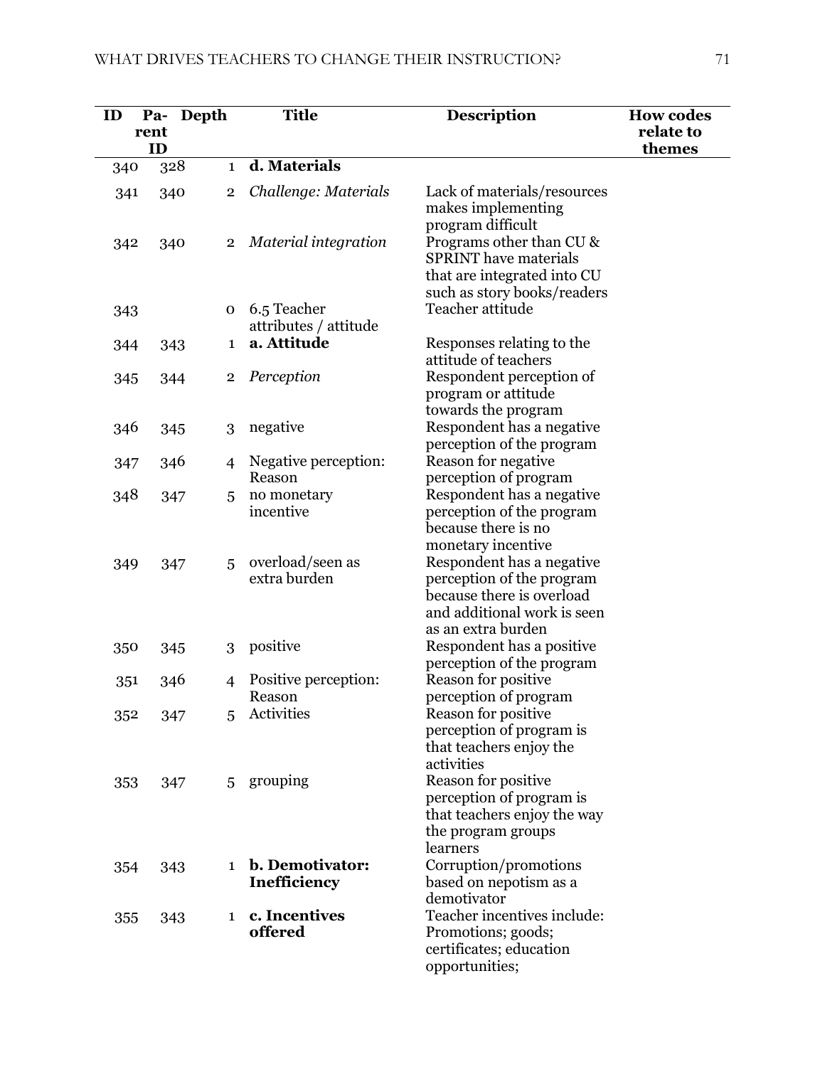| ID | Parent ID | Depth | Title | Description | How codes relate to themes |
|---|---|---|---|---|---|
| 340 | 328 | 1 | **d. Materials** | | |
| 341 | 340 | 2 | *Challenge: Materials* | Lack of materials/resources makes implementing program difficult | |
| 342 | 340 | 2 | *Material integration* | Programs other than CU & SPRINT have materials that are integrated into CU such as story books/readers | |
| 343 | | 0 | 6.5 Teacher attributes / attitude | Teacher attitude | |
| 344 | 343 | 1 | **a. Attitude** | Responses relating to the attitude of teachers | |
| 345 | 344 | 2 | *Perception* | Respondent perception of program or attitude towards the program | |
| 346 | 345 | 3 | negative | Respondent has a negative perception of the program | |
| 347 | 346 | 4 | Negative perception: Reason | Reason for negative perception of program | |
| 348 | 347 | 5 | no monetary incentive | Respondent has a negative perception of the program because there is no monetary incentive | |
| 349 | 347 | 5 | overload/seen as extra burden | Respondent has a negative perception of the program because there is overload and additional work is seen as an extra burden | |
| 350 | 345 | 3 | positive | Respondent has a positive perception of the program | |
| 351 | 346 | 4 | Positive perception: Reason | Reason for positive perception of program | |
| 352 | 347 | 5 | Activities | Reason for positive perception of program is that teachers enjoy the activities | |
| 353 | 347 | 5 | grouping | Reason for positive perception of program is that teachers enjoy the way the program groups learners | |
| 354 | 343 | 1 | **b. Demotivator: Inefficiency** | Corruption/promotions based on nepotism as a demotivator | |
| 355 | 343 | 1 | **c. Incentives offered** | Teacher incentives include: Promotions; goods; certificates; education opportunities; | |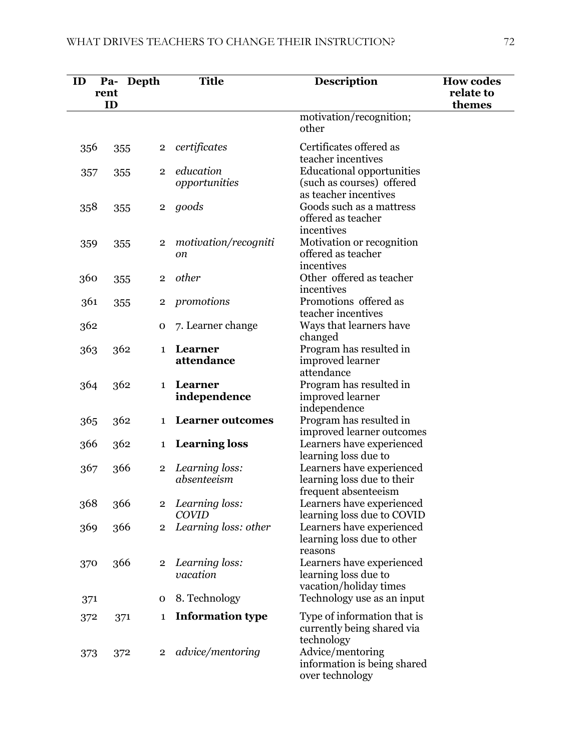| ID | Parent ID | Depth | Title | Description | How codes relate to themes |
|---|---|---|---|---|---|
| | | | | motivation/recognition; other | |
| 356 | 355 | 2 | *certificates* | Certificates offered as teacher incentives | |
| 357 | 355 | 2 | *education opportunities* | Educational opportunities (such as courses) offered as teacher incentives | |
| 358 | 355 | 2 | *goods* | Goods such as a mattress offered as teacher incentives | |
| 359 | 355 | 2 | *motivation/recognition* | Motivation or recognition offered as teacher incentives | |
| 360 | 355 | 2 | *other* | Other offered as teacher incentives | |
| 361 | 355 | 2 | *promotions* | Promotions offered as teacher incentives | |
| 362 | | 0 | 7. Learner change | Ways that learners have changed | |
| 363 | 362 | 1 | **Learner attendance** | Program has resulted in improved learner attendance | |
| 364 | 362 | 1 | **Learner independence** | Program has resulted in improved learner independence | |
| 365 | 362 | 1 | **Learner outcomes** | Program has resulted in improved learner outcomes | |
| 366 | 362 | 1 | **Learning loss** | Learners have experienced learning loss due to | |
| 367 | 366 | 2 | *Learning loss: absenteeism* | Learners have experienced learning loss due to their frequent absenteeism | |
| 368 | 366 | 2 | *Learning loss: COVID* | Learners have experienced learning loss due to COVID | |
| 369 | 366 | 2 | *Learning loss: other* | Learners have experienced learning loss due to other reasons | |
| 370 | 366 | 2 | *Learning loss: vacation* | Learners have experienced learning loss due to vacation/holiday times | |
| 371 | | 0 | 8. Technology | Technology use as an input | |
| 372 | 371 | 1 | **Information type** | Type of information that is currently being shared via technology | |
| 373 | 372 | 2 | *advice/mentoring* | Advice/mentoring information is being shared over technology | |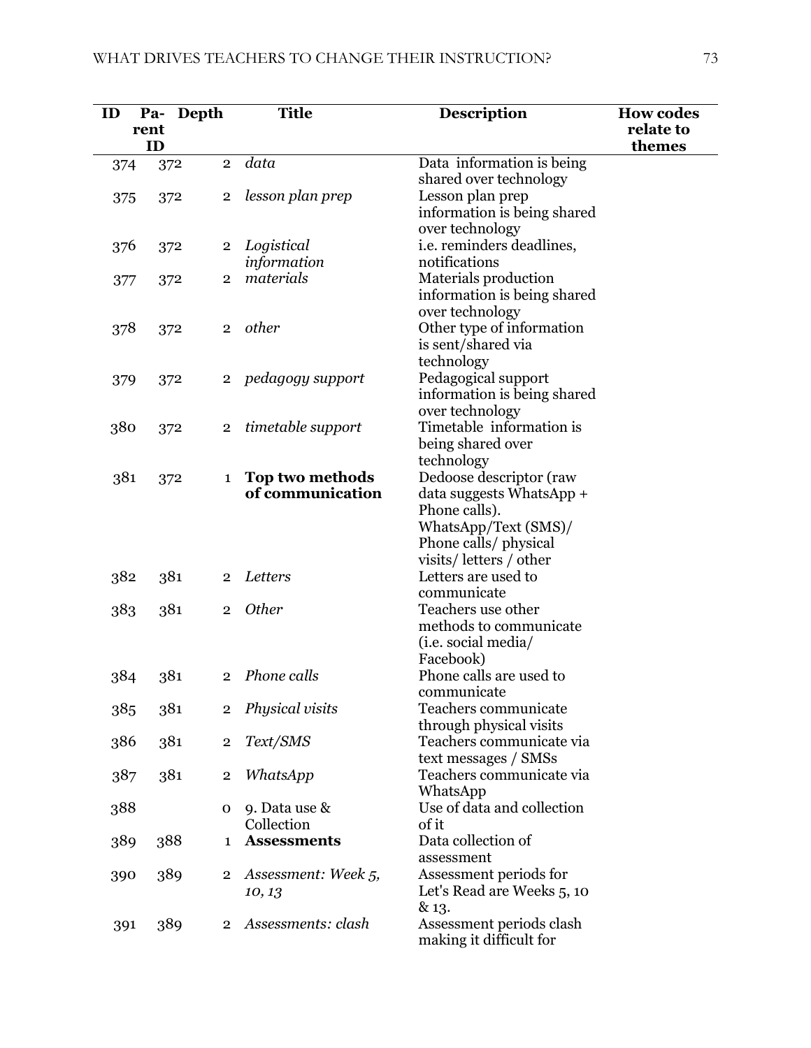| ID | Parent ID | Depth | Title | Description | How codes relate to themes |
|---|---|---|---|---|---|
| 374 | 372 | 2 | *data* | Data information is being shared over technology | |
| 375 | 372 | 2 | *lesson plan prep* | Lesson plan prep information is being shared over technology | |
| 376 | 372 | 2 | *Logistical information* | i.e. reminders deadlines, notifications | |
| 377 | 372 | 2 | *materials* | Materials production information is being shared over technology | |
| 378 | 372 | 2 | *other* | Other type of information is sent/shared via technology | |
| 379 | 372 | 2 | *pedagogy support* | Pedagogical support information is being shared over technology | |
| 380 | 372 | 2 | *timetable support* | Timetable information is being shared over technology | |
| 381 | 372 | 1 | **Top two methods of communication** | Dedoose descriptor (raw data suggests WhatsApp + Phone calls). WhatsApp/Text (SMS)/ Phone calls/ physical visits/ letters / other | |
| 382 | 381 | 2 | *Letters* | Letters are used to communicate | |
| 383 | 381 | 2 | *Other* | Teachers use other methods to communicate (i.e. social media/ Facebook) | |
| 384 | 381 | 2 | *Phone calls* | Phone calls are used to communicate | |
| 385 | 381 | 2 | *Physical visits* | Teachers communicate through physical visits | |
| 386 | 381 | 2 | *Text/SMS* | Teachers communicate via text messages / SMSs | |
| 387 | 381 | 2 | *WhatsApp* | Teachers communicate via WhatsApp | |
| 388 | | 0 | 9. Data use & Collection | Use of data and collection of it | |
| 389 | 388 | 1 | **Assessments** | Data collection of assessment | |
| 390 | 389 | 2 | *Assessment: Week 5, 10, 13* | Assessment periods for Let's Read are Weeks 5, 10 & 13. | |
| 391 | 389 | 2 | *Assessments: clash* | Assessment periods clash making it difficult for | |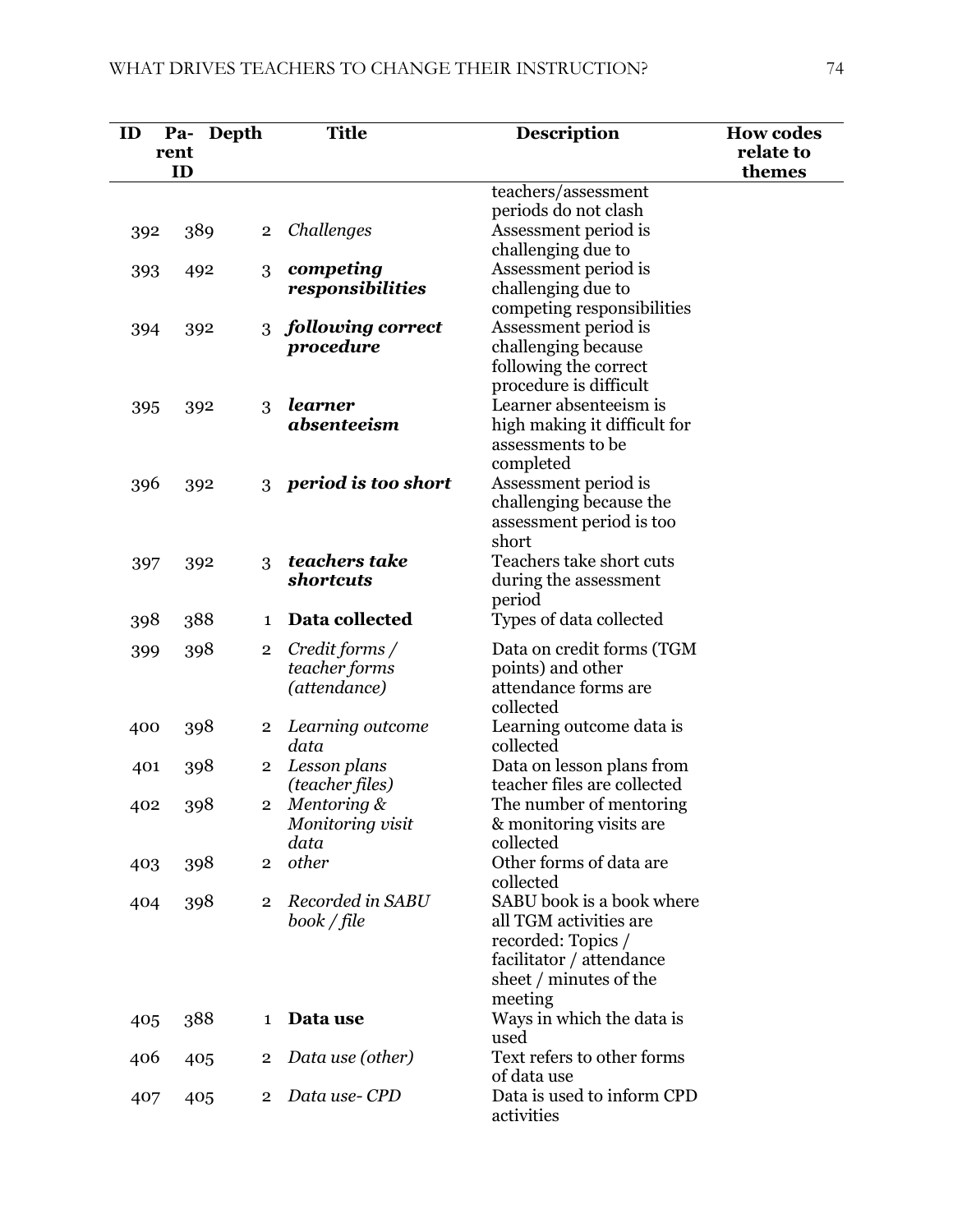| ID | Parent ID | Depth | Title | Description | How codes relate to themes |
|---|---|---|---|---|---|
| | | | | teachers/assessment periods do not clash | |
| 392 | 389 | 2 | *Challenges* | Assessment period is challenging due to | |
| 393 | 492 | 3 | ***competing responsibilities*** | Assessment period is challenging due to competing responsibilities | |
| 394 | 392 | 3 | ***following correct procedure*** | Assessment period is challenging because following the correct procedure is difficult | |
| 395 | 392 | 3 | ***learner absenteeism*** | Learner absenteeism is high making it difficult for assessments to be completed | |
| 396 | 392 | 3 | ***period is too short*** | Assessment period is challenging because the assessment period is too short | |
| 397 | 392 | 3 | ***teachers take shortcuts*** | Teachers take short cuts during the assessment period | |
| 398 | 388 | 1 | **Data collected** | Types of data collected | |
| 399 | 398 | 2 | *Credit forms / teacher forms (attendance)* | Data on credit forms (TGM points) and other attendance forms are collected | |
| 400 | 398 | 2 | *Learning outcome data* | Learning outcome data is collected | |
| 401 | 398 | 2 | *Lesson plans (teacher files)* | Data on lesson plans from teacher files are collected | |
| 402 | 398 | 2 | *Mentoring & Monitoring visit data* | The number of mentoring & monitoring visits are collected | |
| 403 | 398 | 2 | *other* | Other forms of data are collected | |
| 404 | 398 | 2 | *Recorded in SABU book / file* | SABU book is a book where all TGM activities are recorded: Topics / facilitator / attendance sheet / minutes of the meeting | |
| 405 | 388 | 1 | **Data use** | Ways in which the data is used | |
| 406 | 405 | 2 | *Data use (other)* | Text refers to other forms of data use | |
| 407 | 405 | 2 | *Data use- CPD* | Data is used to inform CPD activities | |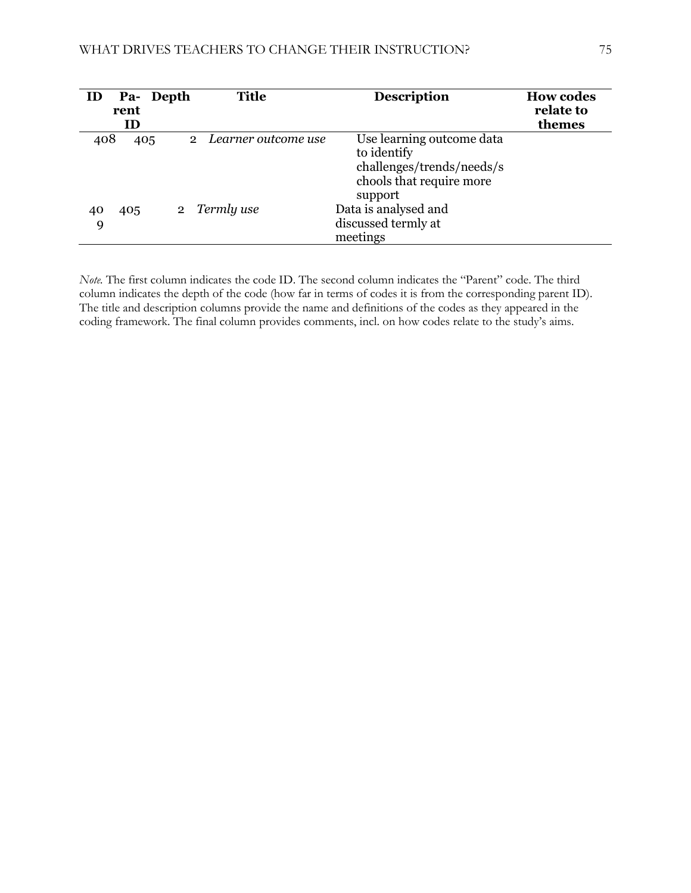| ID | Parent ID | Depth | Title | Description | How codes relate to themes |
|---|---|---|---|---|---|
| 408 | 405 | 2 | *Learner outcome use* | Use learning outcome data to identify challenges/trends/needs/schools that require more support | |
| 409 | 405 | 2 | *Termly use* | Data is analysed and discussed termly at meetings | |

*Note.* The first column indicates the code ID. The second column indicates the "Parent" code. The third column indicates the depth of the code (how far in terms of codes it is from the corresponding parent ID). The title and description columns provide the name and definitions of the codes as they appeared in the coding framework. The final column provides comments, incl. on how codes relate to the study's aims.